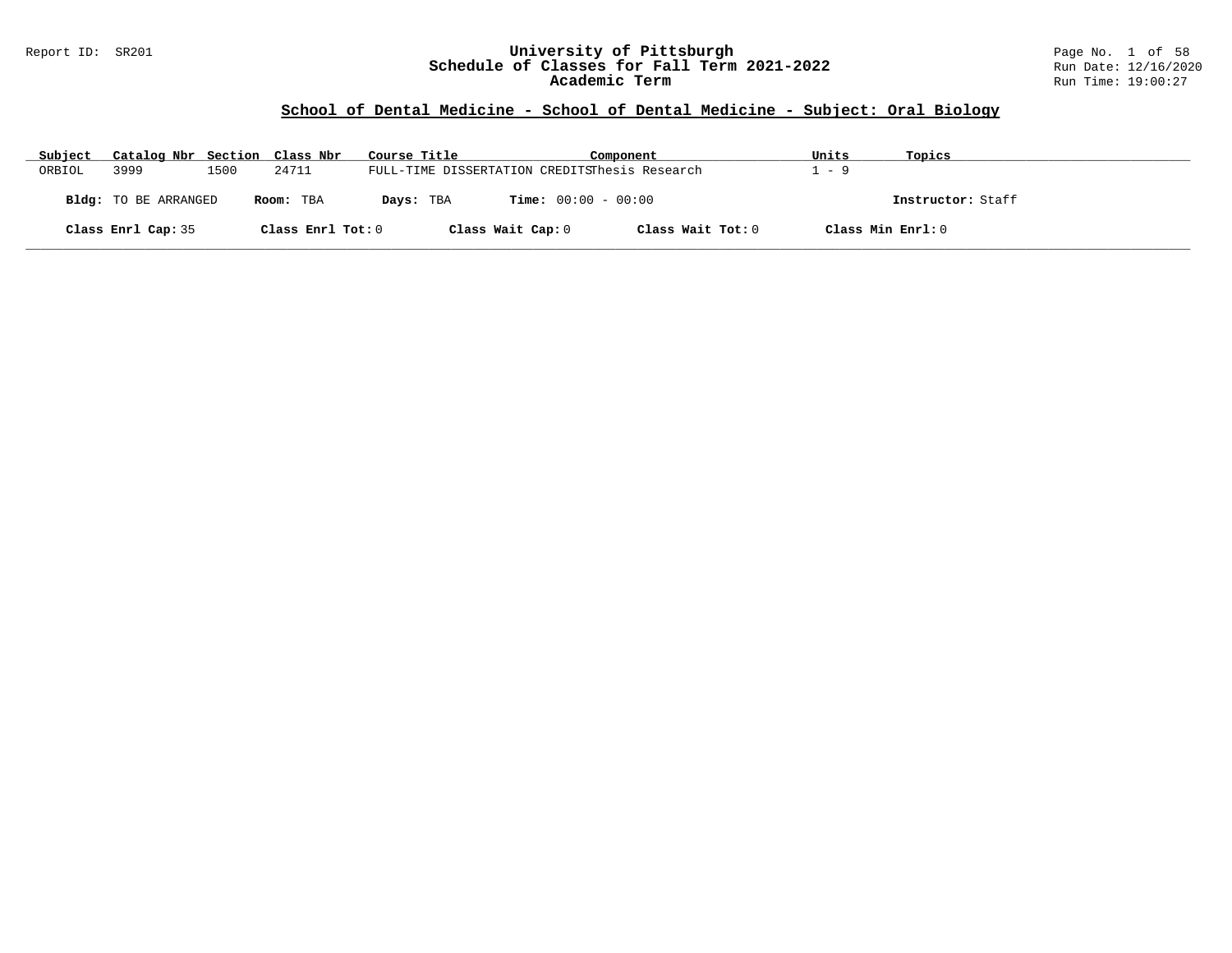Report ID: SR201

# University of Pittsburgh
# Schedule of Classes for Fall Term 2021-2022
# Academic Term

Run Date: 12/16/2020
Run Time: 19:00:27

## School of Dental Medicine - School of Dental Medicine - Subject: Oral Biology

| Subject | Catalog Nbr | Section | Class Nbr | Course Title | Component | Units | Topics |
|---|---|---|---|---|---|---|---|
| ORBIOL | 3999 | 1500 | 24711 | FULL-TIME DISSERTATION CREDITS | Thesis Research | 1 - 9 | |

**Bldg:** TO BE ARRANGED **Room:** TBA **Days:** TBA **Time:** 00:00 - 00:00 **Instructor:** Staff

**Class Enrl Cap:** 35 **Class Enrl Tot:** 0 **Class Wait Cap:** 0 **Class Wait Tot:** 0 **Class Min Enrl:** 0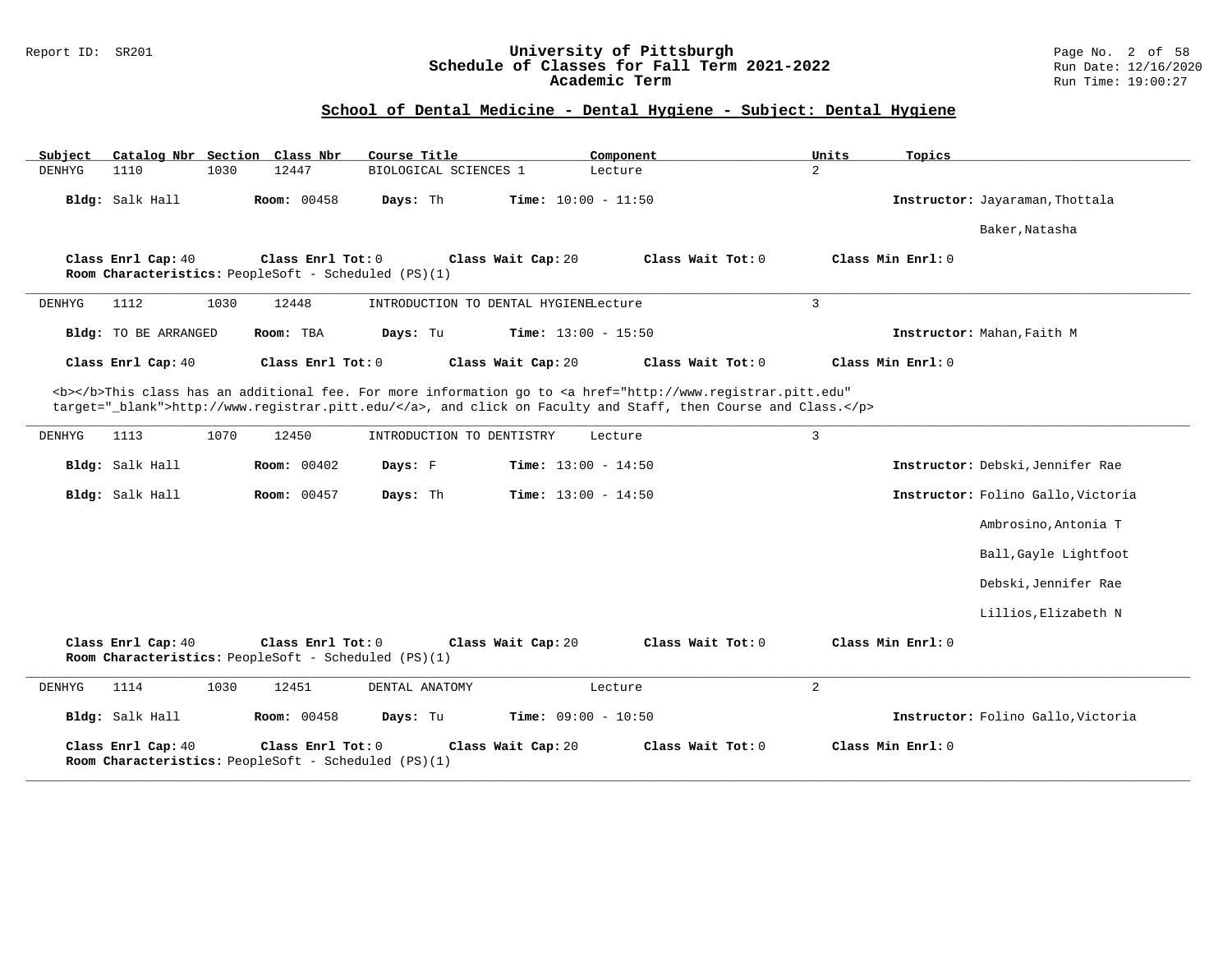University of Pittsburgh
Schedule of Classes for Fall Term 2021-2022
Academic Term

Report ID: SR201

Run Date: 12/16/2020
Run Time: 19:00:27

## School of Dental Medicine - Dental Hygiene - Subject: Dental Hygiene

| Subject | Catalog Nbr | Section | Class Nbr | Course Title | Component | Units | Topics |
|---|---|---|---|---|---|---|---|
| DENHYG | 1110 | 1030 | 12447 | BIOLOGICAL SCIENCES 1 | Lecture | 2 | |

**Bldg:** Salk Hall **Room:** 00458 **Days:** Th **Time:** 10:00 - 11:50 **Instructor:** Jayaraman,Thottala
Baker,Natasha

**Class Enrl Cap:** 40 **Class Enrl Tot:** 0 **Class Wait Cap:** 20 **Class Wait Tot:** 0 **Class Min Enrl:** 0
**Room Characteristics:** PeopleSoft - Scheduled (PS)(1)

---

| Subject | Catalog Nbr | Section | Class Nbr | Course Title | Component | Units | Topics |
|---|---|---|---|---|---|---|---|
| DENHYG | 1112 | 1030 | 12448 | INTRODUCTION TO DENTAL HYGIENE | Lecture | 3 | |

**Bldg:** TO BE ARRANGED **Room:** TBA **Days:** Tu **Time:** 13:00 - 15:50 **Instructor:** Mahan,Faith M

**Class Enrl Cap:** 40 **Class Enrl Tot:** 0 **Class Wait Cap:** 20 **Class Wait Tot:** 0 **Class Min Enrl:** 0

<b></b>This class has an additional fee. For more information go to <a href="http://www.registrar.pitt.edu" target="_blank">http://www.registrar.pitt.edu/</a>, and click on Faculty and Staff, then Course and Class.</p>

---

| Subject | Catalog Nbr | Section | Class Nbr | Course Title | Component | Units | Topics |
|---|---|---|---|---|---|---|---|
| DENHYG | 1113 | 1070 | 12450 | INTRODUCTION TO DENTISTRY | Lecture | 3 | |

**Bldg:** Salk Hall **Room:** 00402 **Days:** F **Time:** 13:00 - 14:50 **Instructor:** Debski,Jennifer Rae

**Bldg:** Salk Hall **Room:** 00457 **Days:** Th **Time:** 13:00 - 14:50 **Instructor:** Folino Gallo,Victoria
Ambrosino,Antonia T
Ball,Gayle Lightfoot
Debski,Jennifer Rae
Lillios,Elizabeth N

**Class Enrl Cap:** 40 **Class Enrl Tot:** 0 **Class Wait Cap:** 20 **Class Wait Tot:** 0 **Class Min Enrl:** 0
**Room Characteristics:** PeopleSoft - Scheduled (PS)(1)

---

| Subject | Catalog Nbr | Section | Class Nbr | Course Title | Component | Units | Topics |
|---|---|---|---|---|---|---|---|
| DENHYG | 1114 | 1030 | 12451 | DENTAL ANATOMY | Lecture | 2 | |

**Bldg:** Salk Hall **Room:** 00458 **Days:** Tu **Time:** 09:00 - 10:50 **Instructor:** Folino Gallo,Victoria

**Class Enrl Cap:** 40 **Class Enrl Tot:** 0 **Class Wait Cap:** 20 **Class Wait Tot:** 0 **Class Min Enrl:** 0
**Room Characteristics:** PeopleSoft - Scheduled (PS)(1)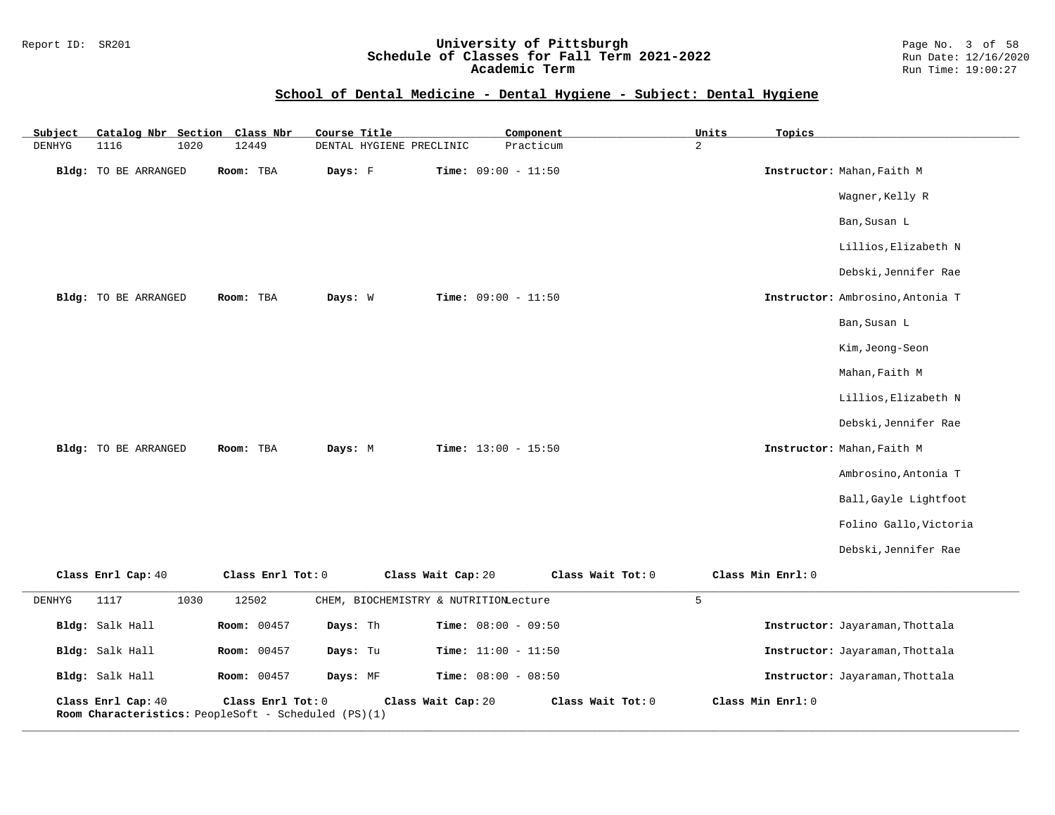## School of Dental Medicine - Dental Hygiene - Subject: Dental Hygiene

| Subject | Catalog Nbr | Section | Class Nbr | Course Title | Component | Units | Topics |
|---|---|---|---|---|---|---|---|
| DENHYG | 1116 | 1020 | 12449 | DENTAL HYGIENE PRECLINIC | Practicum | 2 | |

**Bldg:** TO BE ARRANGED **Room:** TBA **Days:** F **Time:** 09:00 - 11:50 **Instructor:** Mahan,Faith M
Wagner,Kelly R
Ban,Susan L
Lillios,Elizabeth N
Debski,Jennifer Rae

**Bldg:** TO BE ARRANGED **Room:** TBA **Days:** W **Time:** 09:00 - 11:50 **Instructor:** Ambrosino,Antonia T
Ban,Susan L
Kim,Jeong-Seon
Mahan,Faith M
Lillios,Elizabeth N
Debski,Jennifer Rae

**Bldg:** TO BE ARRANGED **Room:** TBA **Days:** M **Time:** 13:00 - 15:50 **Instructor:** Mahan,Faith M
Ambrosino,Antonia T
Ball,Gayle Lightfoot
Folino Gallo,Victoria
Debski,Jennifer Rae

**Class Enrl Cap:** 40 **Class Enrl Tot:** 0 **Class Wait Cap:** 20 **Class Wait Tot:** 0 **Class Min Enrl:** 0

---

| Subject | Catalog Nbr | Section | Class Nbr | Course Title | Component | Units | Topics |
|---|---|---|---|---|---|---|---|
| DENHYG | 1117 | 1030 | 12502 | CHEM, BIOCHEMISTRY & NUTRITION | Lecture | 5 | |

**Bldg:** Salk Hall **Room:** 00457 **Days:** Th **Time:** 08:00 - 09:50 **Instructor:** Jayaraman,Thottala

**Bldg:** Salk Hall **Room:** 00457 **Days:** Tu **Time:** 11:00 - 11:50 **Instructor:** Jayaraman,Thottala

**Bldg:** Salk Hall **Room:** 00457 **Days:** MF **Time:** 08:00 - 08:50 **Instructor:** Jayaraman,Thottala

**Class Enrl Cap:** 40 **Class Enrl Tot:** 0 **Class Wait Cap:** 20 **Class Wait Tot:** 0 **Class Min Enrl:** 0
**Room Characteristics:** PeopleSoft - Scheduled (PS)(1)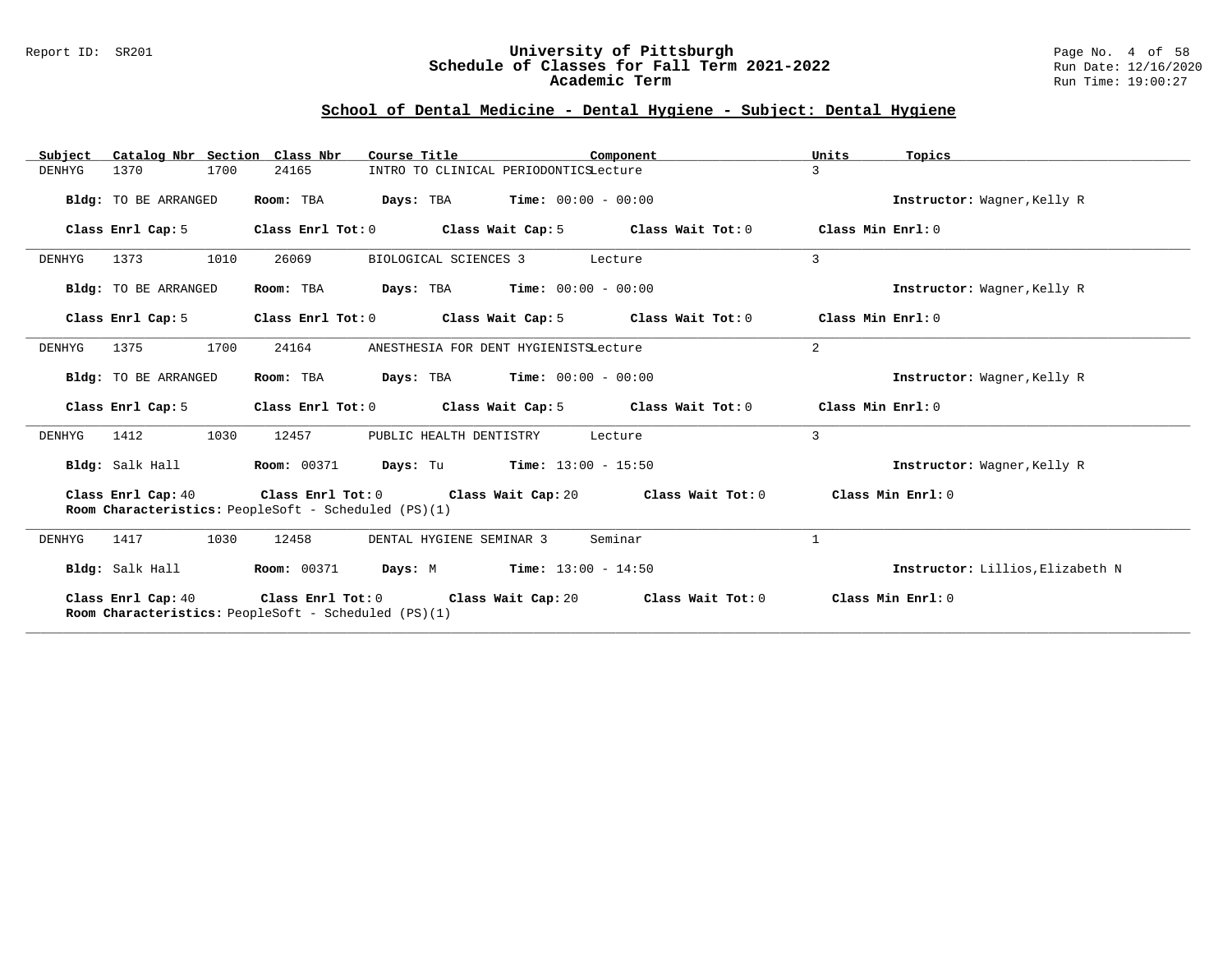## School of Dental Medicine - Dental Hygiene - Subject: Dental Hygiene

| Subject | Catalog Nbr | Section | Class Nbr | Course Title | Component | Units | Topics |
|---|---|---|---|---|---|---|---|
| DENHYG | 1370 | 1700 | 24165 | INTRO TO CLINICAL PERIODONTICS | Lecture | 3 | |

**Bldg:** TO BE ARRANGED **Room:** TBA **Days:** TBA **Time:** 00:00 - 00:00 **Instructor:** Wagner,Kelly R

**Class Enrl Cap:** 5 **Class Enrl Tot:** 0 **Class Wait Cap:** 5 **Class Wait Tot:** 0 **Class Min Enrl:** 0

---

| Subject | Catalog Nbr | Section | Class Nbr | Course Title | Component | Units | Topics |
|---|---|---|---|---|---|---|---|
| DENHYG | 1373 | 1010 | 26069 | BIOLOGICAL SCIENCES 3 | Lecture | 3 | |

**Bldg:** TO BE ARRANGED **Room:** TBA **Days:** TBA **Time:** 00:00 - 00:00 **Instructor:** Wagner,Kelly R

**Class Enrl Cap:** 5 **Class Enrl Tot:** 0 **Class Wait Cap:** 5 **Class Wait Tot:** 0 **Class Min Enrl:** 0

---

| Subject | Catalog Nbr | Section | Class Nbr | Course Title | Component | Units | Topics |
|---|---|---|---|---|---|---|---|
| DENHYG | 1375 | 1700 | 24164 | ANESTHESIA FOR DENT HYGIENISTS | Lecture | 2 | |

**Bldg:** TO BE ARRANGED **Room:** TBA **Days:** TBA **Time:** 00:00 - 00:00 **Instructor:** Wagner,Kelly R

**Class Enrl Cap:** 5 **Class Enrl Tot:** 0 **Class Wait Cap:** 5 **Class Wait Tot:** 0 **Class Min Enrl:** 0

---

| Subject | Catalog Nbr | Section | Class Nbr | Course Title | Component | Units | Topics |
|---|---|---|---|---|---|---|---|
| DENHYG | 1412 | 1030 | 12457 | PUBLIC HEALTH DENTISTRY | Lecture | 3 | |

**Bldg:** Salk Hall **Room:** 00371 **Days:** Tu **Time:** 13:00 - 15:50 **Instructor:** Wagner,Kelly R

**Class Enrl Cap:** 40 **Class Enrl Tot:** 0 **Class Wait Cap:** 20 **Class Wait Tot:** 0 **Class Min Enrl:** 0

**Room Characteristics:** PeopleSoft - Scheduled (PS)(1)

---

| Subject | Catalog Nbr | Section | Class Nbr | Course Title | Component | Units | Topics |
|---|---|---|---|---|---|---|---|
| DENHYG | 1417 | 1030 | 12458 | DENTAL HYGIENE SEMINAR 3 | Seminar | 1 | |

**Bldg:** Salk Hall **Room:** 00371 **Days:** M **Time:** 13:00 - 14:50 **Instructor:** Lillios,Elizabeth N

**Class Enrl Cap:** 40 **Class Enrl Tot:** 0 **Class Wait Cap:** 20 **Class Wait Tot:** 0 **Class Min Enrl:** 0

**Room Characteristics:** PeopleSoft - Scheduled (PS)(1)

---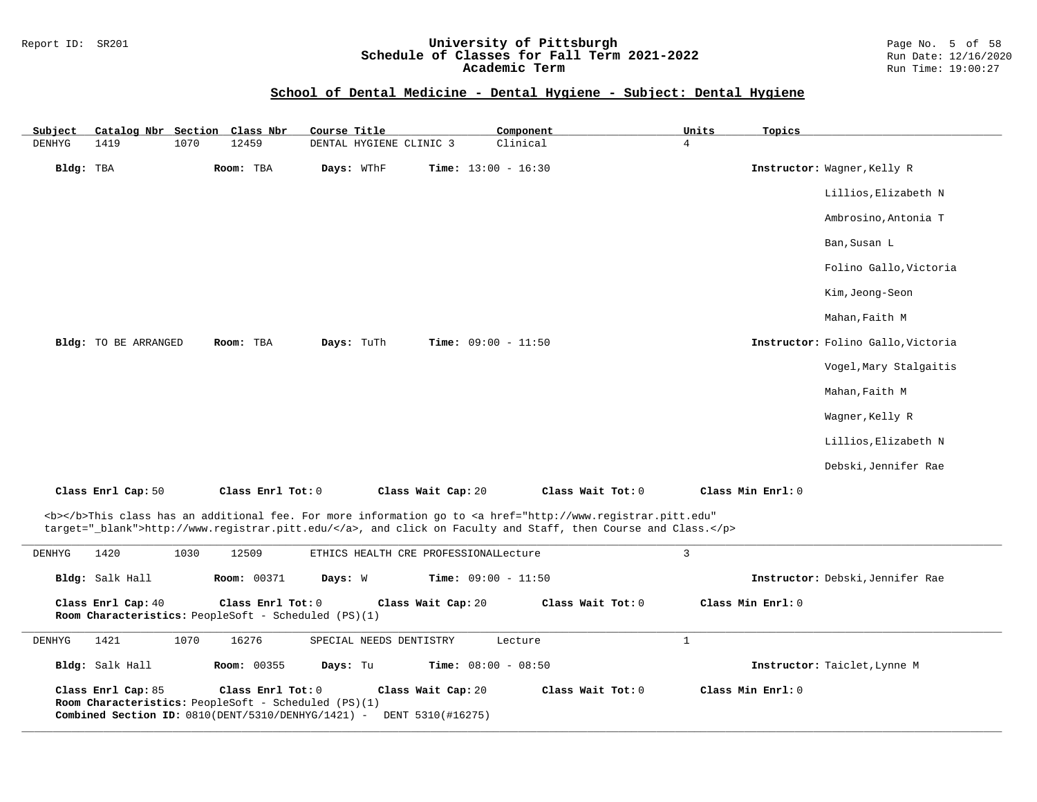## School of Dental Medicine - Dental Hygiene - Subject: Dental Hygiene

| Subject | Catalog Nbr | Section | Class Nbr | Course Title | Component | Units | Topics |
|---|---|---|---|---|---|---|---|
| DENHYG | 1419 | 1070 | 12459 | DENTAL HYGIENE CLINIC 3 | Clinical | 4 | |

**Bldg:** TBA **Room:** TBA **Days:** WThF **Time:** 13:00 - 16:30 **Instructor:** Wagner,Kelly R

Lillios,Elizabeth N

Ambrosino,Antonia T

Ban,Susan L

Folino Gallo,Victoria

Kim,Jeong-Seon

Mahan,Faith M

**Bldg:** TO BE ARRANGED **Room:** TBA **Days:** TuTh **Time:** 09:00 - 11:50 **Instructor:** Folino Gallo,Victoria

Vogel,Mary Stalgaitis

Mahan,Faith M

Wagner,Kelly R

Lillios,Elizabeth N

Debski,Jennifer Rae

**Class Enrl Cap:** 50 **Class Enrl Tot:** 0 **Class Wait Cap:** 20 **Class Wait Tot:** 0 **Class Min Enrl:** 0

<b></b>This class has an additional fee. For more information go to <a href="http://www.registrar.pitt.edu" target="_blank">http://www.registrar.pitt.edu/</a>, and click on Faculty and Staff, then Course and Class.</p>

---

| Subject | Catalog Nbr | Section | Class Nbr | Course Title | Component | Units | Topics |
|---|---|---|---|---|---|---|---|
| DENHYG | 1420 | 1030 | 12509 | ETHICS HEALTH CRE PROFESSIONAL | Lecture | 3 | |

**Bldg:** Salk Hall **Room:** 00371 **Days:** W **Time:** 09:00 - 11:50 **Instructor:** Debski,Jennifer Rae

**Class Enrl Cap:** 40 **Class Enrl Tot:** 0 **Class Wait Cap:** 20 **Class Wait Tot:** 0 **Class Min Enrl:** 0

**Room Characteristics:** PeopleSoft - Scheduled (PS)(1)

---

| Subject | Catalog Nbr | Section | Class Nbr | Course Title | Component | Units | Topics |
|---|---|---|---|---|---|---|---|
| DENHYG | 1421 | 1070 | 16276 | SPECIAL NEEDS DENTISTRY | Lecture | 1 | |

**Bldg:** Salk Hall **Room:** 00355 **Days:** Tu **Time:** 08:00 - 08:50 **Instructor:** Taiclet,Lynne M

**Class Enrl Cap:** 85 **Class Enrl Tot:** 0 **Class Wait Cap:** 20 **Class Wait Tot:** 0 **Class Min Enrl:** 0

**Room Characteristics:** PeopleSoft - Scheduled (PS)(1)

**Combined Section ID:** 0810(DENT/5310/DENHYG/1421) - DENT 5310(#16275)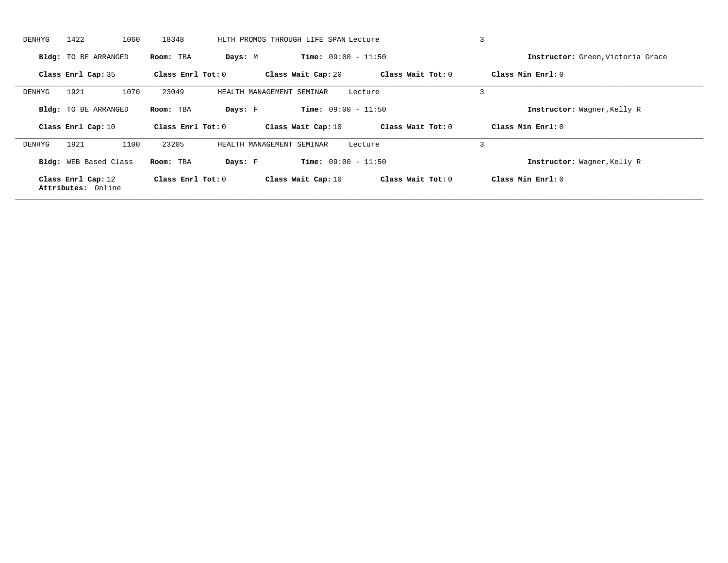DENHYG 1422 1060 18348 HLTH PROMOS THROUGH LIFE SPAN Lecture 3

**Bldg:** TO BE ARRANGED **Room:** TBA **Days:** M **Time:** 09:00 - 11:50 **Instructor:** Green,Victoria Grace

**Class Enrl Cap:** 35 **Class Enrl Tot:** 0 **Class Wait Cap:** 20 **Class Wait Tot:** 0 **Class Min Enrl:** 0

---

DENHYG 1921 1070 23049 HEALTH MANAGEMENT SEMINAR Lecture 3

**Bldg:** TO BE ARRANGED **Room:** TBA **Days:** F **Time:** 09:00 - 11:50 **Instructor:** Wagner,Kelly R

**Class Enrl Cap:** 10 **Class Enrl Tot:** 0 **Class Wait Cap:** 10 **Class Wait Tot:** 0 **Class Min Enrl:** 0

---

DENHYG 1921 1100 23205 HEALTH MANAGEMENT SEMINAR Lecture 3

**Bldg:** WEB Based Class **Room:** TBA **Days:** F **Time:** 09:00 - 11:50 **Instructor:** Wagner,Kelly R

**Class Enrl Cap:** 12 **Class Enrl Tot:** 0 **Class Wait Cap:** 10 **Class Wait Tot:** 0 **Class Min Enrl:** 0
**Attributes:** Online

---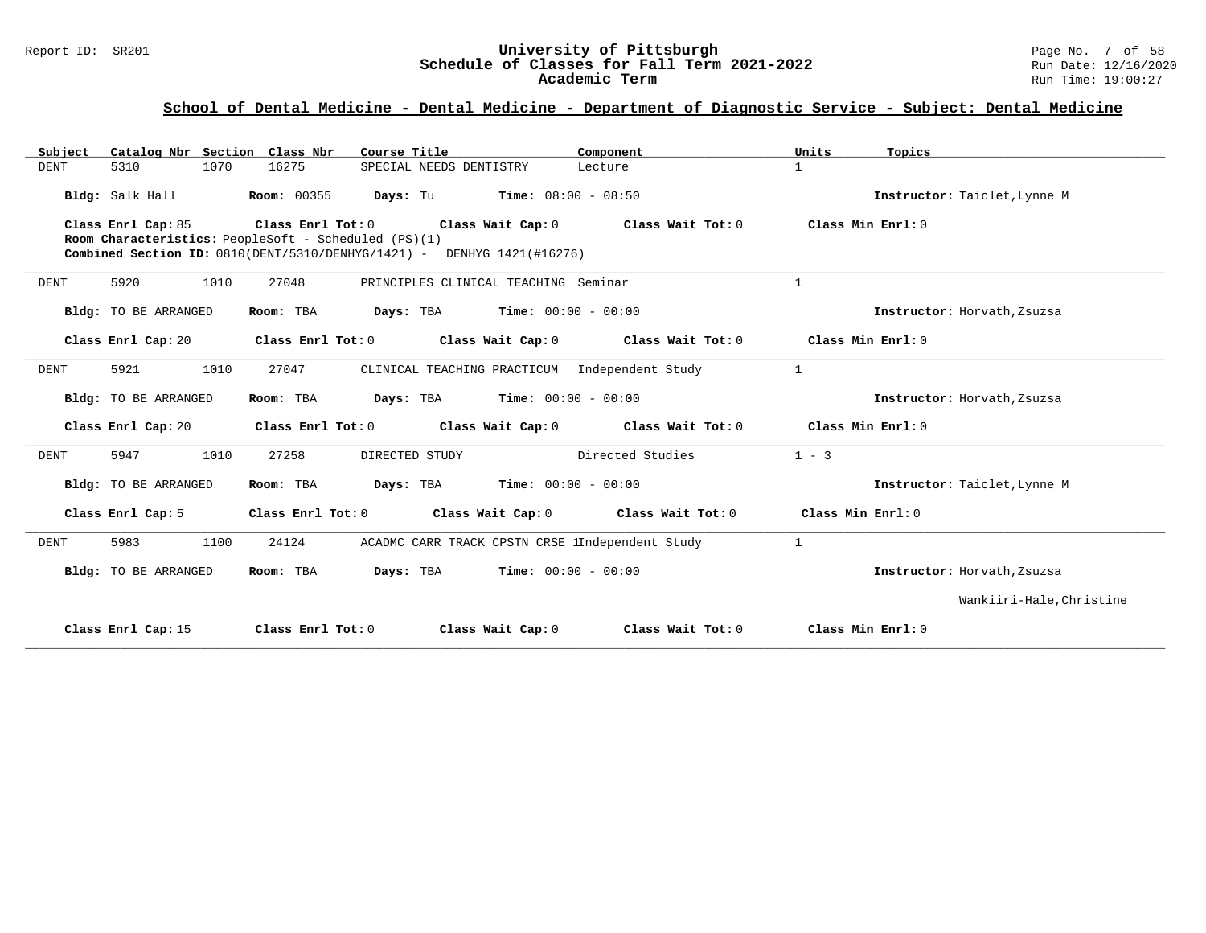## School of Dental Medicine - Dental Medicine - Department of Diagnostic Service - Subject: Dental Medicine

| Subject | Catalog Nbr | Section | Class Nbr | Course Title | Component | Units | Topics |
|---|---|---|---|---|---|---|---|
| DENT | 5310 | 1070 | 16275 | SPECIAL NEEDS DENTISTRY | Lecture | 1 | |

**Bldg:** Salk Hall **Room:** 00355 **Days:** Tu **Time:** 08:00 - 08:50 **Instructor:** Taiclet,Lynne M

**Class Enrl Cap:** 85 **Class Enrl Tot:** 0 **Class Wait Cap:** 0 **Class Wait Tot:** 0 **Class Min Enrl:** 0

**Room Characteristics:** PeopleSoft - Scheduled (PS)(1)

**Combined Section ID:** 0810(DENT/5310/DENHYG/1421) - DENHYG 1421(#16276)

---

| Subject | Catalog Nbr | Section | Class Nbr | Course Title | Component | Units | Topics |
|---|---|---|---|---|---|---|---|
| DENT | 5920 | 1010 | 27048 | PRINCIPLES CLINICAL TEACHING | Seminar | 1 | |

**Bldg:** TO BE ARRANGED **Room:** TBA **Days:** TBA **Time:** 00:00 - 00:00 **Instructor:** Horvath,Zsuzsa

**Class Enrl Cap:** 20 **Class Enrl Tot:** 0 **Class Wait Cap:** 0 **Class Wait Tot:** 0 **Class Min Enrl:** 0

---

| Subject | Catalog Nbr | Section | Class Nbr | Course Title | Component | Units | Topics |
|---|---|---|---|---|---|---|---|
| DENT | 5921 | 1010 | 27047 | CLINICAL TEACHING PRACTICUM | Independent Study | 1 | |

**Bldg:** TO BE ARRANGED **Room:** TBA **Days:** TBA **Time:** 00:00 - 00:00 **Instructor:** Horvath,Zsuzsa

**Class Enrl Cap:** 20 **Class Enrl Tot:** 0 **Class Wait Cap:** 0 **Class Wait Tot:** 0 **Class Min Enrl:** 0

---

| Subject | Catalog Nbr | Section | Class Nbr | Course Title | Component | Units | Topics |
|---|---|---|---|---|---|---|---|
| DENT | 5947 | 1010 | 27258 | DIRECTED STUDY | Directed Studies | 1 - 3 | |

**Bldg:** TO BE ARRANGED **Room:** TBA **Days:** TBA **Time:** 00:00 - 00:00 **Instructor:** Taiclet,Lynne M

**Class Enrl Cap:** 5 **Class Enrl Tot:** 0 **Class Wait Cap:** 0 **Class Wait Tot:** 0 **Class Min Enrl:** 0

---

| Subject | Catalog Nbr | Section | Class Nbr | Course Title | Component | Units | Topics |
|---|---|---|---|---|---|---|---|
| DENT | 5983 | 1100 | 24124 | ACADMC CARR TRACK CPSTN CRSE 1 | Independent Study | 1 | |

**Bldg:** TO BE ARRANGED **Room:** TBA **Days:** TBA **Time:** 00:00 - 00:00 **Instructor:** Horvath,Zsuzsa
Wankiiri-Hale,Christine

**Class Enrl Cap:** 15 **Class Enrl Tot:** 0 **Class Wait Cap:** 0 **Class Wait Tot:** 0 **Class Min Enrl:** 0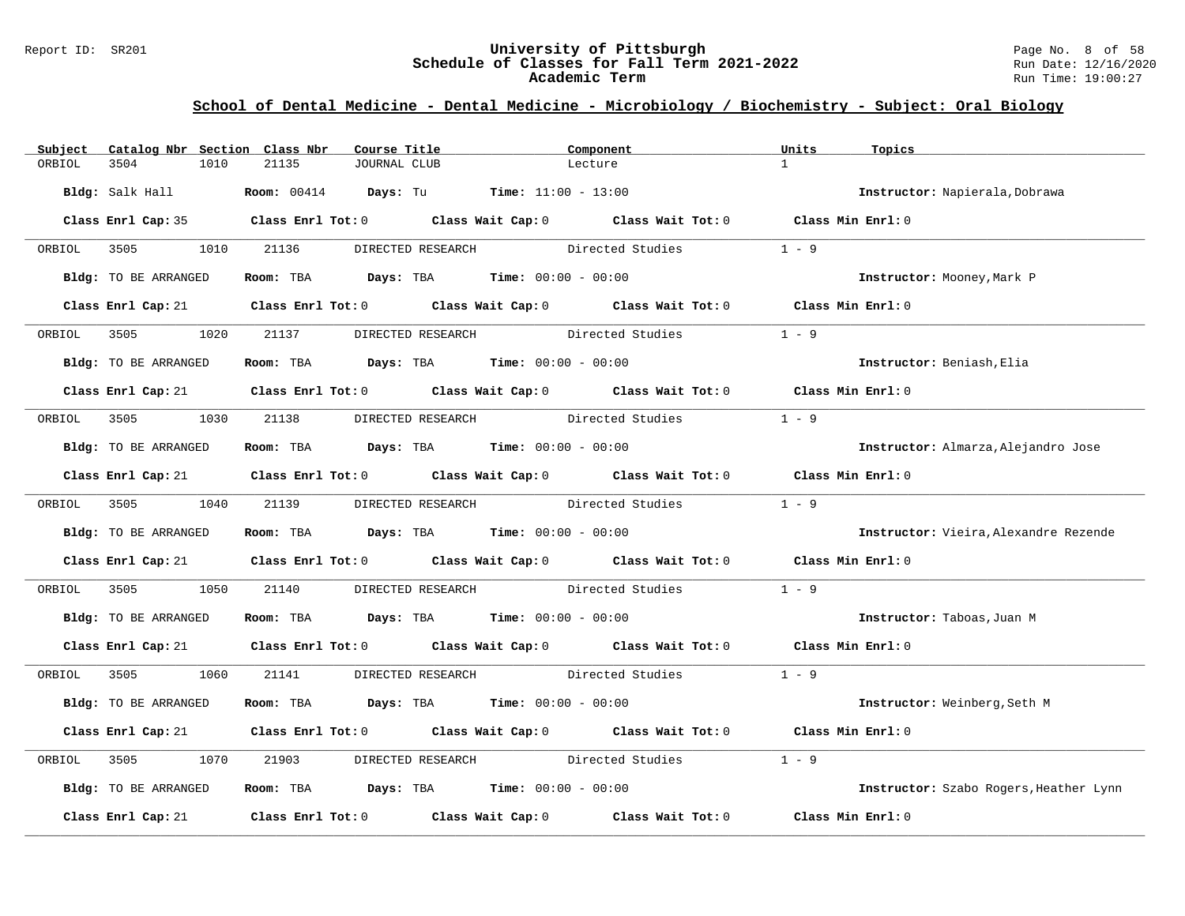## School of Dental Medicine - Dental Medicine - Microbiology / Biochemistry - Subject: Oral Biology

| Subject | Catalog Nbr | Section | Class Nbr | Course Title | Component | Units | Topics |
|---|---|---|---|---|---|---|---|
| ORBIOL | 3504 | 1010 | 21135 | JOURNAL CLUB | Lecture | 1 | |

**Bldg:** Salk Hall **Room:** 00414 **Days:** Tu **Time:** 11:00 - 13:00 **Instructor:** Napierala,Dobrawa

**Class Enrl Cap:** 35 **Class Enrl Tot:** 0 **Class Wait Cap:** 0 **Class Wait Tot:** 0 **Class Min Enrl:** 0

---

| Subject | Catalog Nbr | Section | Class Nbr | Course Title | Component | Units | Topics |
|---|---|---|---|---|---|---|---|
| ORBIOL | 3505 | 1010 | 21136 | DIRECTED RESEARCH | Directed Studies | 1 - 9 | |

**Bldg:** TO BE ARRANGED **Room:** TBA **Days:** TBA **Time:** 00:00 - 00:00 **Instructor:** Mooney,Mark P

**Class Enrl Cap:** 21 **Class Enrl Tot:** 0 **Class Wait Cap:** 0 **Class Wait Tot:** 0 **Class Min Enrl:** 0

---

| Subject | Catalog Nbr | Section | Class Nbr | Course Title | Component | Units | Topics |
|---|---|---|---|---|---|---|---|
| ORBIOL | 3505 | 1020 | 21137 | DIRECTED RESEARCH | Directed Studies | 1 - 9 | |

**Bldg:** TO BE ARRANGED **Room:** TBA **Days:** TBA **Time:** 00:00 - 00:00 **Instructor:** Beniash,Elia

**Class Enrl Cap:** 21 **Class Enrl Tot:** 0 **Class Wait Cap:** 0 **Class Wait Tot:** 0 **Class Min Enrl:** 0

---

| Subject | Catalog Nbr | Section | Class Nbr | Course Title | Component | Units | Topics |
|---|---|---|---|---|---|---|---|
| ORBIOL | 3505 | 1030 | 21138 | DIRECTED RESEARCH | Directed Studies | 1 - 9 | |

**Bldg:** TO BE ARRANGED **Room:** TBA **Days:** TBA **Time:** 00:00 - 00:00 **Instructor:** Almarza,Alejandro Jose

**Class Enrl Cap:** 21 **Class Enrl Tot:** 0 **Class Wait Cap:** 0 **Class Wait Tot:** 0 **Class Min Enrl:** 0

---

| Subject | Catalog Nbr | Section | Class Nbr | Course Title | Component | Units | Topics |
|---|---|---|---|---|---|---|---|
| ORBIOL | 3505 | 1040 | 21139 | DIRECTED RESEARCH | Directed Studies | 1 - 9 | |

**Bldg:** TO BE ARRANGED **Room:** TBA **Days:** TBA **Time:** 00:00 - 00:00 **Instructor:** Vieira,Alexandre Rezende

**Class Enrl Cap:** 21 **Class Enrl Tot:** 0 **Class Wait Cap:** 0 **Class Wait Tot:** 0 **Class Min Enrl:** 0

---

| Subject | Catalog Nbr | Section | Class Nbr | Course Title | Component | Units | Topics |
|---|---|---|---|---|---|---|---|
| ORBIOL | 3505 | 1050 | 21140 | DIRECTED RESEARCH | Directed Studies | 1 - 9 | |

**Bldg:** TO BE ARRANGED **Room:** TBA **Days:** TBA **Time:** 00:00 - 00:00 **Instructor:** Taboas,Juan M

**Class Enrl Cap:** 21 **Class Enrl Tot:** 0 **Class Wait Cap:** 0 **Class Wait Tot:** 0 **Class Min Enrl:** 0

---

| Subject | Catalog Nbr | Section | Class Nbr | Course Title | Component | Units | Topics |
|---|---|---|---|---|---|---|---|
| ORBIOL | 3505 | 1060 | 21141 | DIRECTED RESEARCH | Directed Studies | 1 - 9 | |

**Bldg:** TO BE ARRANGED **Room:** TBA **Days:** TBA **Time:** 00:00 - 00:00 **Instructor:** Weinberg,Seth M

**Class Enrl Cap:** 21 **Class Enrl Tot:** 0 **Class Wait Cap:** 0 **Class Wait Tot:** 0 **Class Min Enrl:** 0

---

| Subject | Catalog Nbr | Section | Class Nbr | Course Title | Component | Units | Topics |
|---|---|---|---|---|---|---|---|
| ORBIOL | 3505 | 1070 | 21903 | DIRECTED RESEARCH | Directed Studies | 1 - 9 | |

**Bldg:** TO BE ARRANGED **Room:** TBA **Days:** TBA **Time:** 00:00 - 00:00 **Instructor:** Szabo Rogers,Heather Lynn

**Class Enrl Cap:** 21 **Class Enrl Tot:** 0 **Class Wait Cap:** 0 **Class Wait Tot:** 0 **Class Min Enrl:** 0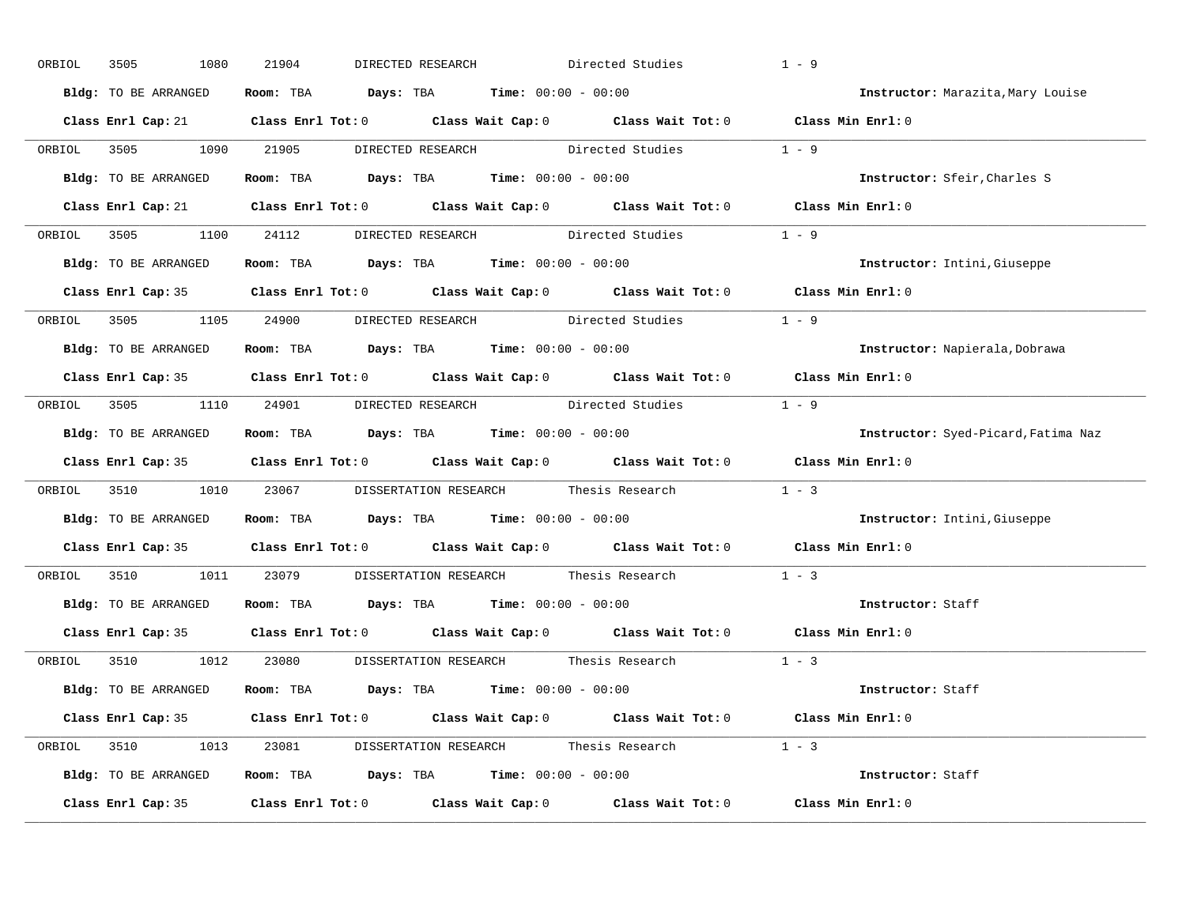ORBIOL 3505 1080 21904 DIRECTED RESEARCH Directed Studies 1 - 9

**Bldg:** TO BE ARRANGED **Room:** TBA **Days:** TBA **Time:** 00:00 - 00:00 **Instructor:** Marazita,Mary Louise

**Class Enrl Cap:** 21 **Class Enrl Tot:** 0 **Class Wait Cap:** 0 **Class Wait Tot:** 0 **Class Min Enrl:** 0

---

ORBIOL 3505 1090 21905 DIRECTED RESEARCH Directed Studies 1 - 9

**Bldg:** TO BE ARRANGED **Room:** TBA **Days:** TBA **Time:** 00:00 - 00:00 **Instructor:** Sfeir,Charles S

**Class Enrl Cap:** 21 **Class Enrl Tot:** 0 **Class Wait Cap:** 0 **Class Wait Tot:** 0 **Class Min Enrl:** 0

---

ORBIOL 3505 1100 24112 DIRECTED RESEARCH Directed Studies 1 - 9

**Bldg:** TO BE ARRANGED **Room:** TBA **Days:** TBA **Time:** 00:00 - 00:00 **Instructor:** Intini,Giuseppe

**Class Enrl Cap:** 35 **Class Enrl Tot:** 0 **Class Wait Cap:** 0 **Class Wait Tot:** 0 **Class Min Enrl:** 0

---

ORBIOL 3505 1105 24900 DIRECTED RESEARCH Directed Studies 1 - 9

**Bldg:** TO BE ARRANGED **Room:** TBA **Days:** TBA **Time:** 00:00 - 00:00 **Instructor:** Napierala,Dobrawa

**Class Enrl Cap:** 35 **Class Enrl Tot:** 0 **Class Wait Cap:** 0 **Class Wait Tot:** 0 **Class Min Enrl:** 0

---

ORBIOL 3505 1110 24901 DIRECTED RESEARCH Directed Studies 1 - 9

**Bldg:** TO BE ARRANGED **Room:** TBA **Days:** TBA **Time:** 00:00 - 00:00 **Instructor:** Syed-Picard,Fatima Naz

**Class Enrl Cap:** 35 **Class Enrl Tot:** 0 **Class Wait Cap:** 0 **Class Wait Tot:** 0 **Class Min Enrl:** 0

---

ORBIOL 3510 1010 23067 DISSERTATION RESEARCH Thesis Research 1 - 3

**Bldg:** TO BE ARRANGED **Room:** TBA **Days:** TBA **Time:** 00:00 - 00:00 **Instructor:** Intini,Giuseppe

**Class Enrl Cap:** 35 **Class Enrl Tot:** 0 **Class Wait Cap:** 0 **Class Wait Tot:** 0 **Class Min Enrl:** 0

---

ORBIOL 3510 1011 23079 DISSERTATION RESEARCH Thesis Research 1 - 3

**Bldg:** TO BE ARRANGED **Room:** TBA **Days:** TBA **Time:** 00:00 - 00:00 **Instructor:** Staff

**Class Enrl Cap:** 35 **Class Enrl Tot:** 0 **Class Wait Cap:** 0 **Class Wait Tot:** 0 **Class Min Enrl:** 0

---

ORBIOL 3510 1012 23080 DISSERTATION RESEARCH Thesis Research 1 - 3

**Bldg:** TO BE ARRANGED **Room:** TBA **Days:** TBA **Time:** 00:00 - 00:00 **Instructor:** Staff

**Class Enrl Cap:** 35 **Class Enrl Tot:** 0 **Class Wait Cap:** 0 **Class Wait Tot:** 0 **Class Min Enrl:** 0

---

ORBIOL 3510 1013 23081 DISSERTATION RESEARCH Thesis Research 1 - 3

**Bldg:** TO BE ARRANGED **Room:** TBA **Days:** TBA **Time:** 00:00 - 00:00 **Instructor:** Staff

**Class Enrl Cap:** 35 **Class Enrl Tot:** 0 **Class Wait Cap:** 0 **Class Wait Tot:** 0 **Class Min Enrl:** 0

---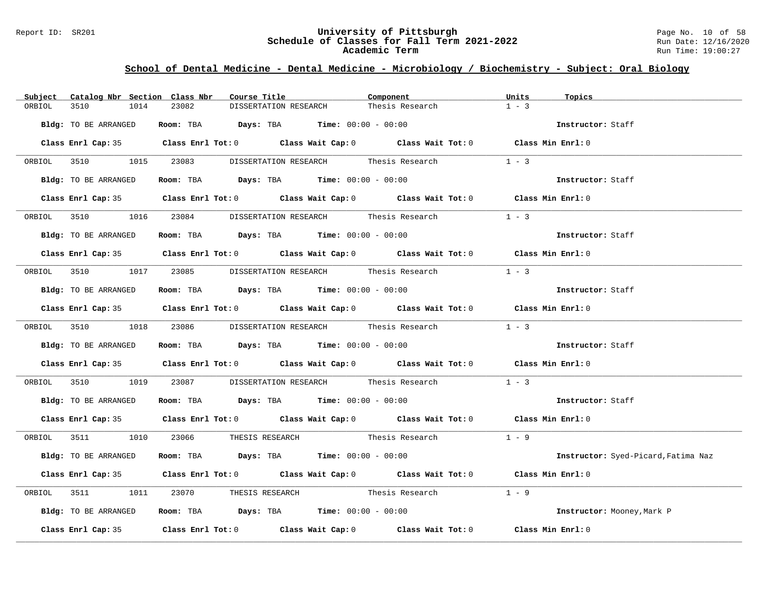## School of Dental Medicine - Dental Medicine - Microbiology / Biochemistry - Subject: Oral Biology

| Subject | Catalog Nbr | Section | Class Nbr | Course Title | Component | Units | Topics |
|---|---|---|---|---|---|---|---|
| ORBIOL | 3510 | 1014 | 23082 | DISSERTATION RESEARCH | Thesis Research | 1 - 3 | |

**Bldg:** TO BE ARRANGED **Room:** TBA **Days:** TBA **Time:** 00:00 - 00:00 **Instructor:** Staff

**Class Enrl Cap:** 35 **Class Enrl Tot:** 0 **Class Wait Cap:** 0 **Class Wait Tot:** 0 **Class Min Enrl:** 0

| Subject | Catalog Nbr | Section | Class Nbr | Course Title | Component | Units | Topics |
|---|---|---|---|---|---|---|---|
| ORBIOL | 3510 | 1015 | 23083 | DISSERTATION RESEARCH | Thesis Research | 1 - 3 | |

**Bldg:** TO BE ARRANGED **Room:** TBA **Days:** TBA **Time:** 00:00 - 00:00 **Instructor:** Staff

**Class Enrl Cap:** 35 **Class Enrl Tot:** 0 **Class Wait Cap:** 0 **Class Wait Tot:** 0 **Class Min Enrl:** 0

| Subject | Catalog Nbr | Section | Class Nbr | Course Title | Component | Units | Topics |
|---|---|---|---|---|---|---|---|
| ORBIOL | 3510 | 1016 | 23084 | DISSERTATION RESEARCH | Thesis Research | 1 - 3 | |

**Bldg:** TO BE ARRANGED **Room:** TBA **Days:** TBA **Time:** 00:00 - 00:00 **Instructor:** Staff

**Class Enrl Cap:** 35 **Class Enrl Tot:** 0 **Class Wait Cap:** 0 **Class Wait Tot:** 0 **Class Min Enrl:** 0

| Subject | Catalog Nbr | Section | Class Nbr | Course Title | Component | Units | Topics |
|---|---|---|---|---|---|---|---|
| ORBIOL | 3510 | 1017 | 23085 | DISSERTATION RESEARCH | Thesis Research | 1 - 3 | |

**Bldg:** TO BE ARRANGED **Room:** TBA **Days:** TBA **Time:** 00:00 - 00:00 **Instructor:** Staff

**Class Enrl Cap:** 35 **Class Enrl Tot:** 0 **Class Wait Cap:** 0 **Class Wait Tot:** 0 **Class Min Enrl:** 0

| Subject | Catalog Nbr | Section | Class Nbr | Course Title | Component | Units | Topics |
|---|---|---|---|---|---|---|---|
| ORBIOL | 3510 | 1018 | 23086 | DISSERTATION RESEARCH | Thesis Research | 1 - 3 | |

**Bldg:** TO BE ARRANGED **Room:** TBA **Days:** TBA **Time:** 00:00 - 00:00 **Instructor:** Staff

**Class Enrl Cap:** 35 **Class Enrl Tot:** 0 **Class Wait Cap:** 0 **Class Wait Tot:** 0 **Class Min Enrl:** 0

| Subject | Catalog Nbr | Section | Class Nbr | Course Title | Component | Units | Topics |
|---|---|---|---|---|---|---|---|
| ORBIOL | 3510 | 1019 | 23087 | DISSERTATION RESEARCH | Thesis Research | 1 - 3 | |

**Bldg:** TO BE ARRANGED **Room:** TBA **Days:** TBA **Time:** 00:00 - 00:00 **Instructor:** Staff

**Class Enrl Cap:** 35 **Class Enrl Tot:** 0 **Class Wait Cap:** 0 **Class Wait Tot:** 0 **Class Min Enrl:** 0

| Subject | Catalog Nbr | Section | Class Nbr | Course Title | Component | Units | Topics |
|---|---|---|---|---|---|---|---|
| ORBIOL | 3511 | 1010 | 23066 | THESIS RESEARCH | Thesis Research | 1 - 9 | |

**Bldg:** TO BE ARRANGED **Room:** TBA **Days:** TBA **Time:** 00:00 - 00:00 **Instructor:** Syed-Picard,Fatima Naz

**Class Enrl Cap:** 35 **Class Enrl Tot:** 0 **Class Wait Cap:** 0 **Class Wait Tot:** 0 **Class Min Enrl:** 0

| Subject | Catalog Nbr | Section | Class Nbr | Course Title | Component | Units | Topics |
|---|---|---|---|---|---|---|---|
| ORBIOL | 3511 | 1011 | 23070 | THESIS RESEARCH | Thesis Research | 1 - 9 | |

**Bldg:** TO BE ARRANGED **Room:** TBA **Days:** TBA **Time:** 00:00 - 00:00 **Instructor:** Mooney,Mark P

**Class Enrl Cap:** 35 **Class Enrl Tot:** 0 **Class Wait Cap:** 0 **Class Wait Tot:** 0 **Class Min Enrl:** 0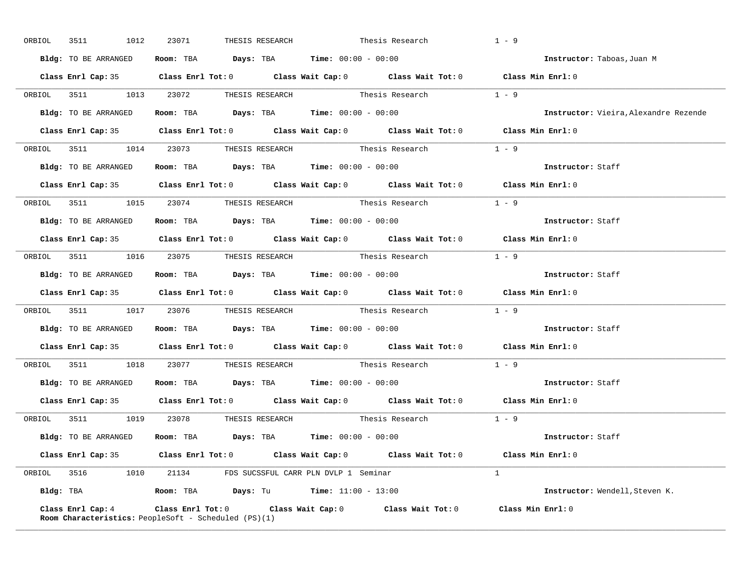ORBIOL 3511 1012 23071 THESIS RESEARCH Thesis Research 1 - 9

**Bldg:** TO BE ARRANGED **Room:** TBA **Days:** TBA **Time:** 00:00 - 00:00 **Instructor:** Taboas,Juan M

**Class Enrl Cap:** 35 **Class Enrl Tot:** 0 **Class Wait Cap:** 0 **Class Wait Tot:** 0 **Class Min Enrl:** 0

---

ORBIOL 3511 1013 23072 THESIS RESEARCH Thesis Research 1 - 9

**Bldg:** TO BE ARRANGED **Room:** TBA **Days:** TBA **Time:** 00:00 - 00:00 **Instructor:** Vieira,Alexandre Rezende

**Class Enrl Cap:** 35 **Class Enrl Tot:** 0 **Class Wait Cap:** 0 **Class Wait Tot:** 0 **Class Min Enrl:** 0

---

ORBIOL 3511 1014 23073 THESIS RESEARCH Thesis Research 1 - 9

**Bldg:** TO BE ARRANGED **Room:** TBA **Days:** TBA **Time:** 00:00 - 00:00 **Instructor:** Staff

**Class Enrl Cap:** 35 **Class Enrl Tot:** 0 **Class Wait Cap:** 0 **Class Wait Tot:** 0 **Class Min Enrl:** 0

---

ORBIOL 3511 1015 23074 THESIS RESEARCH Thesis Research 1 - 9

**Bldg:** TO BE ARRANGED **Room:** TBA **Days:** TBA **Time:** 00:00 - 00:00 **Instructor:** Staff

**Class Enrl Cap:** 35 **Class Enrl Tot:** 0 **Class Wait Cap:** 0 **Class Wait Tot:** 0 **Class Min Enrl:** 0

---

ORBIOL 3511 1016 23075 THESIS RESEARCH Thesis Research 1 - 9

**Bldg:** TO BE ARRANGED **Room:** TBA **Days:** TBA **Time:** 00:00 - 00:00 **Instructor:** Staff

**Class Enrl Cap:** 35 **Class Enrl Tot:** 0 **Class Wait Cap:** 0 **Class Wait Tot:** 0 **Class Min Enrl:** 0

---

ORBIOL 3511 1017 23076 THESIS RESEARCH Thesis Research 1 - 9

**Bldg:** TO BE ARRANGED **Room:** TBA **Days:** TBA **Time:** 00:00 - 00:00 **Instructor:** Staff

**Class Enrl Cap:** 35 **Class Enrl Tot:** 0 **Class Wait Cap:** 0 **Class Wait Tot:** 0 **Class Min Enrl:** 0

---

ORBIOL 3511 1018 23077 THESIS RESEARCH Thesis Research 1 - 9

**Bldg:** TO BE ARRANGED **Room:** TBA **Days:** TBA **Time:** 00:00 - 00:00 **Instructor:** Staff

**Class Enrl Cap:** 35 **Class Enrl Tot:** 0 **Class Wait Cap:** 0 **Class Wait Tot:** 0 **Class Min Enrl:** 0

---

ORBIOL 3511 1019 23078 THESIS RESEARCH Thesis Research 1 - 9

**Bldg:** TO BE ARRANGED **Room:** TBA **Days:** TBA **Time:** 00:00 - 00:00 **Instructor:** Staff

**Class Enrl Cap:** 35 **Class Enrl Tot:** 0 **Class Wait Cap:** 0 **Class Wait Tot:** 0 **Class Min Enrl:** 0

---

ORBIOL 3516 1010 21134 FDS SUCSSFUL CARR PLN DVLP 1 Seminar 1

**Bldg:** TBA **Room:** TBA **Days:** Tu **Time:** 11:00 - 13:00 **Instructor:** Wendell,Steven K.

**Class Enrl Cap:** 4 **Class Enrl Tot:** 0 **Class Wait Cap:** 0 **Class Wait Tot:** 0 **Class Min Enrl:** 0
**Room Characteristics:** PeopleSoft - Scheduled (PS)(1)

---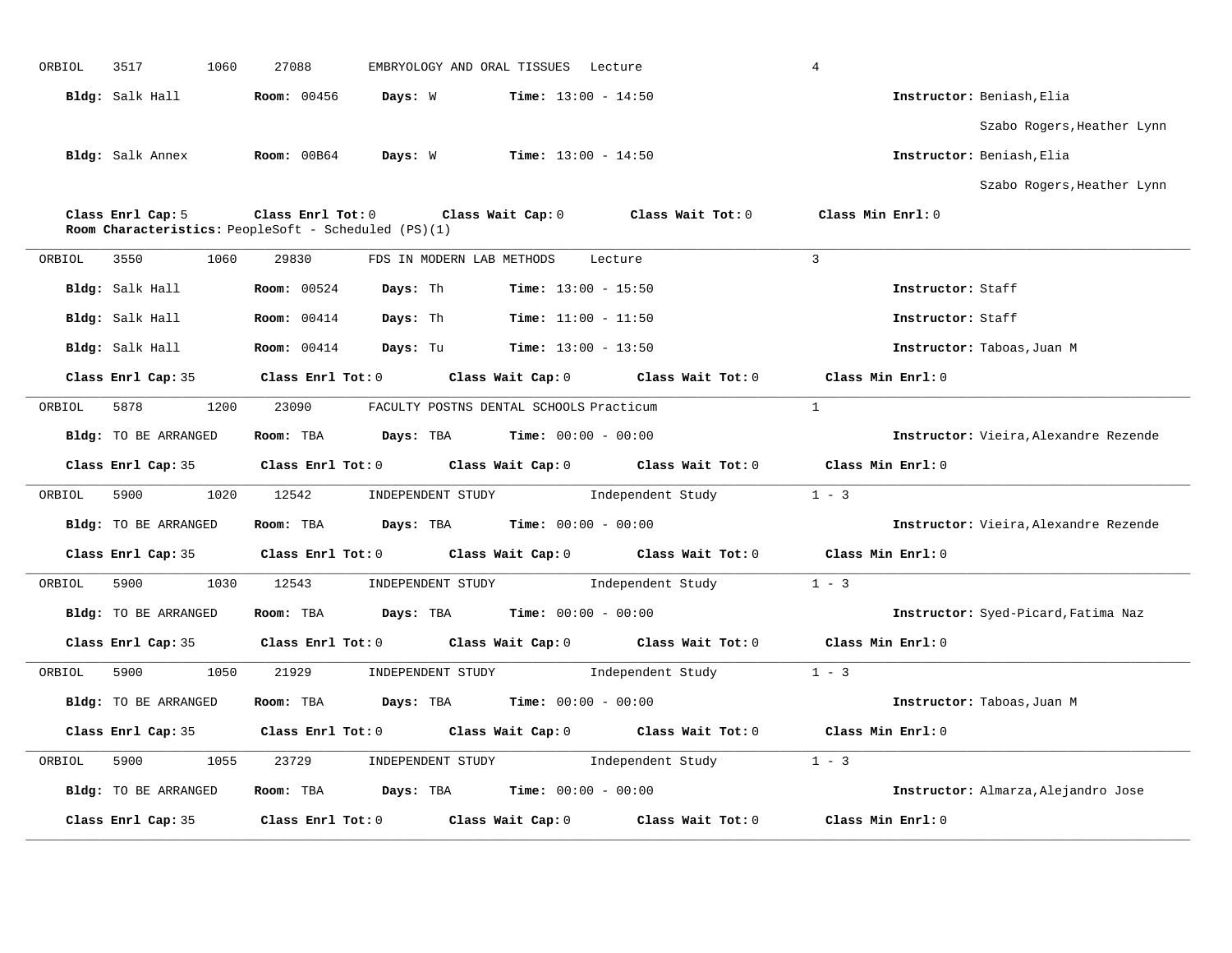ORBIOL 3517 1060 27088 EMBRYOLOGY AND ORAL TISSUES Lecture 4

**Bldg:** Salk Hall **Room:** 00456 **Days:** W **Time:** 13:00 - 14:50 **Instructor:** Beniash,Elia

Szabo Rogers,Heather Lynn

**Bldg:** Salk Annex **Room:** 00B64 **Days:** W **Time:** 13:00 - 14:50 **Instructor:** Beniash,Elia

Szabo Rogers,Heather Lynn

**Class Enrl Cap:** 5 **Class Enrl Tot:** 0 **Class Wait Cap:** 0 **Class Wait Tot:** 0 **Class Min Enrl:** 0
**Room Characteristics:** PeopleSoft - Scheduled (PS)(1)

---

ORBIOL 3550 1060 29830 FDS IN MODERN LAB METHODS Lecture 3

**Bldg:** Salk Hall **Room:** 00524 **Days:** Th **Time:** 13:00 - 15:50 **Instructor:** Staff

**Bldg:** Salk Hall **Room:** 00414 **Days:** Th **Time:** 11:00 - 11:50 **Instructor:** Staff

**Bldg:** Salk Hall **Room:** 00414 **Days:** Tu **Time:** 13:00 - 13:50 **Instructor:** Taboas,Juan M

**Class Enrl Cap:** 35 **Class Enrl Tot:** 0 **Class Wait Cap:** 0 **Class Wait Tot:** 0 **Class Min Enrl:** 0

---

ORBIOL 5878 1200 23090 FACULTY POSTNS DENTAL SCHOOLS Practicum 1

**Bldg:** TO BE ARRANGED **Room:** TBA **Days:** TBA **Time:** 00:00 - 00:00 **Instructor:** Vieira,Alexandre Rezende

**Class Enrl Cap:** 35 **Class Enrl Tot:** 0 **Class Wait Cap:** 0 **Class Wait Tot:** 0 **Class Min Enrl:** 0

---

ORBIOL 5900 1020 12542 INDEPENDENT STUDY Independent Study 1 - 3

**Bldg:** TO BE ARRANGED **Room:** TBA **Days:** TBA **Time:** 00:00 - 00:00 **Instructor:** Vieira,Alexandre Rezende

**Class Enrl Cap:** 35 **Class Enrl Tot:** 0 **Class Wait Cap:** 0 **Class Wait Tot:** 0 **Class Min Enrl:** 0

---

ORBIOL 5900 1030 12543 INDEPENDENT STUDY Independent Study 1 - 3

**Bldg:** TO BE ARRANGED **Room:** TBA **Days:** TBA **Time:** 00:00 - 00:00 **Instructor:** Syed-Picard,Fatima Naz

**Class Enrl Cap:** 35 **Class Enrl Tot:** 0 **Class Wait Cap:** 0 **Class Wait Tot:** 0 **Class Min Enrl:** 0

---

ORBIOL 5900 1050 21929 INDEPENDENT STUDY Independent Study 1 - 3

**Bldg:** TO BE ARRANGED **Room:** TBA **Days:** TBA **Time:** 00:00 - 00:00 **Instructor:** Taboas,Juan M

**Class Enrl Cap:** 35 **Class Enrl Tot:** 0 **Class Wait Cap:** 0 **Class Wait Tot:** 0 **Class Min Enrl:** 0

---

ORBIOL 5900 1055 23729 INDEPENDENT STUDY Independent Study 1 - 3

**Bldg:** TO BE ARRANGED **Room:** TBA **Days:** TBA **Time:** 00:00 - 00:00 **Instructor:** Almarza,Alejandro Jose

**Class Enrl Cap:** 35 **Class Enrl Tot:** 0 **Class Wait Cap:** 0 **Class Wait Tot:** 0 **Class Min Enrl:** 0

---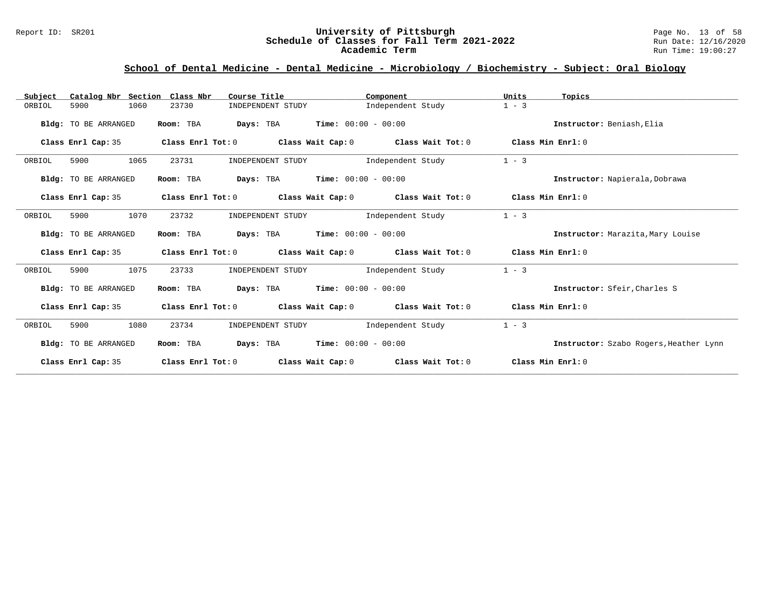## School of Dental Medicine - Dental Medicine - Microbiology / Biochemistry - Subject: Oral Biology

| Subject | Catalog Nbr | Section | Class Nbr | Course Title | Component | Units | Topics |
|---|---|---|---|---|---|---|---|
| ORBIOL | 5900 | 1060 | 23730 | INDEPENDENT STUDY | Independent Study | 1 - 3 | |

**Bldg:** TO BE ARRANGED **Room:** TBA **Days:** TBA **Time:** 00:00 - 00:00 **Instructor:** Beniash,Elia

**Class Enrl Cap:** 35 **Class Enrl Tot:** 0 **Class Wait Cap:** 0 **Class Wait Tot:** 0 **Class Min Enrl:** 0

| Subject | Catalog Nbr | Section | Class Nbr | Course Title | Component | Units | Topics |
|---|---|---|---|---|---|---|---|
| ORBIOL | 5900 | 1065 | 23731 | INDEPENDENT STUDY | Independent Study | 1 - 3 | |

**Bldg:** TO BE ARRANGED **Room:** TBA **Days:** TBA **Time:** 00:00 - 00:00 **Instructor:** Napierala,Dobrawa

**Class Enrl Cap:** 35 **Class Enrl Tot:** 0 **Class Wait Cap:** 0 **Class Wait Tot:** 0 **Class Min Enrl:** 0

| Subject | Catalog Nbr | Section | Class Nbr | Course Title | Component | Units | Topics |
|---|---|---|---|---|---|---|---|
| ORBIOL | 5900 | 1070 | 23732 | INDEPENDENT STUDY | Independent Study | 1 - 3 | |

**Bldg:** TO BE ARRANGED **Room:** TBA **Days:** TBA **Time:** 00:00 - 00:00 **Instructor:** Marazita,Mary Louise

**Class Enrl Cap:** 35 **Class Enrl Tot:** 0 **Class Wait Cap:** 0 **Class Wait Tot:** 0 **Class Min Enrl:** 0

| Subject | Catalog Nbr | Section | Class Nbr | Course Title | Component | Units | Topics |
|---|---|---|---|---|---|---|---|
| ORBIOL | 5900 | 1075 | 23733 | INDEPENDENT STUDY | Independent Study | 1 - 3 | |

**Bldg:** TO BE ARRANGED **Room:** TBA **Days:** TBA **Time:** 00:00 - 00:00 **Instructor:** Sfeir,Charles S

**Class Enrl Cap:** 35 **Class Enrl Tot:** 0 **Class Wait Cap:** 0 **Class Wait Tot:** 0 **Class Min Enrl:** 0

| Subject | Catalog Nbr | Section | Class Nbr | Course Title | Component | Units | Topics |
|---|---|---|---|---|---|---|---|
| ORBIOL | 5900 | 1080 | 23734 | INDEPENDENT STUDY | Independent Study | 1 - 3 | |

**Bldg:** TO BE ARRANGED **Room:** TBA **Days:** TBA **Time:** 00:00 - 00:00 **Instructor:** Szabo Rogers,Heather Lynn

**Class Enrl Cap:** 35 **Class Enrl Tot:** 0 **Class Wait Cap:** 0 **Class Wait Tot:** 0 **Class Min Enrl:** 0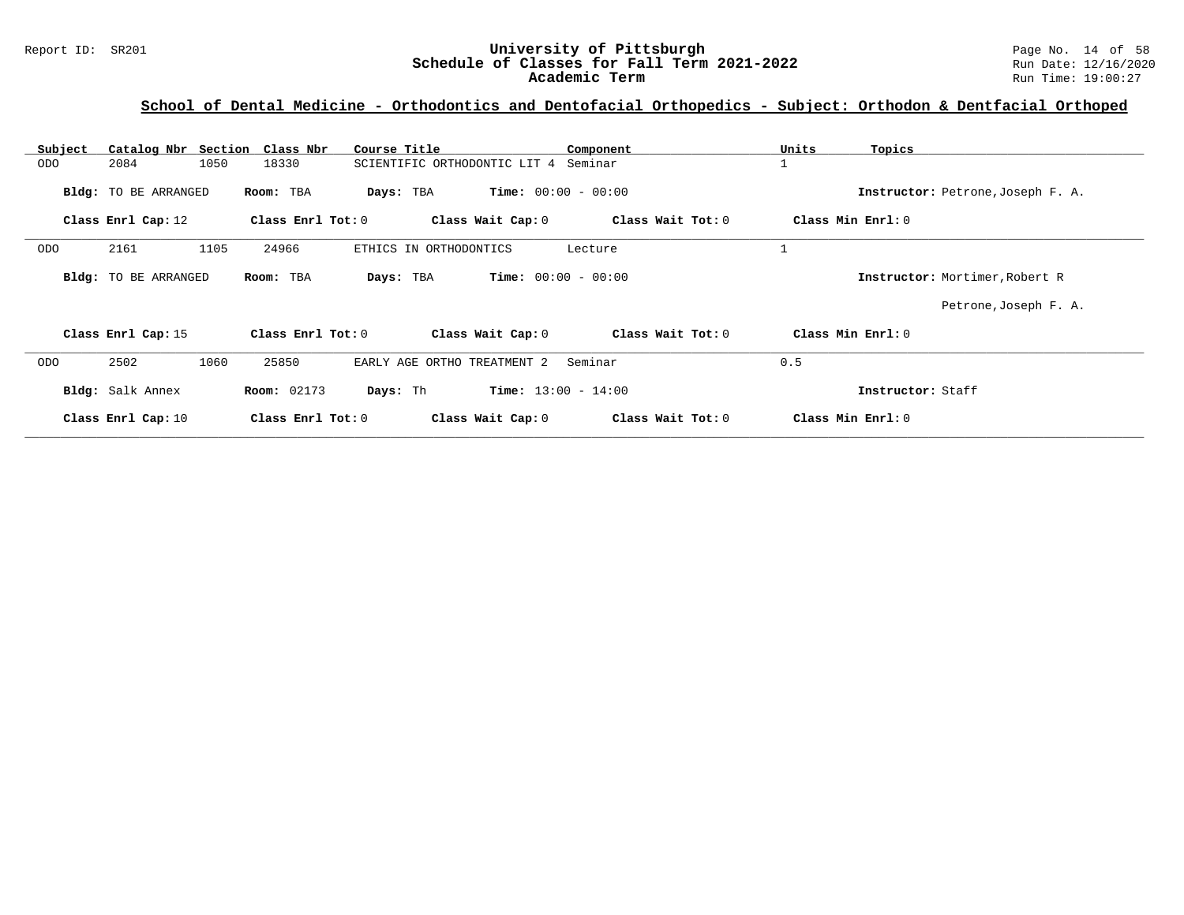## School of Dental Medicine - Orthodontics and Dentofacial Orthopedics - Subject: Orthodon & Dentfacial Orthoped

| Subject | Catalog Nbr | Section | Class Nbr | Course Title | Component | Units | Topics |
|---|---|---|---|---|---|---|---|
| ODO | 2084 | 1050 | 18330 | SCIENTIFIC ORTHODONTIC LIT 4 | Seminar | 1 | |

**Bldg:** TO BE ARRANGED **Room:** TBA **Days:** TBA **Time:** 00:00 - 00:00 **Instructor:** Petrone,Joseph F. A.

**Class Enrl Cap:** 12 **Class Enrl Tot:** 0 **Class Wait Cap:** 0 **Class Wait Tot:** 0 **Class Min Enrl:** 0

| Subject | Catalog Nbr | Section | Class Nbr | Course Title | Component | Units | Topics |
|---|---|---|---|---|---|---|---|
| ODO | 2161 | 1105 | 24966 | ETHICS IN ORTHODONTICS | Lecture | 1 | |

**Bldg:** TO BE ARRANGED **Room:** TBA **Days:** TBA **Time:** 00:00 - 00:00 **Instructor:** Mortimer,Robert R

Petrone,Joseph F. A.

**Class Enrl Cap:** 15 **Class Enrl Tot:** 0 **Class Wait Cap:** 0 **Class Wait Tot:** 0 **Class Min Enrl:** 0

| Subject | Catalog Nbr | Section | Class Nbr | Course Title | Component | Units | Topics |
|---|---|---|---|---|---|---|---|
| ODO | 2502 | 1060 | 25850 | EARLY AGE ORTHO TREATMENT 2 | Seminar | 0.5 | |

**Bldg:** Salk Annex **Room:** 02173 **Days:** Th **Time:** 13:00 - 14:00 **Instructor:** Staff

**Class Enrl Cap:** 10 **Class Enrl Tot:** 0 **Class Wait Cap:** 0 **Class Wait Tot:** 0 **Class Min Enrl:** 0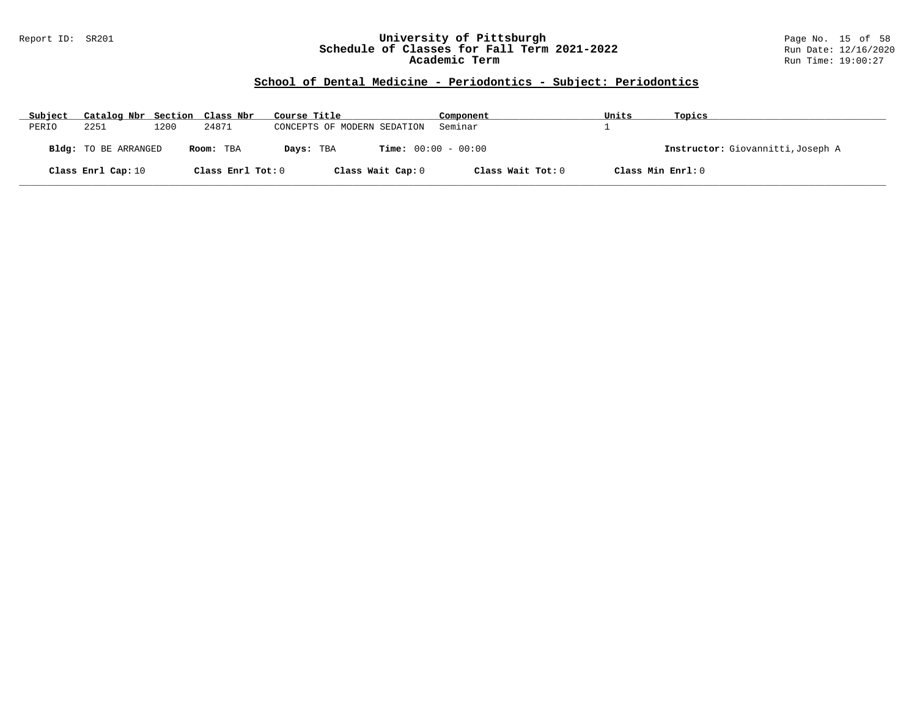## School of Dental Medicine - Periodontics - Subject: Periodontics

| Subject | Catalog Nbr | Section | Class Nbr | Course Title | Component | Units | Topics |
|---|---|---|---|---|---|---|---|
| PERIO | 2251 | 1200 | 24871 | CONCEPTS OF MODERN SEDATION | Seminar | 1 | |

**Bldg:** TO BE ARRANGED **Room:** TBA **Days:** TBA **Time:** 00:00 - 00:00 **Instructor:** Giovannitti,Joseph A

**Class Enrl Cap:** 10 **Class Enrl Tot:** 0 **Class Wait Cap:** 0 **Class Wait Tot:** 0 **Class Min Enrl:** 0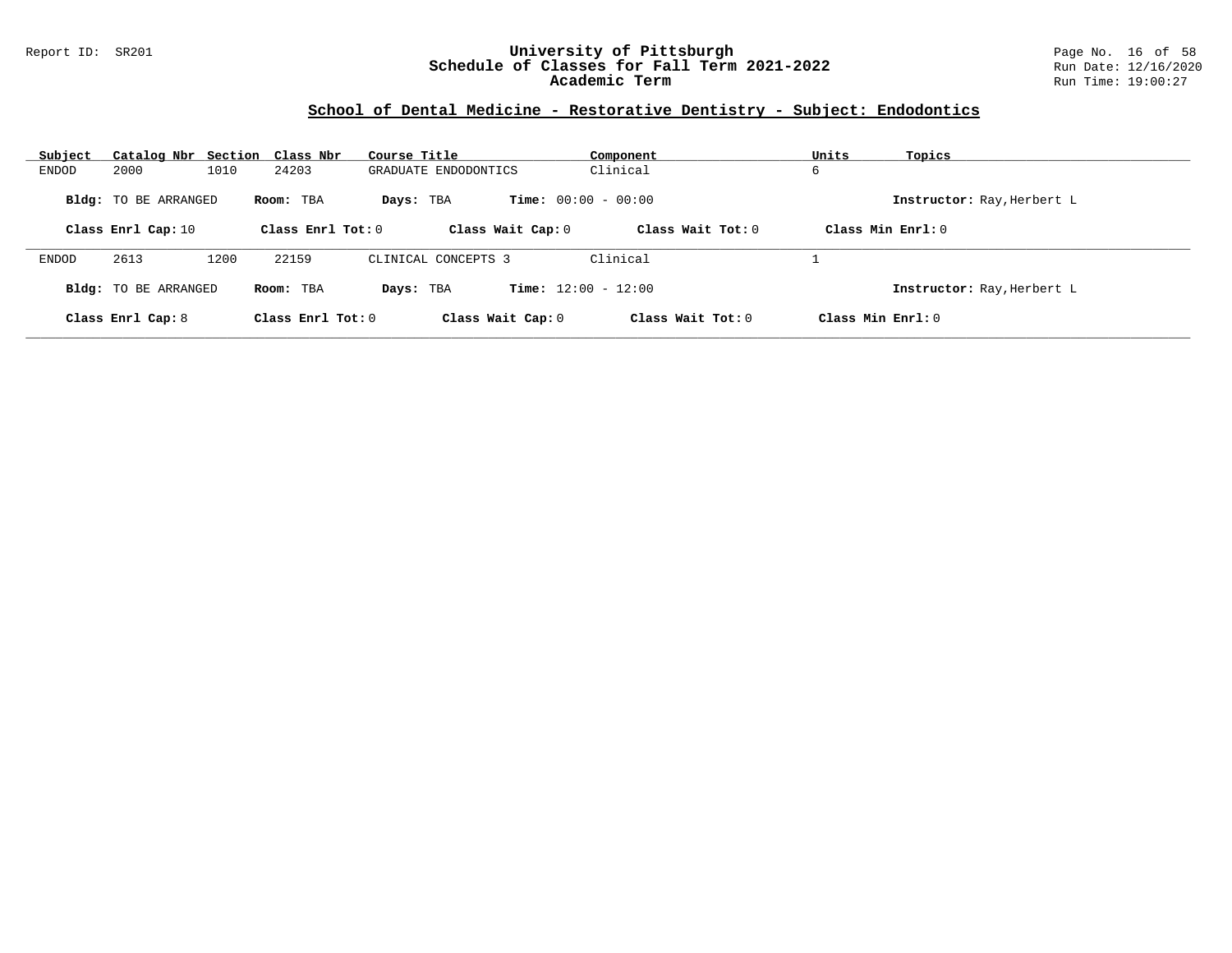## School of Dental Medicine - Restorative Dentistry - Subject: Endodontics

| Subject | Catalog Nbr | Section | Class Nbr | Course Title | Component | Units | Topics |
|---|---|---|---|---|---|---|---|
| ENDOD | 2000 | 1010 | 24203 | GRADUATE ENDODONTICS | Clinical | 6 | |

**Bldg:** TO BE ARRANGED **Room:** TBA **Days:** TBA **Time:** 00:00 - 00:00 **Instructor:** Ray,Herbert L

**Class Enrl Cap:** 10 **Class Enrl Tot:** 0 **Class Wait Cap:** 0 **Class Wait Tot:** 0 **Class Min Enrl:** 0

---

| Subject | Catalog Nbr | Section | Class Nbr | Course Title | Component | Units | Topics |
|---|---|---|---|---|---|---|---|
| ENDOD | 2613 | 1200 | 22159 | CLINICAL CONCEPTS 3 | Clinical | 1 | |

**Bldg:** TO BE ARRANGED **Room:** TBA **Days:** TBA **Time:** 12:00 - 12:00 **Instructor:** Ray,Herbert L

**Class Enrl Cap:** 8 **Class Enrl Tot:** 0 **Class Wait Cap:** 0 **Class Wait Tot:** 0 **Class Min Enrl:** 0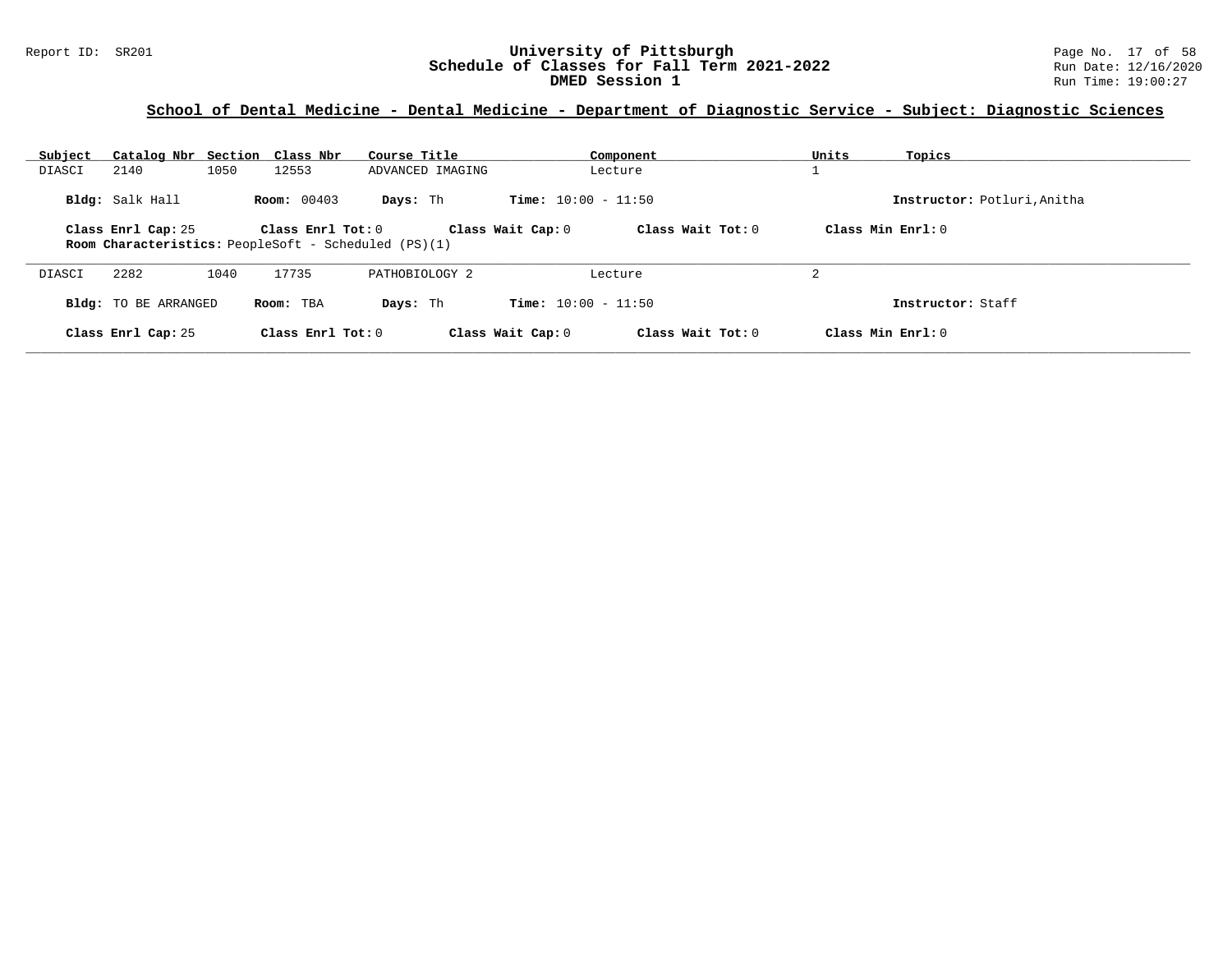## School of Dental Medicine - Dental Medicine - Department of Diagnostic Service - Subject: Diagnostic Sciences

| Subject | Catalog Nbr | Section | Class Nbr | Course Title | Component | Units | Topics |
|---|---|---|---|---|---|---|---|
| DIASCI | 2140 | 1050 | 12553 | ADVANCED IMAGING | Lecture | 1 | |

**Bldg:** Salk Hall **Room:** 00403 **Days:** Th **Time:** 10:00 - 11:50 **Instructor:** Potluri,Anitha

**Class Enrl Cap:** 25 **Class Enrl Tot:** 0 **Class Wait Cap:** 0 **Class Wait Tot:** 0 **Class Min Enrl:** 0

**Room Characteristics:** PeopleSoft - Scheduled (PS)(1)

---

| Subject | Catalog Nbr | Section | Class Nbr | Course Title | Component | Units | Topics |
|---|---|---|---|---|---|---|---|
| DIASCI | 2282 | 1040 | 17735 | PATHOBIOLOGY 2 | Lecture | 2 | |

**Bldg:** TO BE ARRANGED **Room:** TBA **Days:** Th **Time:** 10:00 - 11:50 **Instructor:** Staff

**Class Enrl Cap:** 25 **Class Enrl Tot:** 0 **Class Wait Cap:** 0 **Class Wait Tot:** 0 **Class Min Enrl:** 0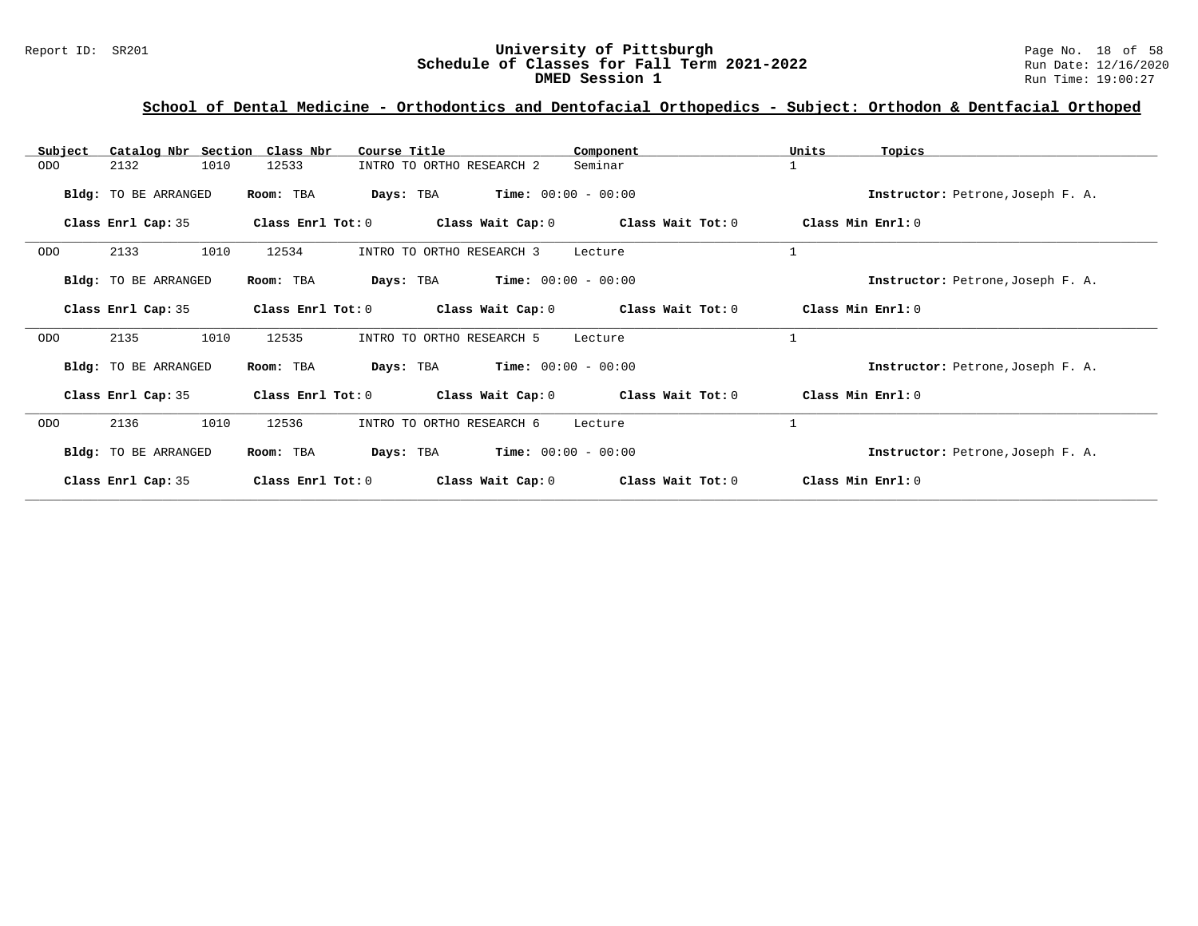## School of Dental Medicine - Orthodontics and Dentofacial Orthopedics - Subject: Orthodon & Dentfacial Orthoped

| Subject | Catalog Nbr | Section | Class Nbr | Course Title | Component | Units | Topics |
|---|---|---|---|---|---|---|---|
| ODO | 2132 | 1010 | 12533 | INTRO TO ORTHO RESEARCH 2 | Seminar | 1 | |

**Bldg:** TO BE ARRANGED **Room:** TBA **Days:** TBA **Time:** 00:00 - 00:00 **Instructor:** Petrone,Joseph F. A.

**Class Enrl Cap:** 35 **Class Enrl Tot:** 0 **Class Wait Cap:** 0 **Class Wait Tot:** 0 **Class Min Enrl:** 0

| Subject | Catalog Nbr | Section | Class Nbr | Course Title | Component | Units | Topics |
|---|---|---|---|---|---|---|---|
| ODO | 2133 | 1010 | 12534 | INTRO TO ORTHO RESEARCH 3 | Lecture | 1 | |

**Bldg:** TO BE ARRANGED **Room:** TBA **Days:** TBA **Time:** 00:00 - 00:00 **Instructor:** Petrone,Joseph F. A.

**Class Enrl Cap:** 35 **Class Enrl Tot:** 0 **Class Wait Cap:** 0 **Class Wait Tot:** 0 **Class Min Enrl:** 0

| Subject | Catalog Nbr | Section | Class Nbr | Course Title | Component | Units | Topics |
|---|---|---|---|---|---|---|---|
| ODO | 2135 | 1010 | 12535 | INTRO TO ORTHO RESEARCH 5 | Lecture | 1 | |

**Bldg:** TO BE ARRANGED **Room:** TBA **Days:** TBA **Time:** 00:00 - 00:00 **Instructor:** Petrone,Joseph F. A.

**Class Enrl Cap:** 35 **Class Enrl Tot:** 0 **Class Wait Cap:** 0 **Class Wait Tot:** 0 **Class Min Enrl:** 0

| Subject | Catalog Nbr | Section | Class Nbr | Course Title | Component | Units | Topics |
|---|---|---|---|---|---|---|---|
| ODO | 2136 | 1010 | 12536 | INTRO TO ORTHO RESEARCH 6 | Lecture | 1 | |

**Bldg:** TO BE ARRANGED **Room:** TBA **Days:** TBA **Time:** 00:00 - 00:00 **Instructor:** Petrone,Joseph F. A.

**Class Enrl Cap:** 35 **Class Enrl Tot:** 0 **Class Wait Cap:** 0 **Class Wait Tot:** 0 **Class Min Enrl:** 0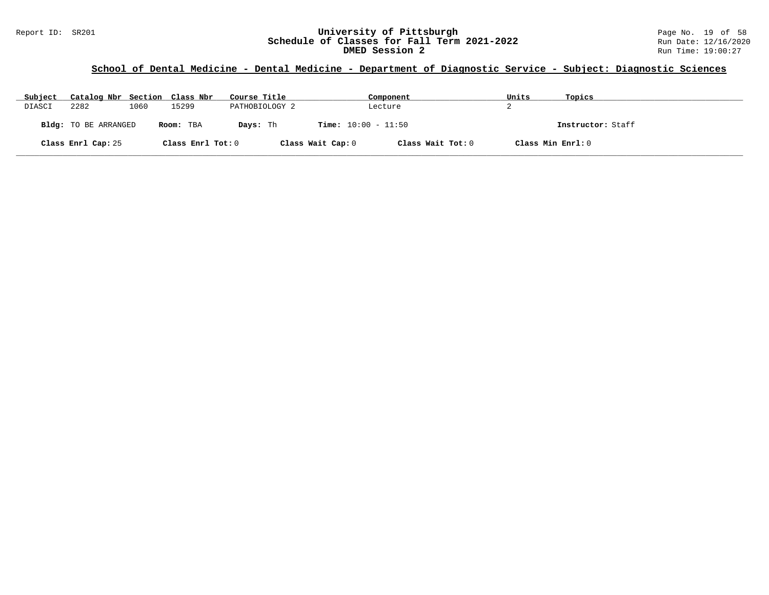**Report ID: SR201**

# University of Pittsburgh
## Schedule of Classes for Fall Term 2021-2022
## DMED Session 2

Run Date: 12/16/2020
Run Time: 19:00:27

### School of Dental Medicine - Dental Medicine - Department of Diagnostic Service - Subject: Diagnostic Sciences

| Subject | Catalog Nbr | Section | Class Nbr | Course Title | Component | Units | Topics |
|---|---|---|---|---|---|---|---|
| DIASCI | 2282 | 1060 | 15299 | PATHOBIOLOGY 2 | Lecture | 2 | |

**Bldg:** TO BE ARRANGED **Room:** TBA **Days:** Th **Time:** 10:00 - 11:50 **Instructor:** Staff

**Class Enrl Cap:** 25 **Class Enrl Tot:** 0 **Class Wait Cap:** 0 **Class Wait Tot:** 0 **Class Min Enrl:** 0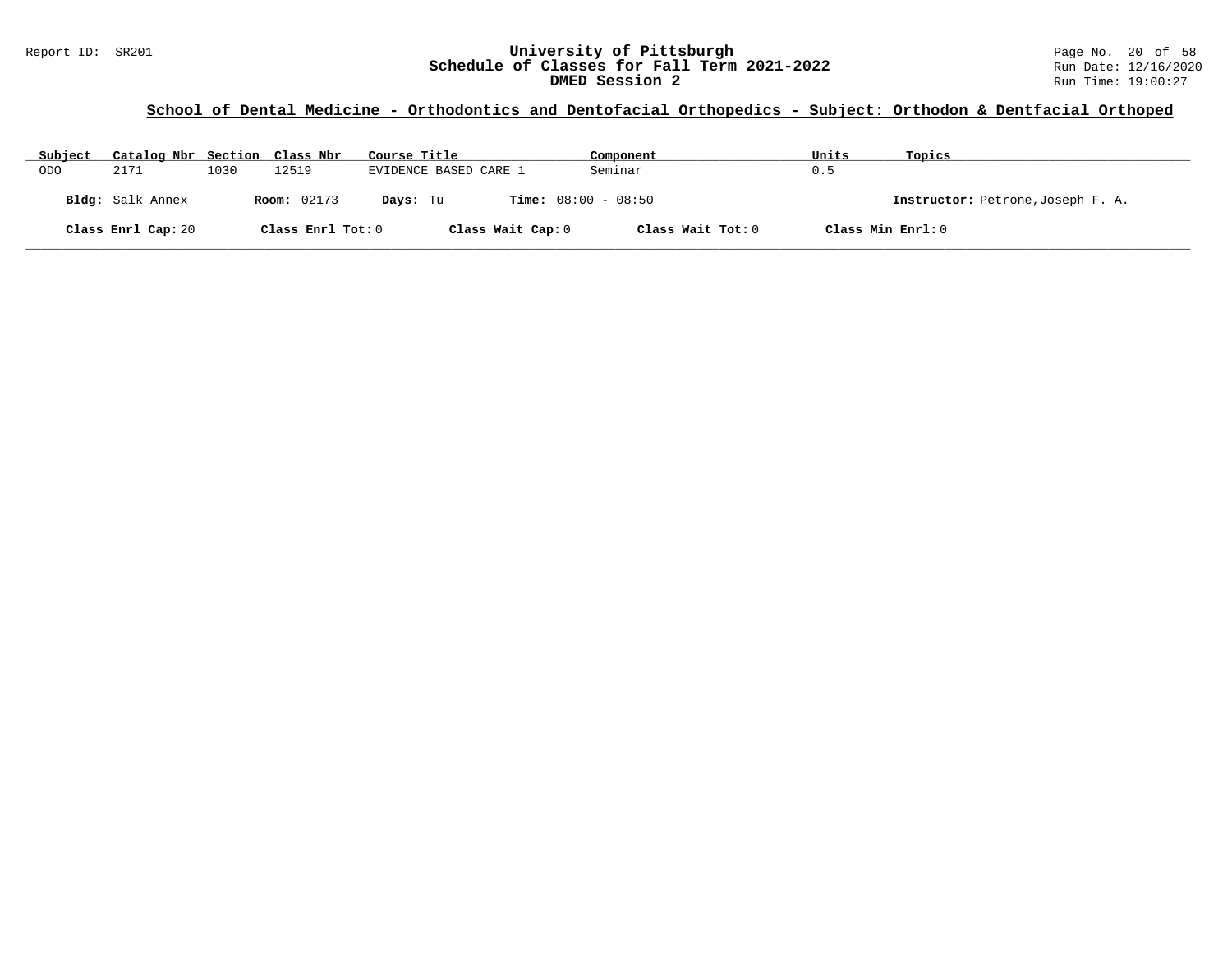## School of Dental Medicine - Orthodontics and Dentofacial Orthopedics - Subject: Orthodon & Dentfacial Orthoped

| Subject | Catalog Nbr | Section | Class Nbr | Course Title | Component | Units | Topics |
|---|---|---|---|---|---|---|---|
| ODO | 2171 | 1030 | 12519 | EVIDENCE BASED CARE 1 | Seminar | 0.5 | |

**Bldg:** Salk Annex **Room:** 02173 **Days:** Tu **Time:** 08:00 - 08:50 **Instructor:** Petrone,Joseph F. A.

**Class Enrl Cap:** 20 **Class Enrl Tot:** 0 **Class Wait Cap:** 0 **Class Wait Tot:** 0 **Class Min Enrl:** 0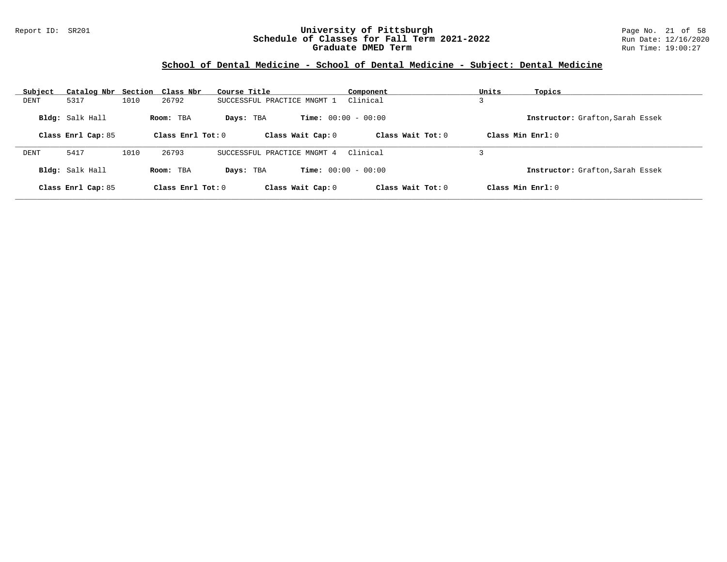## School of Dental Medicine - School of Dental Medicine - Subject: Dental Medicine

| Subject | Catalog Nbr | Section | Class Nbr | Course Title | Component | Units | Topics |
|---|---|---|---|---|---|---|---|
| DENT | 5317 | 1010 | 26792 | SUCCESSFUL PRACTICE MNGMT 1 | Clinical | 3 | |

**Bldg:** Salk Hall **Room:** TBA **Days:** TBA **Time:** 00:00 - 00:00 **Instructor:** Grafton,Sarah Essek

**Class Enrl Cap:** 85 **Class Enrl Tot:** 0 **Class Wait Cap:** 0 **Class Wait Tot:** 0 **Class Min Enrl:** 0

---

| Subject | Catalog Nbr | Section | Class Nbr | Course Title | Component | Units | Topics |
|---|---|---|---|---|---|---|---|
| DENT | 5417 | 1010 | 26793 | SUCCESSFUL PRACTICE MNGMT 4 | Clinical | 3 | |

**Bldg:** Salk Hall **Room:** TBA **Days:** TBA **Time:** 00:00 - 00:00 **Instructor:** Grafton,Sarah Essek

**Class Enrl Cap:** 85 **Class Enrl Tot:** 0 **Class Wait Cap:** 0 **Class Wait Tot:** 0 **Class Min Enrl:** 0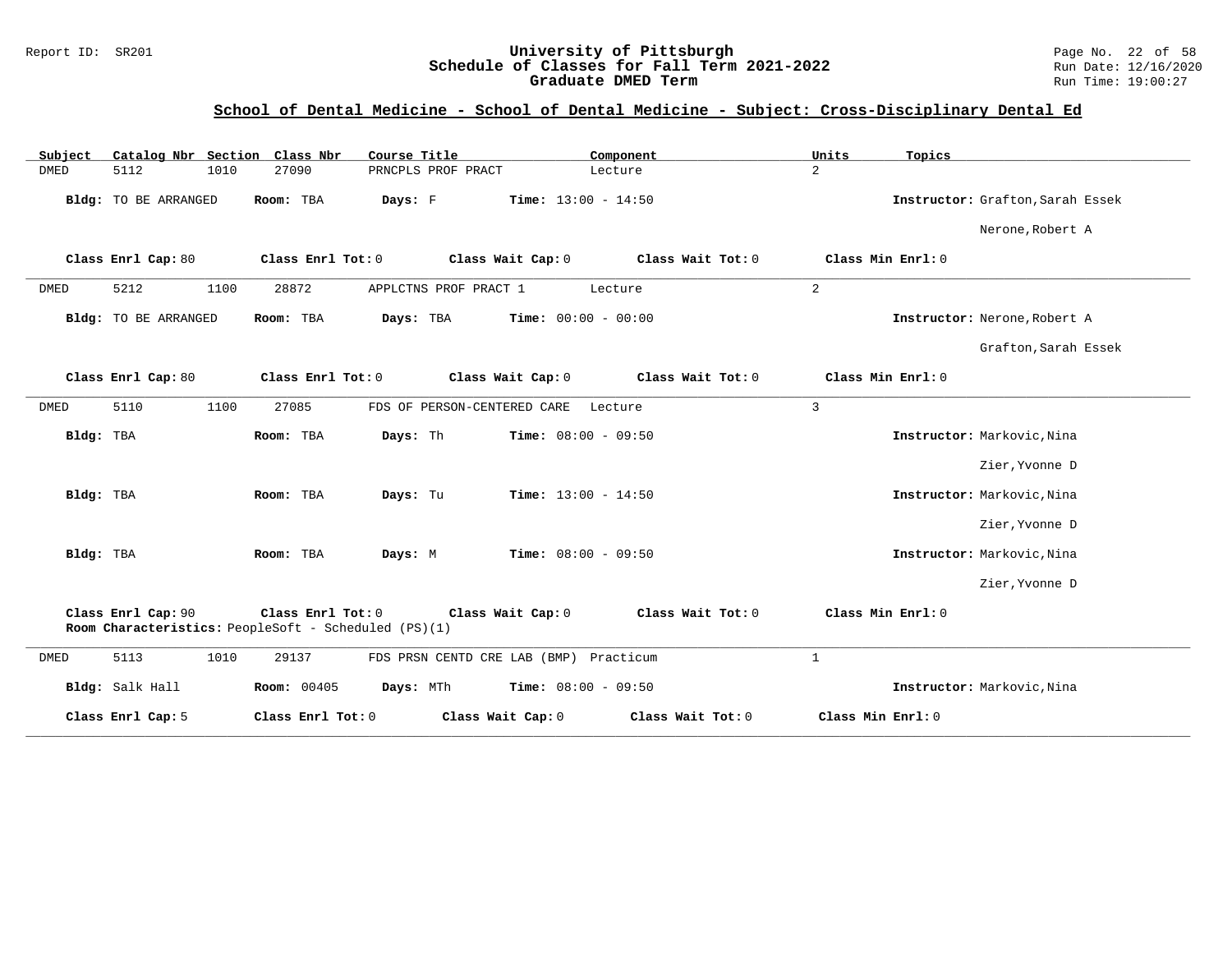## School of Dental Medicine - School of Dental Medicine - Subject: Cross-Disciplinary Dental Ed

| Subject | Catalog Nbr | Section | Class Nbr | Course Title | Component | Units | Topics |
|---|---|---|---|---|---|---|---|
| DMED | 5112 | 1010 | 27090 | PRNCPLS PROF PRACT | Lecture | 2 | |

**Bldg:** TO BE ARRANGED **Room:** TBA **Days:** F **Time:** 13:00 - 14:50 **Instructor:** Grafton,Sarah Essek

Nerone,Robert A

**Class Enrl Cap:** 80 **Class Enrl Tot:** 0 **Class Wait Cap:** 0 **Class Wait Tot:** 0 **Class Min Enrl:** 0

| Subject | Catalog Nbr | Section | Class Nbr | Course Title | Component | Units | Topics |
|---|---|---|---|---|---|---|---|
| DMED | 5212 | 1100 | 28872 | APPLCTNS PROF PRACT 1 | Lecture | 2 | |

**Bldg:** TO BE ARRANGED **Room:** TBA **Days:** TBA **Time:** 00:00 - 00:00 **Instructor:** Nerone,Robert A

Grafton,Sarah Essek

**Class Enrl Cap:** 80 **Class Enrl Tot:** 0 **Class Wait Cap:** 0 **Class Wait Tot:** 0 **Class Min Enrl:** 0

| Subject | Catalog Nbr | Section | Class Nbr | Course Title | Component | Units | Topics |
|---|---|---|---|---|---|---|---|
| DMED | 5110 | 1100 | 27085 | FDS OF PERSON-CENTERED CARE | Lecture | 3 | |

**Bldg:** TBA **Room:** TBA **Days:** Th **Time:** 08:00 - 09:50 **Instructor:** Markovic,Nina

Zier,Yvonne D

**Bldg:** TBA **Room:** TBA **Days:** Tu **Time:** 13:00 - 14:50 **Instructor:** Markovic,Nina

Zier,Yvonne D

**Bldg:** TBA **Room:** TBA **Days:** M **Time:** 08:00 - 09:50 **Instructor:** Markovic,Nina

Zier,Yvonne D

**Class Enrl Cap:** 90 **Class Enrl Tot:** 0 **Class Wait Cap:** 0 **Class Wait Tot:** 0 **Class Min Enrl:** 0
**Room Characteristics:** PeopleSoft - Scheduled (PS)(1)

| Subject | Catalog Nbr | Section | Class Nbr | Course Title | Component | Units | Topics |
|---|---|---|---|---|---|---|---|
| DMED | 5113 | 1010 | 29137 | FDS PRSN CENTD CRE LAB (BMP) | Practicum | 1 | |

**Bldg:** Salk Hall **Room:** 00405 **Days:** MTh **Time:** 08:00 - 09:50 **Instructor:** Markovic,Nina

**Class Enrl Cap:** 5 **Class Enrl Tot:** 0 **Class Wait Cap:** 0 **Class Wait Tot:** 0 **Class Min Enrl:** 0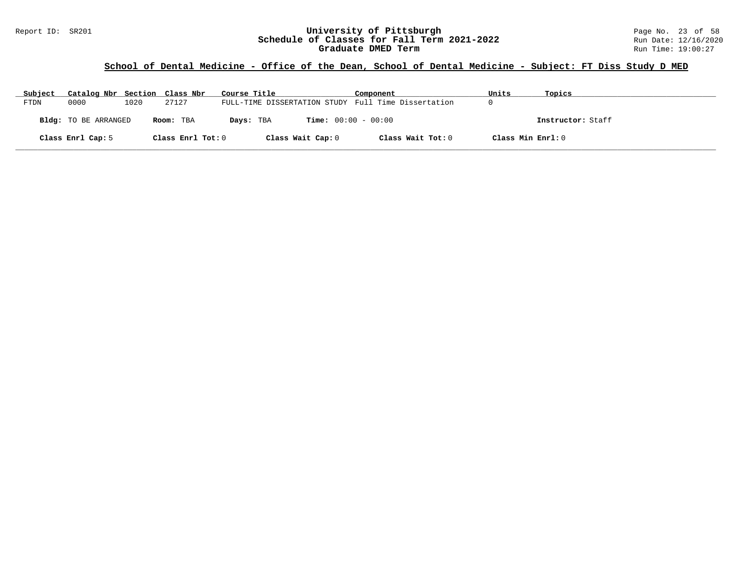## School of Dental Medicine - Office of the Dean, School of Dental Medicine - Subject: FT Diss Study D MED

| Subject | Catalog Nbr | Section | Class Nbr | Course Title | Component | Units | Topics |
|---|---|---|---|---|---|---|---|
| FTDN | 0000 | 1020 | 27127 | FULL-TIME DISSERTATION STUDY | Full Time Dissertation | 0 | |

**Bldg:** TO BE ARRANGED **Room:** TBA **Days:** TBA **Time:** 00:00 - 00:00 **Instructor:** Staff

**Class Enrl Cap:** 5 **Class Enrl Tot:** 0 **Class Wait Cap:** 0 **Class Wait Tot:** 0 **Class Min Enrl:** 0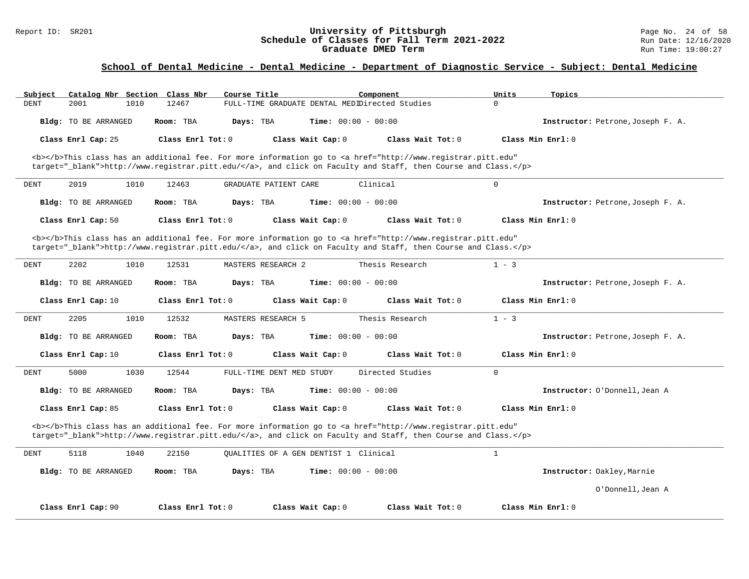## School of Dental Medicine - Dental Medicine - Department of Diagnostic Service - Subject: Dental Medicine

| Subject | Catalog Nbr | Section | Class Nbr | Course Title | Component | Units | Topics |
|---|---|---|---|---|---|---|---|
| DENT | 2001 | 1010 | 12467 | FULL-TIME GRADUATE DENTAL MEDIDirected Studies | | 0 | |

**Bldg:** TO BE ARRANGED **Room:** TBA **Days:** TBA **Time:** 00:00 - 00:00 **Instructor:** Petrone,Joseph F. A.

**Class Enrl Cap:** 25 **Class Enrl Tot:** 0 **Class Wait Cap:** 0 **Class Wait Tot:** 0 **Class Min Enrl:** 0

<b></b>This class has an additional fee. For more information go to <a href="http://www.registrar.pitt.edu" target="_blank">http://www.registrar.pitt.edu/</a>, and click on Faculty and Staff, then Course and Class.</p>

---

| Subject | Catalog Nbr | Section | Class Nbr | Course Title | Component | Units | Topics |
|---|---|---|---|---|---|---|---|
| DENT | 2019 | 1010 | 12463 | GRADUATE PATIENT CARE | Clinical | 0 | |

**Bldg:** TO BE ARRANGED **Room:** TBA **Days:** TBA **Time:** 00:00 - 00:00 **Instructor:** Petrone,Joseph F. A.

**Class Enrl Cap:** 50 **Class Enrl Tot:** 0 **Class Wait Cap:** 0 **Class Wait Tot:** 0 **Class Min Enrl:** 0

<b></b>This class has an additional fee. For more information go to <a href="http://www.registrar.pitt.edu" target="_blank">http://www.registrar.pitt.edu/</a>, and click on Faculty and Staff, then Course and Class.</p>

---

| Subject | Catalog Nbr | Section | Class Nbr | Course Title | Component | Units | Topics |
|---|---|---|---|---|---|---|---|
| DENT | 2202 | 1010 | 12531 | MASTERS RESEARCH 2 | Thesis Research | 1 - 3 | |

**Bldg:** TO BE ARRANGED **Room:** TBA **Days:** TBA **Time:** 00:00 - 00:00 **Instructor:** Petrone,Joseph F. A.

**Class Enrl Cap:** 10 **Class Enrl Tot:** 0 **Class Wait Cap:** 0 **Class Wait Tot:** 0 **Class Min Enrl:** 0

---

| Subject | Catalog Nbr | Section | Class Nbr | Course Title | Component | Units | Topics |
|---|---|---|---|---|---|---|---|
| DENT | 2205 | 1010 | 12532 | MASTERS RESEARCH 5 | Thesis Research | 1 - 3 | |

**Bldg:** TO BE ARRANGED **Room:** TBA **Days:** TBA **Time:** 00:00 - 00:00 **Instructor:** Petrone,Joseph F. A.

**Class Enrl Cap:** 10 **Class Enrl Tot:** 0 **Class Wait Cap:** 0 **Class Wait Tot:** 0 **Class Min Enrl:** 0

---

| Subject | Catalog Nbr | Section | Class Nbr | Course Title | Component | Units | Topics |
|---|---|---|---|---|---|---|---|
| DENT | 5000 | 1030 | 12544 | FULL-TIME DENT MED STUDY | Directed Studies | 0 | |

**Bldg:** TO BE ARRANGED **Room:** TBA **Days:** TBA **Time:** 00:00 - 00:00 **Instructor:** O'Donnell,Jean A

**Class Enrl Cap:** 85 **Class Enrl Tot:** 0 **Class Wait Cap:** 0 **Class Wait Tot:** 0 **Class Min Enrl:** 0

<b></b>This class has an additional fee. For more information go to <a href="http://www.registrar.pitt.edu" target="_blank">http://www.registrar.pitt.edu/</a>, and click on Faculty and Staff, then Course and Class.</p>

---

| Subject | Catalog Nbr | Section | Class Nbr | Course Title | Component | Units | Topics |
|---|---|---|---|---|---|---|---|
| DENT | 5118 | 1040 | 22150 | QUALITIES OF A GEN DENTIST 1 | Clinical | 1 | |

**Bldg:** TO BE ARRANGED **Room:** TBA **Days:** TBA **Time:** 00:00 - 00:00 **Instructor:** Oakley,Marnie

O'Donnell,Jean A

**Class Enrl Cap:** 90 **Class Enrl Tot:** 0 **Class Wait Cap:** 0 **Class Wait Tot:** 0 **Class Min Enrl:** 0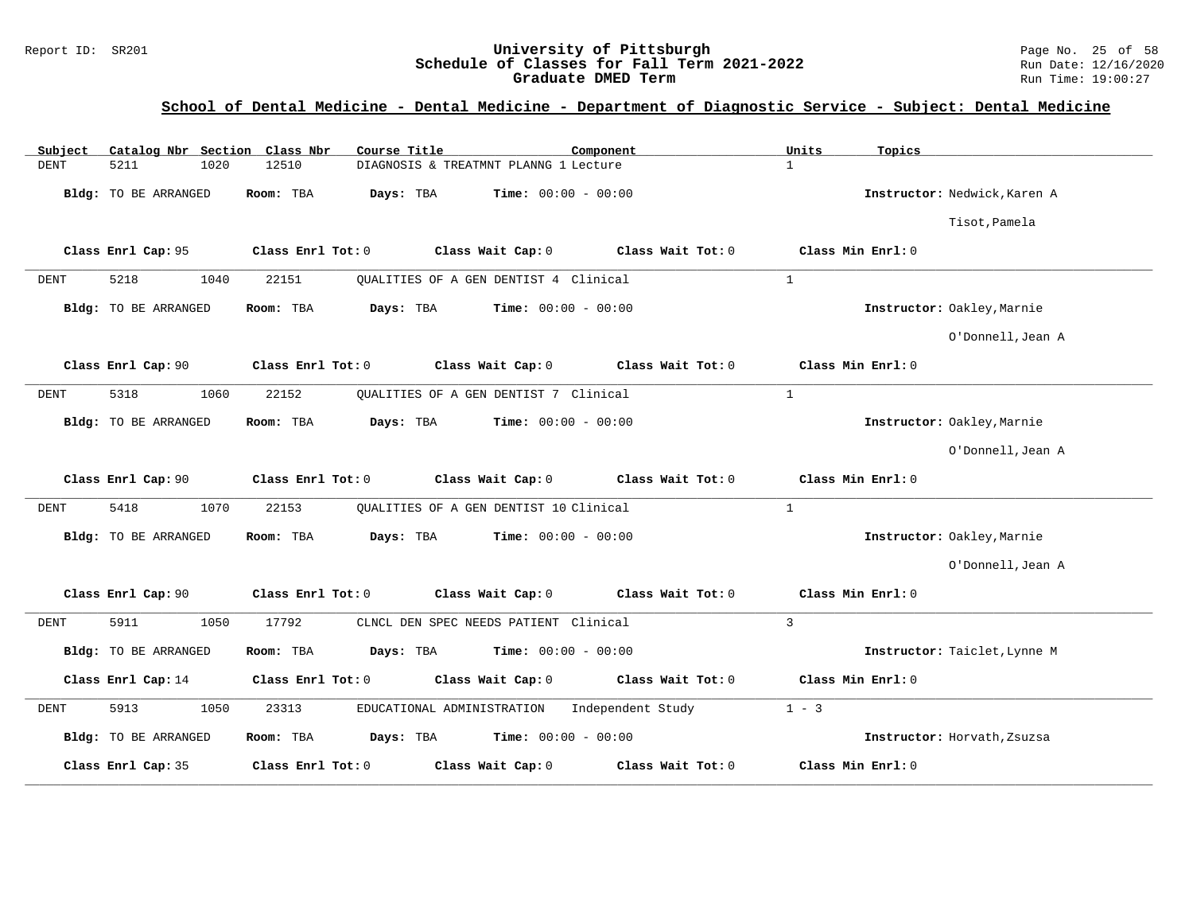## School of Dental Medicine - Dental Medicine - Department of Diagnostic Service - Subject: Dental Medicine

| Subject | Catalog Nbr | Section | Class Nbr | Course Title | Component | Units | Topics |
|---|---|---|---|---|---|---|---|
| DENT | 5211 | 1020 | 12510 | DIAGNOSIS & TREATMNT PLANNG 1 | Lecture | 1 | |

**Bldg:** TO BE ARRANGED **Room:** TBA **Days:** TBA **Time:** 00:00 - 00:00 **Instructor:** Nedwick,Karen A; Tisot,Pamela

**Class Enrl Cap:** 95 **Class Enrl Tot:** 0 **Class Wait Cap:** 0 **Class Wait Tot:** 0 **Class Min Enrl:** 0

| Subject | Catalog Nbr | Section | Class Nbr | Course Title | Component | Units | Topics |
|---|---|---|---|---|---|---|---|
| DENT | 5218 | 1040 | 22151 | QUALITIES OF A GEN DENTIST 4 | Clinical | 1 | |

**Bldg:** TO BE ARRANGED **Room:** TBA **Days:** TBA **Time:** 00:00 - 00:00 **Instructor:** Oakley,Marnie; O'Donnell,Jean A

**Class Enrl Cap:** 90 **Class Enrl Tot:** 0 **Class Wait Cap:** 0 **Class Wait Tot:** 0 **Class Min Enrl:** 0

| Subject | Catalog Nbr | Section | Class Nbr | Course Title | Component | Units | Topics |
|---|---|---|---|---|---|---|---|
| DENT | 5318 | 1060 | 22152 | QUALITIES OF A GEN DENTIST 7 | Clinical | 1 | |

**Bldg:** TO BE ARRANGED **Room:** TBA **Days:** TBA **Time:** 00:00 - 00:00 **Instructor:** Oakley,Marnie; O'Donnell,Jean A

**Class Enrl Cap:** 90 **Class Enrl Tot:** 0 **Class Wait Cap:** 0 **Class Wait Tot:** 0 **Class Min Enrl:** 0

| Subject | Catalog Nbr | Section | Class Nbr | Course Title | Component | Units | Topics |
|---|---|---|---|---|---|---|---|
| DENT | 5418 | 1070 | 22153 | QUALITIES OF A GEN DENTIST 10 | Clinical | 1 | |

**Bldg:** TO BE ARRANGED **Room:** TBA **Days:** TBA **Time:** 00:00 - 00:00 **Instructor:** Oakley,Marnie; O'Donnell,Jean A

**Class Enrl Cap:** 90 **Class Enrl Tot:** 0 **Class Wait Cap:** 0 **Class Wait Tot:** 0 **Class Min Enrl:** 0

| Subject | Catalog Nbr | Section | Class Nbr | Course Title | Component | Units | Topics |
|---|---|---|---|---|---|---|---|
| DENT | 5911 | 1050 | 17792 | CLNCL DEN SPEC NEEDS PATIENT | Clinical | 3 | |

**Bldg:** TO BE ARRANGED **Room:** TBA **Days:** TBA **Time:** 00:00 - 00:00 **Instructor:** Taiclet,Lynne M

**Class Enrl Cap:** 14 **Class Enrl Tot:** 0 **Class Wait Cap:** 0 **Class Wait Tot:** 0 **Class Min Enrl:** 0

| Subject | Catalog Nbr | Section | Class Nbr | Course Title | Component | Units | Topics |
|---|---|---|---|---|---|---|---|
| DENT | 5913 | 1050 | 23313 | EDUCATIONAL ADMINISTRATION | Independent Study | 1 - 3 | |

**Bldg:** TO BE ARRANGED **Room:** TBA **Days:** TBA **Time:** 00:00 - 00:00 **Instructor:** Horvath,Zsuzsa

**Class Enrl Cap:** 35 **Class Enrl Tot:** 0 **Class Wait Cap:** 0 **Class Wait Tot:** 0 **Class Min Enrl:** 0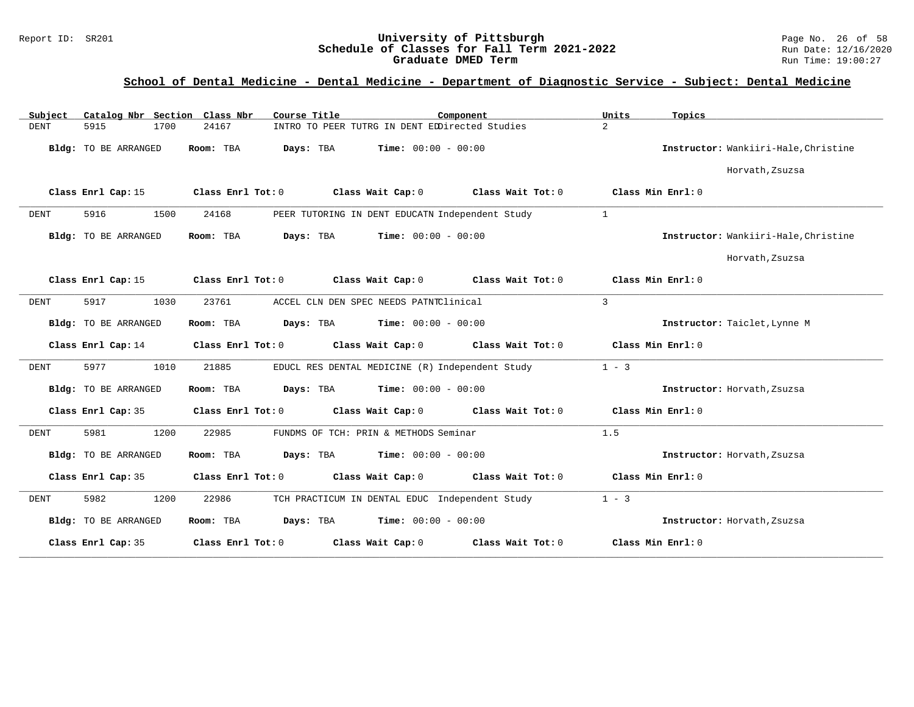## School of Dental Medicine - Dental Medicine - Department of Diagnostic Service - Subject: Dental Medicine

| Subject | Catalog Nbr | Section | Class Nbr | Course Title | Component | Units | Topics |
|---|---|---|---|---|---|---|---|
| DENT | 5915 | 1700 | 24167 | INTRO TO PEER TUTRG IN DENT ED | Directed Studies | 2 | |

**Bldg:** TO BE ARRANGED **Room:** TBA **Days:** TBA **Time:** 00:00 - 00:00 **Instructor:** Wankiiri-Hale,Christine Horvath,Zsuzsa

**Class Enrl Cap:** 15 **Class Enrl Tot:** 0 **Class Wait Cap:** 0 **Class Wait Tot:** 0 **Class Min Enrl:** 0

| Subject | Catalog Nbr | Section | Class Nbr | Course Title | Component | Units | Topics |
|---|---|---|---|---|---|---|---|
| DENT | 5916 | 1500 | 24168 | PEER TUTORING IN DENT EDUCATN | Independent Study | 1 | |

**Bldg:** TO BE ARRANGED **Room:** TBA **Days:** TBA **Time:** 00:00 - 00:00 **Instructor:** Wankiiri-Hale,Christine Horvath,Zsuzsa

**Class Enrl Cap:** 15 **Class Enrl Tot:** 0 **Class Wait Cap:** 0 **Class Wait Tot:** 0 **Class Min Enrl:** 0

| Subject | Catalog Nbr | Section | Class Nbr | Course Title | Component | Units | Topics |
|---|---|---|---|---|---|---|---|
| DENT | 5917 | 1030 | 23761 | ACCEL CLN DEN SPEC NEEDS PATNT | Clinical | 3 | |

**Bldg:** TO BE ARRANGED **Room:** TBA **Days:** TBA **Time:** 00:00 - 00:00 **Instructor:** Taiclet,Lynne M

**Class Enrl Cap:** 14 **Class Enrl Tot:** 0 **Class Wait Cap:** 0 **Class Wait Tot:** 0 **Class Min Enrl:** 0

| Subject | Catalog Nbr | Section | Class Nbr | Course Title | Component | Units | Topics |
|---|---|---|---|---|---|---|---|
| DENT | 5977 | 1010 | 21885 | EDUCL RES DENTAL MEDICINE (R) | Independent Study | 1 - 3 | |

**Bldg:** TO BE ARRANGED **Room:** TBA **Days:** TBA **Time:** 00:00 - 00:00 **Instructor:** Horvath,Zsuzsa

**Class Enrl Cap:** 35 **Class Enrl Tot:** 0 **Class Wait Cap:** 0 **Class Wait Tot:** 0 **Class Min Enrl:** 0

| Subject | Catalog Nbr | Section | Class Nbr | Course Title | Component | Units | Topics |
|---|---|---|---|---|---|---|---|
| DENT | 5981 | 1200 | 22985 | FUNDMS OF TCH: PRIN & METHODS | Seminar | 1.5 | |

**Bldg:** TO BE ARRANGED **Room:** TBA **Days:** TBA **Time:** 00:00 - 00:00 **Instructor:** Horvath,Zsuzsa

**Class Enrl Cap:** 35 **Class Enrl Tot:** 0 **Class Wait Cap:** 0 **Class Wait Tot:** 0 **Class Min Enrl:** 0

| Subject | Catalog Nbr | Section | Class Nbr | Course Title | Component | Units | Topics |
|---|---|---|---|---|---|---|---|
| DENT | 5982 | 1200 | 22986 | TCH PRACTICUM IN DENTAL EDUC | Independent Study | 1 - 3 | |

**Bldg:** TO BE ARRANGED **Room:** TBA **Days:** TBA **Time:** 00:00 - 00:00 **Instructor:** Horvath,Zsuzsa

**Class Enrl Cap:** 35 **Class Enrl Tot:** 0 **Class Wait Cap:** 0 **Class Wait Tot:** 0 **Class Min Enrl:** 0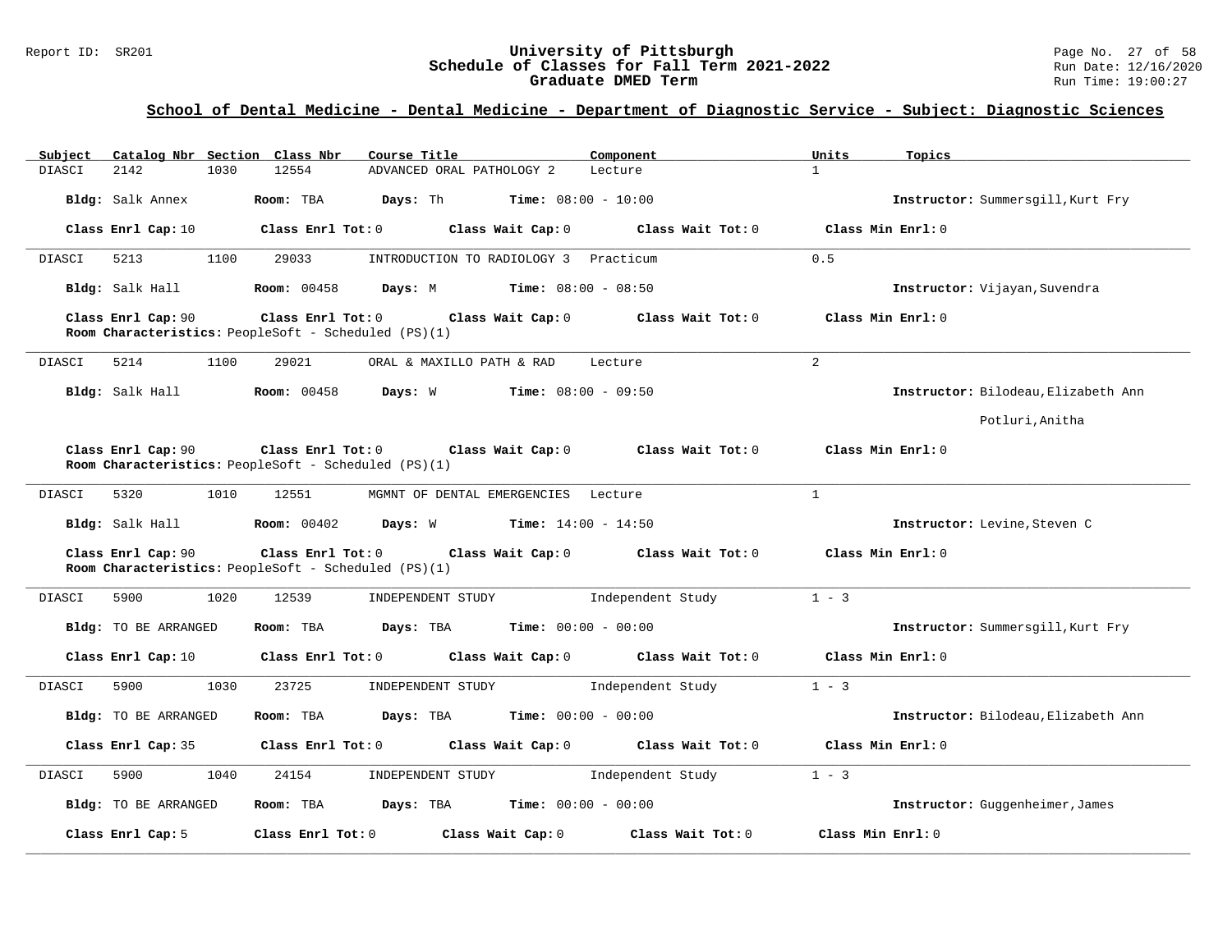## School of Dental Medicine - Dental Medicine - Department of Diagnostic Service - Subject: Diagnostic Sciences

| Subject | Catalog Nbr | Section | Class Nbr | Course Title | Component | Units | Topics |
|---|---|---|---|---|---|---|---|
| DIASCI | 2142 | 1030 | 12554 | ADVANCED ORAL PATHOLOGY 2 | Lecture | 1 | |

**Bldg:** Salk Annex **Room:** TBA **Days:** Th **Time:** 08:00 - 10:00 **Instructor:** Summersgill,Kurt Fry

**Class Enrl Cap:** 10 **Class Enrl Tot:** 0 **Class Wait Cap:** 0 **Class Wait Tot:** 0 **Class Min Enrl:** 0

---

| Subject | Catalog Nbr | Section | Class Nbr | Course Title | Component | Units | Topics |
|---|---|---|---|---|---|---|---|
| DIASCI | 5213 | 1100 | 29033 | INTRODUCTION TO RADIOLOGY 3 | Practicum | 0.5 | |

**Bldg:** Salk Hall **Room:** 00458 **Days:** M **Time:** 08:00 - 08:50 **Instructor:** Vijayan,Suvendra

**Class Enrl Cap:** 90 **Class Enrl Tot:** 0 **Class Wait Cap:** 0 **Class Wait Tot:** 0 **Class Min Enrl:** 0
**Room Characteristics:** PeopleSoft - Scheduled (PS)(1)

---

| Subject | Catalog Nbr | Section | Class Nbr | Course Title | Component | Units | Topics |
|---|---|---|---|---|---|---|---|
| DIASCI | 5214 | 1100 | 29021 | ORAL & MAXILLO PATH & RAD | Lecture | 2 | |

**Bldg:** Salk Hall **Room:** 00458 **Days:** W **Time:** 08:00 - 09:50 **Instructor:** Bilodeau,Elizabeth Ann
Potluri,Anitha

**Class Enrl Cap:** 90 **Class Enrl Tot:** 0 **Class Wait Cap:** 0 **Class Wait Tot:** 0 **Class Min Enrl:** 0
**Room Characteristics:** PeopleSoft - Scheduled (PS)(1)

---

| Subject | Catalog Nbr | Section | Class Nbr | Course Title | Component | Units | Topics |
|---|---|---|---|---|---|---|---|
| DIASCI | 5320 | 1010 | 12551 | MGMNT OF DENTAL EMERGENCIES | Lecture | 1 | |

**Bldg:** Salk Hall **Room:** 00402 **Days:** W **Time:** 14:00 - 14:50 **Instructor:** Levine,Steven C

**Class Enrl Cap:** 90 **Class Enrl Tot:** 0 **Class Wait Cap:** 0 **Class Wait Tot:** 0 **Class Min Enrl:** 0
**Room Characteristics:** PeopleSoft - Scheduled (PS)(1)

---

| Subject | Catalog Nbr | Section | Class Nbr | Course Title | Component | Units | Topics |
|---|---|---|---|---|---|---|---|
| DIASCI | 5900 | 1020 | 12539 | INDEPENDENT STUDY | Independent Study | 1 - 3 | |

**Bldg:** TO BE ARRANGED **Room:** TBA **Days:** TBA **Time:** 00:00 - 00:00 **Instructor:** Summersgill,Kurt Fry

**Class Enrl Cap:** 10 **Class Enrl Tot:** 0 **Class Wait Cap:** 0 **Class Wait Tot:** 0 **Class Min Enrl:** 0

---

| Subject | Catalog Nbr | Section | Class Nbr | Course Title | Component | Units | Topics |
|---|---|---|---|---|---|---|---|
| DIASCI | 5900 | 1030 | 23725 | INDEPENDENT STUDY | Independent Study | 1 - 3 | |

**Bldg:** TO BE ARRANGED **Room:** TBA **Days:** TBA **Time:** 00:00 - 00:00 **Instructor:** Bilodeau,Elizabeth Ann

**Class Enrl Cap:** 35 **Class Enrl Tot:** 0 **Class Wait Cap:** 0 **Class Wait Tot:** 0 **Class Min Enrl:** 0

---

| Subject | Catalog Nbr | Section | Class Nbr | Course Title | Component | Units | Topics |
|---|---|---|---|---|---|---|---|
| DIASCI | 5900 | 1040 | 24154 | INDEPENDENT STUDY | Independent Study | 1 - 3 | |

**Bldg:** TO BE ARRANGED **Room:** TBA **Days:** TBA **Time:** 00:00 - 00:00 **Instructor:** Guggenheimer,James

**Class Enrl Cap:** 5 **Class Enrl Tot:** 0 **Class Wait Cap:** 0 **Class Wait Tot:** 0 **Class Min Enrl:** 0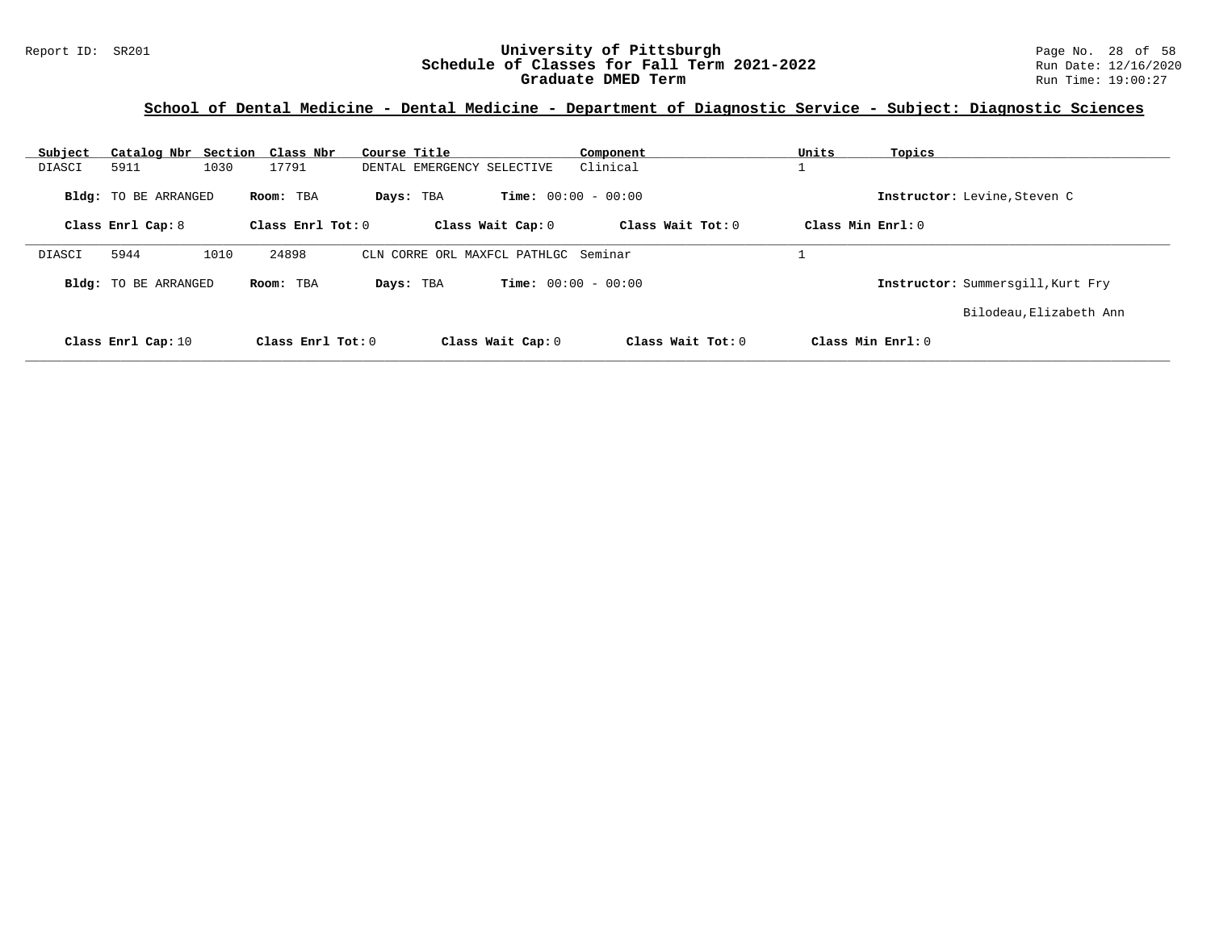## School of Dental Medicine - Dental Medicine - Department of Diagnostic Service - Subject: Diagnostic Sciences

| Subject | Catalog Nbr | Section | Class Nbr | Course Title | Component | Units | Topics |
|---|---|---|---|---|---|---|---|
| DIASCI | 5911 | 1030 | 17791 | DENTAL EMERGENCY SELECTIVE | Clinical | 1 | |

**Bldg:** TO BE ARRANGED **Room:** TBA **Days:** TBA **Time:** 00:00 - 00:00 **Instructor:** Levine,Steven C

**Class Enrl Cap:** 8 **Class Enrl Tot:** 0 **Class Wait Cap:** 0 **Class Wait Tot:** 0 **Class Min Enrl:** 0

---

| Subject | Catalog Nbr | Section | Class Nbr | Course Title | Component | Units | Topics |
|---|---|---|---|---|---|---|---|
| DIASCI | 5944 | 1010 | 24898 | CLN CORRE ORL MAXFCL PATHLGC | Seminar | 1 | |

**Bldg:** TO BE ARRANGED **Room:** TBA **Days:** TBA **Time:** 00:00 - 00:00 **Instructor:** Summersgill,Kurt Fry

Bilodeau,Elizabeth Ann

**Class Enrl Cap:** 10 **Class Enrl Tot:** 0 **Class Wait Cap:** 0 **Class Wait Tot:** 0 **Class Min Enrl:** 0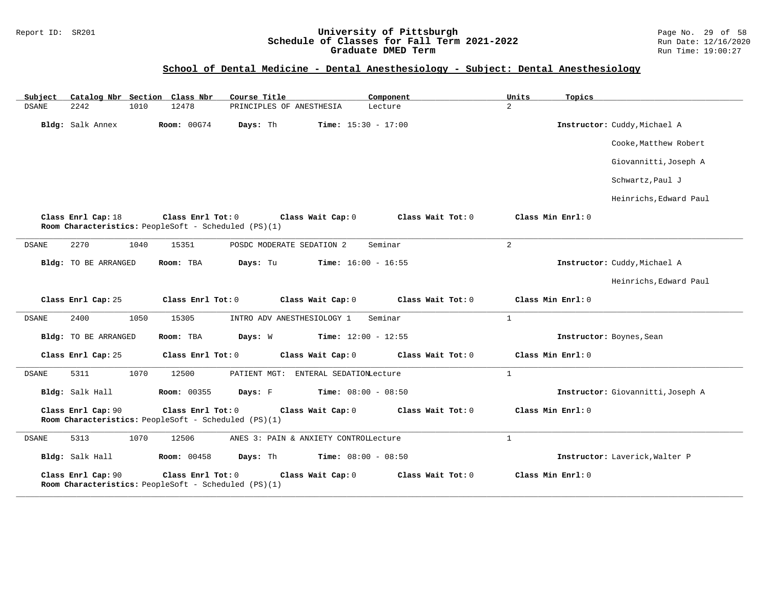## School of Dental Medicine - Dental Anesthesiology - Subject: Dental Anesthesiology

| Subject | Catalog Nbr | Section | Class Nbr | Course Title | Component | Units | Topics |
|---|---|---|---|---|---|---|---|
| DSANE | 2242 | 1010 | 12478 | PRINCIPLES OF ANESTHESIA | Lecture | 2 | |

**Bldg:** Salk Annex **Room:** 00G74 **Days:** Th **Time:** 15:30 - 17:00 **Instructor:** Cuddy,Michael A; Cooke,Matthew Robert; Giovannitti,Joseph A; Schwartz,Paul J; Heinrichs,Edward Paul

**Class Enrl Cap:** 18 **Class Enrl Tot:** 0 **Class Wait Cap:** 0 **Class Wait Tot:** 0 **Class Min Enrl:** 0
**Room Characteristics:** PeopleSoft - Scheduled (PS)(1)

---

| Subject | Catalog Nbr | Section | Class Nbr | Course Title | Component | Units | Topics |
|---|---|---|---|---|---|---|---|
| DSANE | 2270 | 1040 | 15351 | POSDC MODERATE SEDATION 2 | Seminar | 2 | |

**Bldg:** TO BE ARRANGED **Room:** TBA **Days:** Tu **Time:** 16:00 - 16:55 **Instructor:** Cuddy,Michael A; Heinrichs,Edward Paul

**Class Enrl Cap:** 25 **Class Enrl Tot:** 0 **Class Wait Cap:** 0 **Class Wait Tot:** 0 **Class Min Enrl:** 0

---

| Subject | Catalog Nbr | Section | Class Nbr | Course Title | Component | Units | Topics |
|---|---|---|---|---|---|---|---|
| DSANE | 2400 | 1050 | 15305 | INTRO ADV ANESTHESIOLOGY 1 | Seminar | 1 | |

**Bldg:** TO BE ARRANGED **Room:** TBA **Days:** W **Time:** 12:00 - 12:55 **Instructor:** Boynes,Sean

**Class Enrl Cap:** 25 **Class Enrl Tot:** 0 **Class Wait Cap:** 0 **Class Wait Tot:** 0 **Class Min Enrl:** 0

---

| Subject | Catalog Nbr | Section | Class Nbr | Course Title | Component | Units | Topics |
|---|---|---|---|---|---|---|---|
| DSANE | 5311 | 1070 | 12500 | PATIENT MGT: ENTERAL SEDATION | Lecture | 1 | |

**Bldg:** Salk Hall **Room:** 00355 **Days:** F **Time:** 08:00 - 08:50 **Instructor:** Giovannitti,Joseph A

**Class Enrl Cap:** 90 **Class Enrl Tot:** 0 **Class Wait Cap:** 0 **Class Wait Tot:** 0 **Class Min Enrl:** 0
**Room Characteristics:** PeopleSoft - Scheduled (PS)(1)

---

| Subject | Catalog Nbr | Section | Class Nbr | Course Title | Component | Units | Topics |
|---|---|---|---|---|---|---|---|
| DSANE | 5313 | 1070 | 12506 | ANES 3: PAIN & ANXIETY CONTROL | Lecture | 1 | |

**Bldg:** Salk Hall **Room:** 00458 **Days:** Th **Time:** 08:00 - 08:50 **Instructor:** Laverick,Walter P

**Class Enrl Cap:** 90 **Class Enrl Tot:** 0 **Class Wait Cap:** 0 **Class Wait Tot:** 0 **Class Min Enrl:** 0
**Room Characteristics:** PeopleSoft - Scheduled (PS)(1)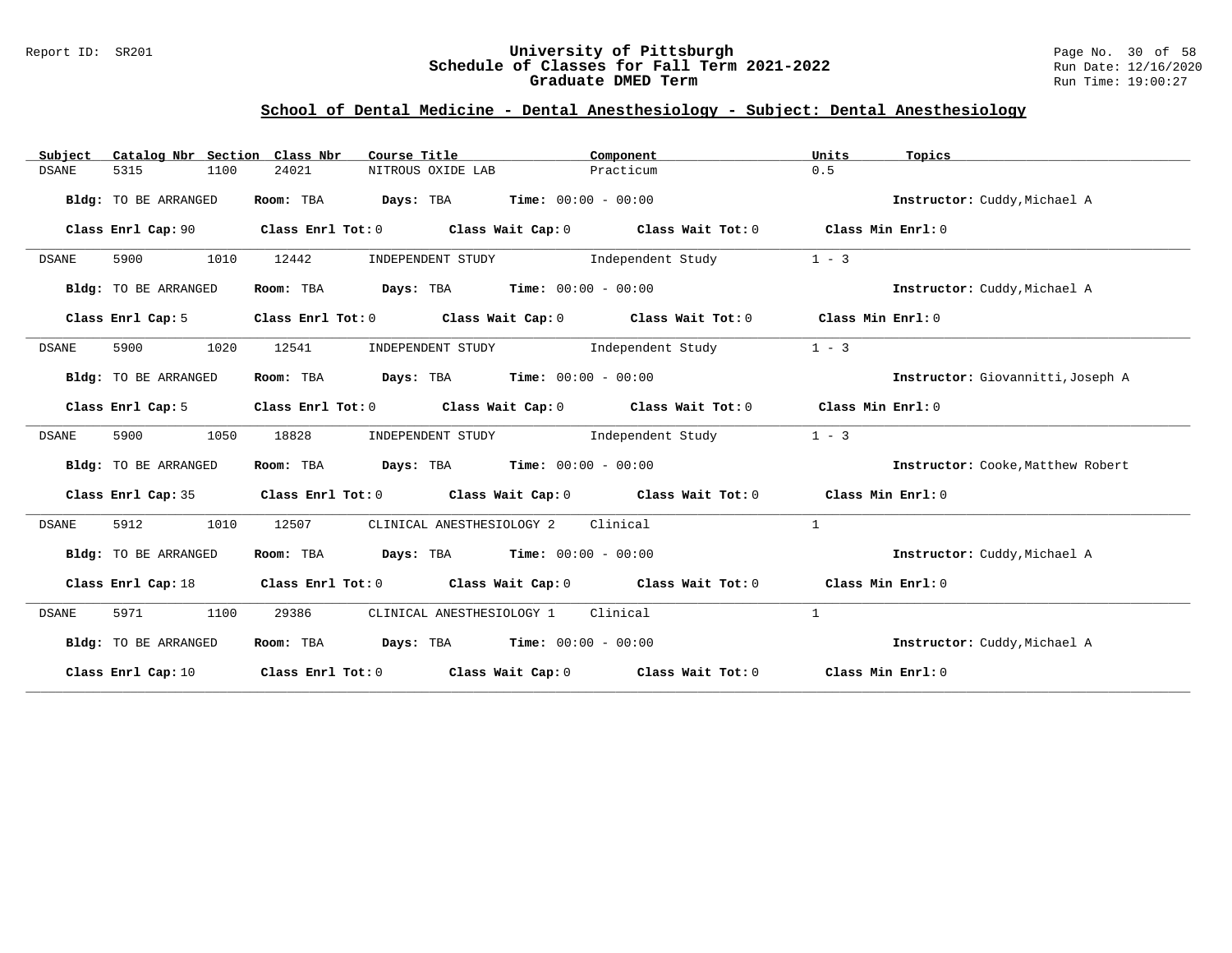Report ID: SR201

# University of Pittsburgh
## Schedule of Classes for Fall Term 2021-2022
## Graduate DMED Term

Run Date: 12/16/2020
Run Time: 19:00:27

## School of Dental Medicine - Dental Anesthesiology - Subject: Dental Anesthesiology

| Subject | Catalog Nbr | Section | Class Nbr | Course Title | Component | Units | Topics |
|---|---|---|---|---|---|---|---|
| DSANE | 5315 | 1100 | 24021 | NITROUS OXIDE LAB | Practicum | 0.5 | |

**Bldg:** TO BE ARRANGED **Room:** TBA **Days:** TBA **Time:** 00:00 - 00:00 **Instructor:** Cuddy,Michael A

**Class Enrl Cap:** 90 **Class Enrl Tot:** 0 **Class Wait Cap:** 0 **Class Wait Tot:** 0 **Class Min Enrl:** 0

---

| Subject | Catalog Nbr | Section | Class Nbr | Course Title | Component | Units | Topics |
|---|---|---|---|---|---|---|---|
| DSANE | 5900 | 1010 | 12442 | INDEPENDENT STUDY | Independent Study | 1 - 3 | |

**Bldg:** TO BE ARRANGED **Room:** TBA **Days:** TBA **Time:** 00:00 - 00:00 **Instructor:** Cuddy,Michael A

**Class Enrl Cap:** 5 **Class Enrl Tot:** 0 **Class Wait Cap:** 0 **Class Wait Tot:** 0 **Class Min Enrl:** 0

---

| Subject | Catalog Nbr | Section | Class Nbr | Course Title | Component | Units | Topics |
|---|---|---|---|---|---|---|---|
| DSANE | 5900 | 1020 | 12541 | INDEPENDENT STUDY | Independent Study | 1 - 3 | |

**Bldg:** TO BE ARRANGED **Room:** TBA **Days:** TBA **Time:** 00:00 - 00:00 **Instructor:** Giovannitti,Joseph A

**Class Enrl Cap:** 5 **Class Enrl Tot:** 0 **Class Wait Cap:** 0 **Class Wait Tot:** 0 **Class Min Enrl:** 0

---

| Subject | Catalog Nbr | Section | Class Nbr | Course Title | Component | Units | Topics |
|---|---|---|---|---|---|---|---|
| DSANE | 5900 | 1050 | 18828 | INDEPENDENT STUDY | Independent Study | 1 - 3 | |

**Bldg:** TO BE ARRANGED **Room:** TBA **Days:** TBA **Time:** 00:00 - 00:00 **Instructor:** Cooke,Matthew Robert

**Class Enrl Cap:** 35 **Class Enrl Tot:** 0 **Class Wait Cap:** 0 **Class Wait Tot:** 0 **Class Min Enrl:** 0

---

| Subject | Catalog Nbr | Section | Class Nbr | Course Title | Component | Units | Topics |
|---|---|---|---|---|---|---|---|
| DSANE | 5912 | 1010 | 12507 | CLINICAL ANESTHESIOLOGY 2 | Clinical | 1 | |

**Bldg:** TO BE ARRANGED **Room:** TBA **Days:** TBA **Time:** 00:00 - 00:00 **Instructor:** Cuddy,Michael A

**Class Enrl Cap:** 18 **Class Enrl Tot:** 0 **Class Wait Cap:** 0 **Class Wait Tot:** 0 **Class Min Enrl:** 0

---

| Subject | Catalog Nbr | Section | Class Nbr | Course Title | Component | Units | Topics |
|---|---|---|---|---|---|---|---|
| DSANE | 5971 | 1100 | 29386 | CLINICAL ANESTHESIOLOGY 1 | Clinical | 1 | |

**Bldg:** TO BE ARRANGED **Room:** TBA **Days:** TBA **Time:** 00:00 - 00:00 **Instructor:** Cuddy,Michael A

**Class Enrl Cap:** 10 **Class Enrl Tot:** 0 **Class Wait Cap:** 0 **Class Wait Tot:** 0 **Class Min Enrl:** 0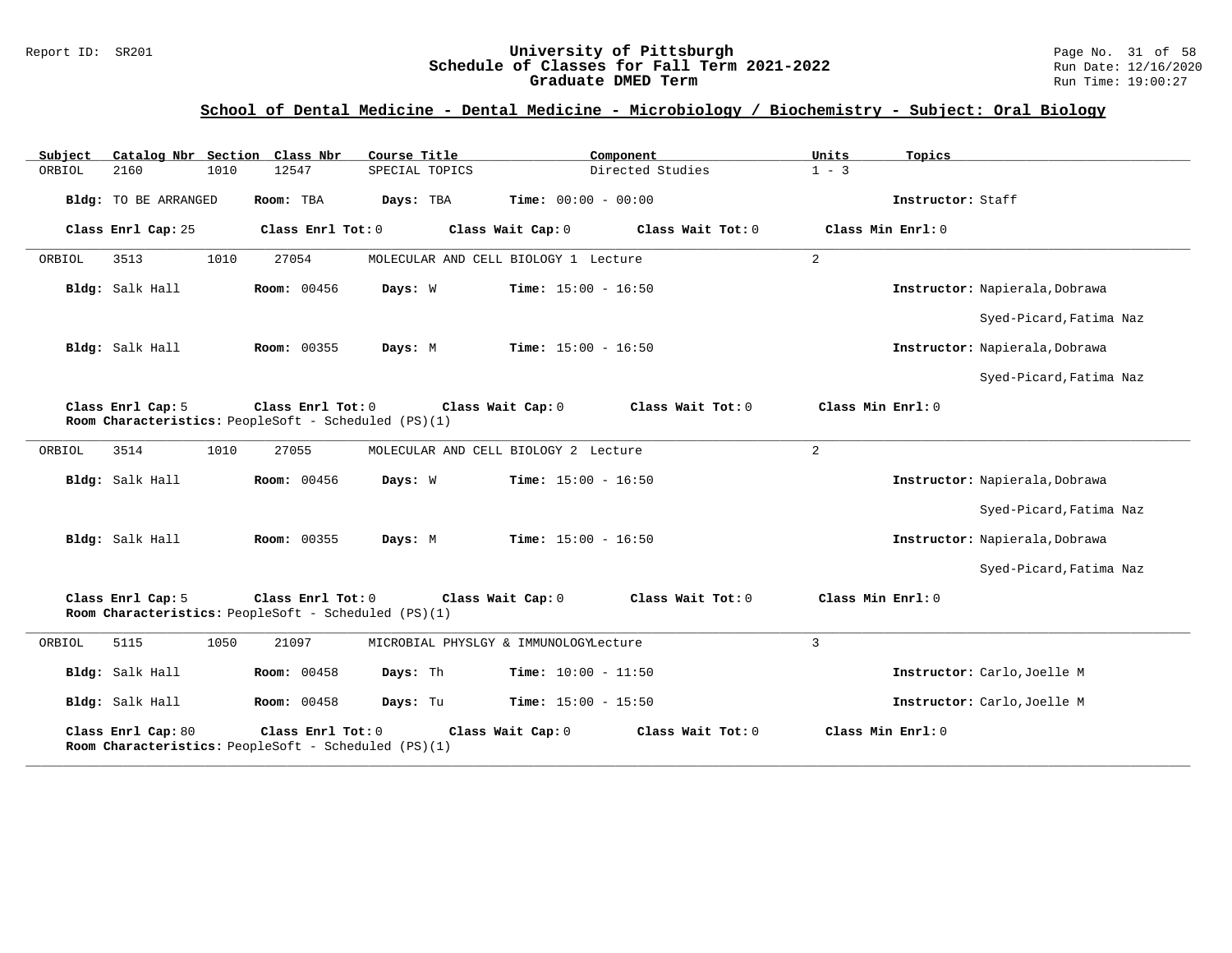## School of Dental Medicine - Dental Medicine - Microbiology / Biochemistry - Subject: Oral Biology

| Subject | Catalog Nbr | Section | Class Nbr | Course Title | Component | Units | Topics |
|---|---|---|---|---|---|---|---|
| ORBIOL | 2160 | 1010 | 12547 | SPECIAL TOPICS | Directed Studies | 1 - 3 | |

**Bldg:** TO BE ARRANGED **Room:** TBA **Days:** TBA **Time:** 00:00 - 00:00 **Instructor:** Staff

**Class Enrl Cap:** 25 **Class Enrl Tot:** 0 **Class Wait Cap:** 0 **Class Wait Tot:** 0 **Class Min Enrl:** 0

---

| Subject | Catalog Nbr | Section | Class Nbr | Course Title | Component | Units | Topics |
|---|---|---|---|---|---|---|---|
| ORBIOL | 3513 | 1010 | 27054 | MOLECULAR AND CELL BIOLOGY 1 | Lecture | 2 | |

**Bldg:** Salk Hall **Room:** 00456 **Days:** W **Time:** 15:00 - 16:50 **Instructor:** Napierala,Dobrawa
Syed-Picard,Fatima Naz

**Bldg:** Salk Hall **Room:** 00355 **Days:** M **Time:** 15:00 - 16:50 **Instructor:** Napierala,Dobrawa
Syed-Picard,Fatima Naz

**Class Enrl Cap:** 5 **Class Enrl Tot:** 0 **Class Wait Cap:** 0 **Class Wait Tot:** 0 **Class Min Enrl:** 0
**Room Characteristics:** PeopleSoft - Scheduled (PS)(1)

---

| Subject | Catalog Nbr | Section | Class Nbr | Course Title | Component | Units | Topics |
|---|---|---|---|---|---|---|---|
| ORBIOL | 3514 | 1010 | 27055 | MOLECULAR AND CELL BIOLOGY 2 | Lecture | 2 | |

**Bldg:** Salk Hall **Room:** 00456 **Days:** W **Time:** 15:00 - 16:50 **Instructor:** Napierala,Dobrawa
Syed-Picard,Fatima Naz

**Bldg:** Salk Hall **Room:** 00355 **Days:** M **Time:** 15:00 - 16:50 **Instructor:** Napierala,Dobrawa
Syed-Picard,Fatima Naz

**Class Enrl Cap:** 5 **Class Enrl Tot:** 0 **Class Wait Cap:** 0 **Class Wait Tot:** 0 **Class Min Enrl:** 0
**Room Characteristics:** PeopleSoft - Scheduled (PS)(1)

---

| Subject | Catalog Nbr | Section | Class Nbr | Course Title | Component | Units | Topics |
|---|---|---|---|---|---|---|---|
| ORBIOL | 5115 | 1050 | 21097 | MICROBIAL PHYSLGY & IMMUNOLOGY | Lecture | 3 | |

**Bldg:** Salk Hall **Room:** 00458 **Days:** Th **Time:** 10:00 - 11:50 **Instructor:** Carlo,Joelle M

**Bldg:** Salk Hall **Room:** 00458 **Days:** Tu **Time:** 15:00 - 15:50 **Instructor:** Carlo,Joelle M

**Class Enrl Cap:** 80 **Class Enrl Tot:** 0 **Class Wait Cap:** 0 **Class Wait Tot:** 0 **Class Min Enrl:** 0
**Room Characteristics:** PeopleSoft - Scheduled (PS)(1)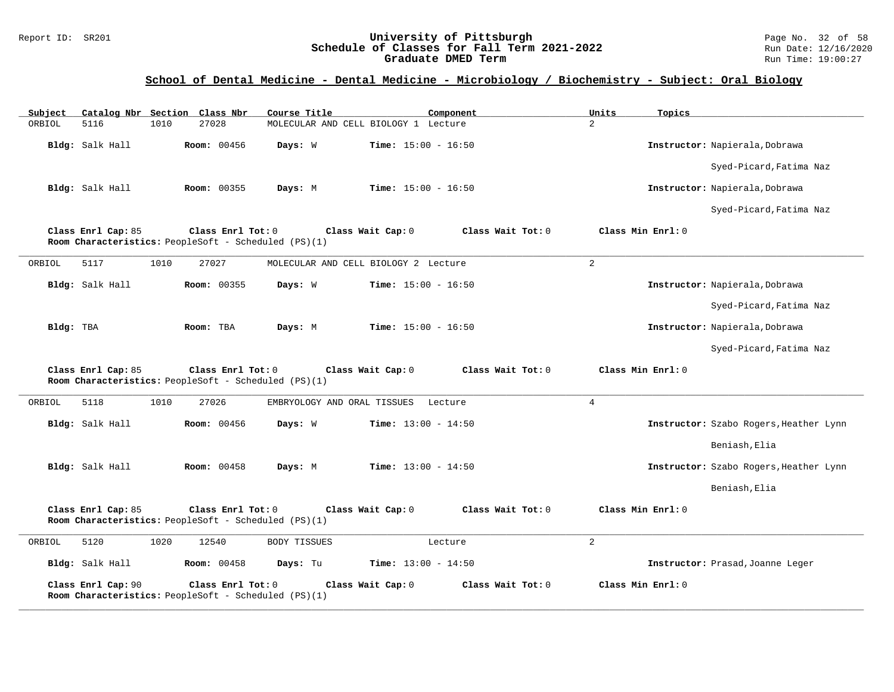## School of Dental Medicine - Dental Medicine - Microbiology / Biochemistry - Subject: Oral Biology

| Subject | Catalog Nbr | Section | Class Nbr | Course Title | Component | Units | Topics |
|---|---|---|---|---|---|---|---|
| ORBIOL | 5116 | 1010 | 27028 | MOLECULAR AND CELL BIOLOGY 1 | Lecture | 2 | |

**Bldg:** Salk Hall **Room:** 00456 **Days:** W **Time:** 15:00 - 16:50 **Instructor:** Napierala,Dobrawa
Syed-Picard,Fatima Naz

**Bldg:** Salk Hall **Room:** 00355 **Days:** M **Time:** 15:00 - 16:50 **Instructor:** Napierala,Dobrawa
Syed-Picard,Fatima Naz

**Class Enrl Cap:** 85 **Class Enrl Tot:** 0 **Class Wait Cap:** 0 **Class Wait Tot:** 0 **Class Min Enrl:** 0
**Room Characteristics:** PeopleSoft - Scheduled (PS)(1)

---

| Subject | Catalog Nbr | Section | Class Nbr | Course Title | Component | Units | Topics |
|---|---|---|---|---|---|---|---|
| ORBIOL | 5117 | 1010 | 27027 | MOLECULAR AND CELL BIOLOGY 2 | Lecture | 2 | |

**Bldg:** Salk Hall **Room:** 00355 **Days:** W **Time:** 15:00 - 16:50 **Instructor:** Napierala,Dobrawa
Syed-Picard,Fatima Naz

**Bldg:** TBA **Room:** TBA **Days:** M **Time:** 15:00 - 16:50 **Instructor:** Napierala,Dobrawa
Syed-Picard,Fatima Naz

**Class Enrl Cap:** 85 **Class Enrl Tot:** 0 **Class Wait Cap:** 0 **Class Wait Tot:** 0 **Class Min Enrl:** 0
**Room Characteristics:** PeopleSoft - Scheduled (PS)(1)

---

| Subject | Catalog Nbr | Section | Class Nbr | Course Title | Component | Units | Topics |
|---|---|---|---|---|---|---|---|
| ORBIOL | 5118 | 1010 | 27026 | EMBRYOLOGY AND ORAL TISSUES | Lecture | 4 | |

**Bldg:** Salk Hall **Room:** 00456 **Days:** W **Time:** 13:00 - 14:50 **Instructor:** Szabo Rogers,Heather Lynn
Beniash,Elia

**Bldg:** Salk Hall **Room:** 00458 **Days:** M **Time:** 13:00 - 14:50 **Instructor:** Szabo Rogers,Heather Lynn
Beniash,Elia

**Class Enrl Cap:** 85 **Class Enrl Tot:** 0 **Class Wait Cap:** 0 **Class Wait Tot:** 0 **Class Min Enrl:** 0
**Room Characteristics:** PeopleSoft - Scheduled (PS)(1)

---

| Subject | Catalog Nbr | Section | Class Nbr | Course Title | Component | Units | Topics |
|---|---|---|---|---|---|---|---|
| ORBIOL | 5120 | 1020 | 12540 | BODY TISSUES | Lecture | 2 | |

**Bldg:** Salk Hall **Room:** 00458 **Days:** Tu **Time:** 13:00 - 14:50 **Instructor:** Prasad,Joanne Leger

**Class Enrl Cap:** 90 **Class Enrl Tot:** 0 **Class Wait Cap:** 0 **Class Wait Tot:** 0 **Class Min Enrl:** 0
**Room Characteristics:** PeopleSoft - Scheduled (PS)(1)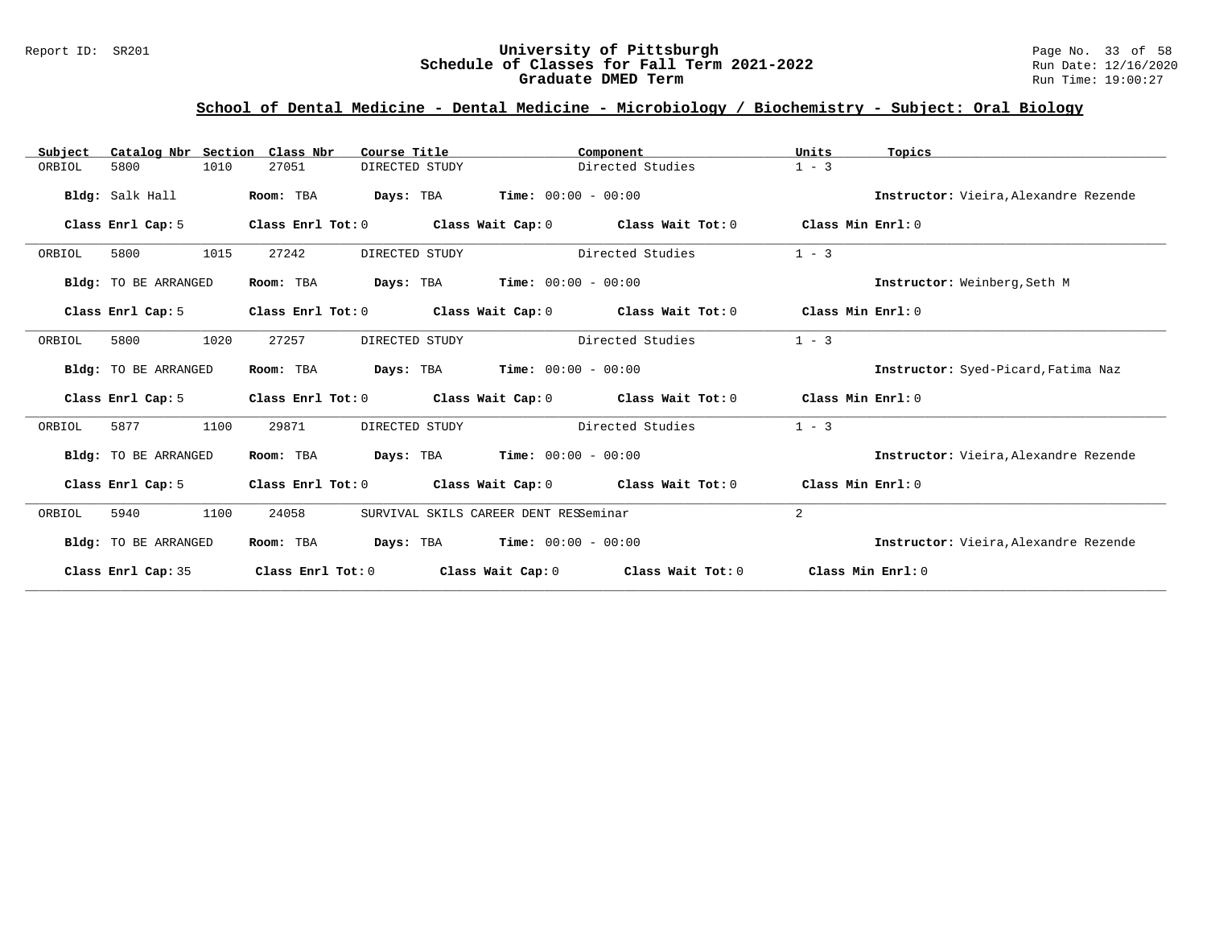## School of Dental Medicine - Dental Medicine - Microbiology / Biochemistry - Subject: Oral Biology

| Subject | Catalog Nbr | Section | Class Nbr | Course Title | Component | Units | Topics |
|---|---|---|---|---|---|---|---|
| ORBIOL | 5800 | 1010 | 27051 | DIRECTED STUDY | Directed Studies | 1 - 3 | |

**Bldg:** Salk Hall **Room:** TBA **Days:** TBA **Time:** 00:00 - 00:00 **Instructor:** Vieira,Alexandre Rezende

**Class Enrl Cap:** 5 **Class Enrl Tot:** 0 **Class Wait Cap:** 0 **Class Wait Tot:** 0 **Class Min Enrl:** 0

| Subject | Catalog Nbr | Section | Class Nbr | Course Title | Component | Units | Topics |
|---|---|---|---|---|---|---|---|
| ORBIOL | 5800 | 1015 | 27242 | DIRECTED STUDY | Directed Studies | 1 - 3 | |

**Bldg:** TO BE ARRANGED **Room:** TBA **Days:** TBA **Time:** 00:00 - 00:00 **Instructor:** Weinberg,Seth M

**Class Enrl Cap:** 5 **Class Enrl Tot:** 0 **Class Wait Cap:** 0 **Class Wait Tot:** 0 **Class Min Enrl:** 0

| Subject | Catalog Nbr | Section | Class Nbr | Course Title | Component | Units | Topics |
|---|---|---|---|---|---|---|---|
| ORBIOL | 5800 | 1020 | 27257 | DIRECTED STUDY | Directed Studies | 1 - 3 | |

**Bldg:** TO BE ARRANGED **Room:** TBA **Days:** TBA **Time:** 00:00 - 00:00 **Instructor:** Syed-Picard,Fatima Naz

**Class Enrl Cap:** 5 **Class Enrl Tot:** 0 **Class Wait Cap:** 0 **Class Wait Tot:** 0 **Class Min Enrl:** 0

| Subject | Catalog Nbr | Section | Class Nbr | Course Title | Component | Units | Topics |
|---|---|---|---|---|---|---|---|
| ORBIOL | 5877 | 1100 | 29871 | DIRECTED STUDY | Directed Studies | 1 - 3 | |

**Bldg:** TO BE ARRANGED **Room:** TBA **Days:** TBA **Time:** 00:00 - 00:00 **Instructor:** Vieira,Alexandre Rezende

**Class Enrl Cap:** 5 **Class Enrl Tot:** 0 **Class Wait Cap:** 0 **Class Wait Tot:** 0 **Class Min Enrl:** 0

| Subject | Catalog Nbr | Section | Class Nbr | Course Title | Component | Units | Topics |
|---|---|---|---|---|---|---|---|
| ORBIOL | 5940 | 1100 | 24058 | SURVIVAL SKILS CAREER DENT RES | Seminar | 2 | |

**Bldg:** TO BE ARRANGED **Room:** TBA **Days:** TBA **Time:** 00:00 - 00:00 **Instructor:** Vieira,Alexandre Rezende

**Class Enrl Cap:** 35 **Class Enrl Tot:** 0 **Class Wait Cap:** 0 **Class Wait Tot:** 0 **Class Min Enrl:** 0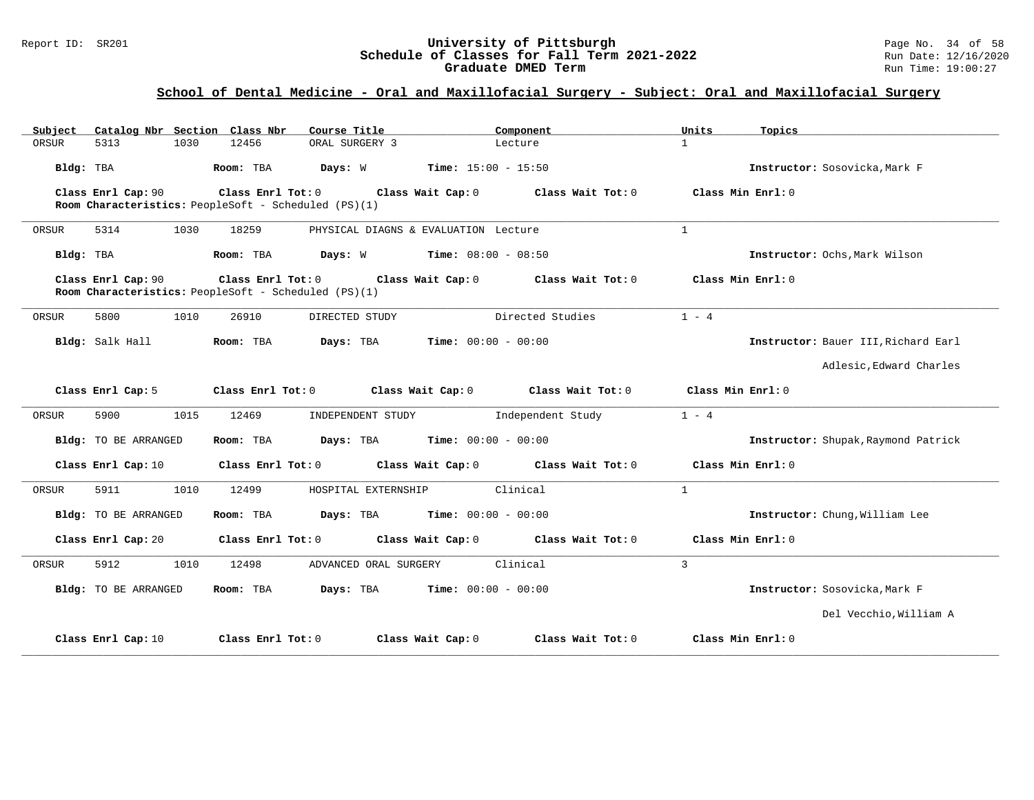## School of Dental Medicine - Oral and Maxillofacial Surgery - Subject: Oral and Maxillofacial Surgery

| Subject | Catalog Nbr | Section | Class Nbr | Course Title | Component | Units | Topics |
|---|---|---|---|---|---|---|---|
| ORSUR | 5313 | 1030 | 12456 | ORAL SURGERY 3 | Lecture | 1 | |

**Bldg:** TBA **Room:** TBA **Days:** W **Time:** 15:00 - 15:50 **Instructor:** Sosovicka,Mark F

**Class Enrl Cap:** 90 **Class Enrl Tot:** 0 **Class Wait Cap:** 0 **Class Wait Tot:** 0 **Class Min Enrl:** 0
**Room Characteristics:** PeopleSoft - Scheduled (PS)(1)

---

| Subject | Catalog Nbr | Section | Class Nbr | Course Title | Component | Units | Topics |
|---|---|---|---|---|---|---|---|
| ORSUR | 5314 | 1030 | 18259 | PHYSICAL DIAGNS & EVALUATION | Lecture | 1 | |

**Bldg:** TBA **Room:** TBA **Days:** W **Time:** 08:00 - 08:50 **Instructor:** Ochs,Mark Wilson

**Class Enrl Cap:** 90 **Class Enrl Tot:** 0 **Class Wait Cap:** 0 **Class Wait Tot:** 0 **Class Min Enrl:** 0
**Room Characteristics:** PeopleSoft - Scheduled (PS)(1)

---

| Subject | Catalog Nbr | Section | Class Nbr | Course Title | Component | Units | Topics |
|---|---|---|---|---|---|---|---|
| ORSUR | 5800 | 1010 | 26910 | DIRECTED STUDY | Directed Studies | 1 - 4 | |

**Bldg:** Salk Hall **Room:** TBA **Days:** TBA **Time:** 00:00 - 00:00 **Instructor:** Bauer III,Richard Earl
Adlesic,Edward Charles

**Class Enrl Cap:** 5 **Class Enrl Tot:** 0 **Class Wait Cap:** 0 **Class Wait Tot:** 0 **Class Min Enrl:** 0

---

| Subject | Catalog Nbr | Section | Class Nbr | Course Title | Component | Units | Topics |
|---|---|---|---|---|---|---|---|
| ORSUR | 5900 | 1015 | 12469 | INDEPENDENT STUDY | Independent Study | 1 - 4 | |

**Bldg:** TO BE ARRANGED **Room:** TBA **Days:** TBA **Time:** 00:00 - 00:00 **Instructor:** Shupak,Raymond Patrick

**Class Enrl Cap:** 10 **Class Enrl Tot:** 0 **Class Wait Cap:** 0 **Class Wait Tot:** 0 **Class Min Enrl:** 0

---

| Subject | Catalog Nbr | Section | Class Nbr | Course Title | Component | Units | Topics |
|---|---|---|---|---|---|---|---|
| ORSUR | 5911 | 1010 | 12499 | HOSPITAL EXTERNSHIP | Clinical | 1 | |

**Bldg:** TO BE ARRANGED **Room:** TBA **Days:** TBA **Time:** 00:00 - 00:00 **Instructor:** Chung,William Lee

**Class Enrl Cap:** 20 **Class Enrl Tot:** 0 **Class Wait Cap:** 0 **Class Wait Tot:** 0 **Class Min Enrl:** 0

---

| Subject | Catalog Nbr | Section | Class Nbr | Course Title | Component | Units | Topics |
|---|---|---|---|---|---|---|---|
| ORSUR | 5912 | 1010 | 12498 | ADVANCED ORAL SURGERY | Clinical | 3 | |

**Bldg:** TO BE ARRANGED **Room:** TBA **Days:** TBA **Time:** 00:00 - 00:00 **Instructor:** Sosovicka,Mark F
Del Vecchio,William A

**Class Enrl Cap:** 10 **Class Enrl Tot:** 0 **Class Wait Cap:** 0 **Class Wait Tot:** 0 **Class Min Enrl:** 0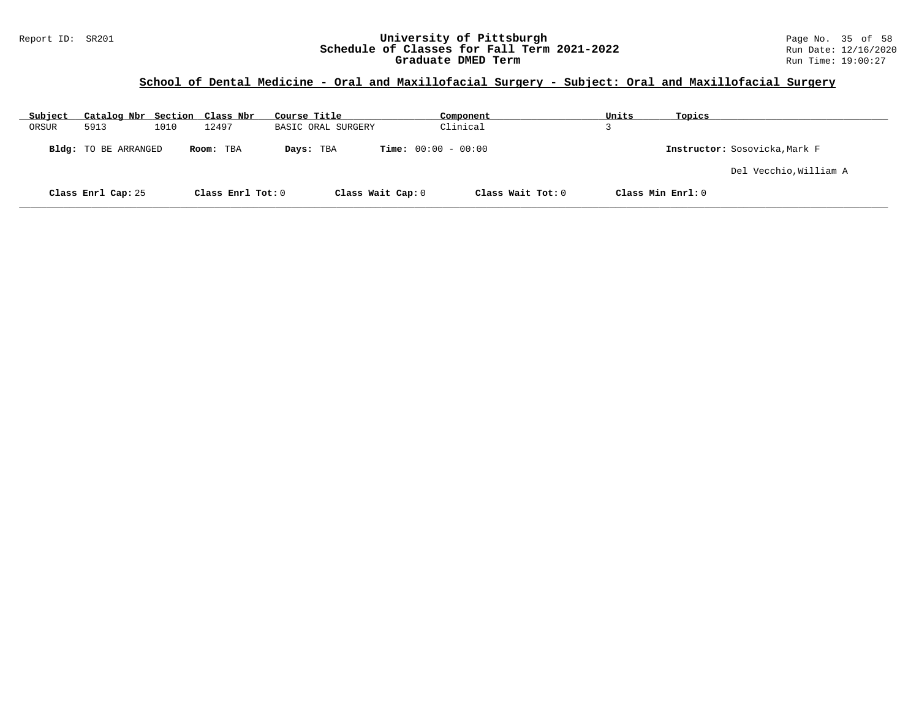## School of Dental Medicine - Oral and Maxillofacial Surgery - Subject: Oral and Maxillofacial Surgery

| Subject | Catalog Nbr | Section | Class Nbr | Course Title | Component | Units | Topics |
| --- | --- | --- | --- | --- | --- | --- | --- |
| ORSUR | 5913 | 1010 | 12497 | BASIC ORAL SURGERY | Clinical | 3 | |

**Bldg:** TO BE ARRANGED **Room:** TBA **Days:** TBA **Time:** 00:00 - 00:00 **Instructor:** Sosovicka,Mark F

Del Vecchio,William A

**Class Enrl Cap:** 25 **Class Enrl Tot:** 0 **Class Wait Cap:** 0 **Class Wait Tot:** 0 **Class Min Enrl:** 0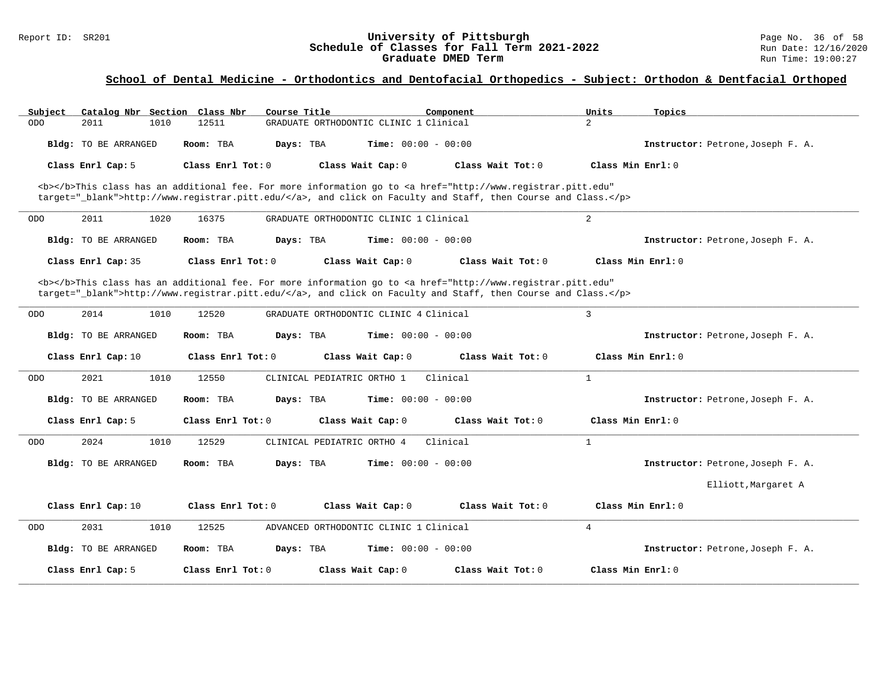## School of Dental Medicine - Orthodontics and Dentofacial Orthopedics - Subject: Orthodon & Dentfacial Orthoped

| Subject | Catalog Nbr | Section | Class Nbr | Course Title | Component | Units | Topics |
|---|---|---|---|---|---|---|---|
| ODO | 2011 | 1010 | 12511 | GRADUATE ORTHODONTIC CLINIC 1 | Clinical | 2 | |

**Bldg:** TO BE ARRANGED **Room:** TBA **Days:** TBA **Time:** 00:00 - 00:00 **Instructor:** Petrone,Joseph F. A.

**Class Enrl Cap:** 5 **Class Enrl Tot:** 0 **Class Wait Cap:** 0 **Class Wait Tot:** 0 **Class Min Enrl:** 0

<b></b>This class has an additional fee. For more information go to <a href="http://www.registrar.pitt.edu" target="_blank">http://www.registrar.pitt.edu/</a>, and click on Faculty and Staff, then Course and Class.</p>

---

| Subject | Catalog Nbr | Section | Class Nbr | Course Title | Component | Units | Topics |
|---|---|---|---|---|---|---|---|
| ODO | 2011 | 1020 | 16375 | GRADUATE ORTHODONTIC CLINIC 1 | Clinical | 2 | |

**Bldg:** TO BE ARRANGED **Room:** TBA **Days:** TBA **Time:** 00:00 - 00:00 **Instructor:** Petrone,Joseph F. A.

**Class Enrl Cap:** 35 **Class Enrl Tot:** 0 **Class Wait Cap:** 0 **Class Wait Tot:** 0 **Class Min Enrl:** 0

<b></b>This class has an additional fee. For more information go to <a href="http://www.registrar.pitt.edu" target="_blank">http://www.registrar.pitt.edu/</a>, and click on Faculty and Staff, then Course and Class.</p>

---

| Subject | Catalog Nbr | Section | Class Nbr | Course Title | Component | Units | Topics |
|---|---|---|---|---|---|---|---|
| ODO | 2014 | 1010 | 12520 | GRADUATE ORTHODONTIC CLINIC 4 | Clinical | 3 | |

**Bldg:** TO BE ARRANGED **Room:** TBA **Days:** TBA **Time:** 00:00 - 00:00 **Instructor:** Petrone,Joseph F. A.

**Class Enrl Cap:** 10 **Class Enrl Tot:** 0 **Class Wait Cap:** 0 **Class Wait Tot:** 0 **Class Min Enrl:** 0

---

| Subject | Catalog Nbr | Section | Class Nbr | Course Title | Component | Units | Topics |
|---|---|---|---|---|---|---|---|
| ODO | 2021 | 1010 | 12550 | CLINICAL PEDIATRIC ORTHO 1 | Clinical | 1 | |

**Bldg:** TO BE ARRANGED **Room:** TBA **Days:** TBA **Time:** 00:00 - 00:00 **Instructor:** Petrone,Joseph F. A.

**Class Enrl Cap:** 5 **Class Enrl Tot:** 0 **Class Wait Cap:** 0 **Class Wait Tot:** 0 **Class Min Enrl:** 0

---

| Subject | Catalog Nbr | Section | Class Nbr | Course Title | Component | Units | Topics |
|---|---|---|---|---|---|---|---|
| ODO | 2024 | 1010 | 12529 | CLINICAL PEDIATRIC ORTHO 4 | Clinical | 1 | |

**Bldg:** TO BE ARRANGED **Room:** TBA **Days:** TBA **Time:** 00:00 - 00:00 **Instructor:** Petrone,Joseph F. A.
Elliott,Margaret A

**Class Enrl Cap:** 10 **Class Enrl Tot:** 0 **Class Wait Cap:** 0 **Class Wait Tot:** 0 **Class Min Enrl:** 0

---

| Subject | Catalog Nbr | Section | Class Nbr | Course Title | Component | Units | Topics |
|---|---|---|---|---|---|---|---|
| ODO | 2031 | 1010 | 12525 | ADVANCED ORTHODONTIC CLINIC 1 | Clinical | 4 | |

**Bldg:** TO BE ARRANGED **Room:** TBA **Days:** TBA **Time:** 00:00 - 00:00 **Instructor:** Petrone,Joseph F. A.

**Class Enrl Cap:** 5 **Class Enrl Tot:** 0 **Class Wait Cap:** 0 **Class Wait Tot:** 0 **Class Min Enrl:** 0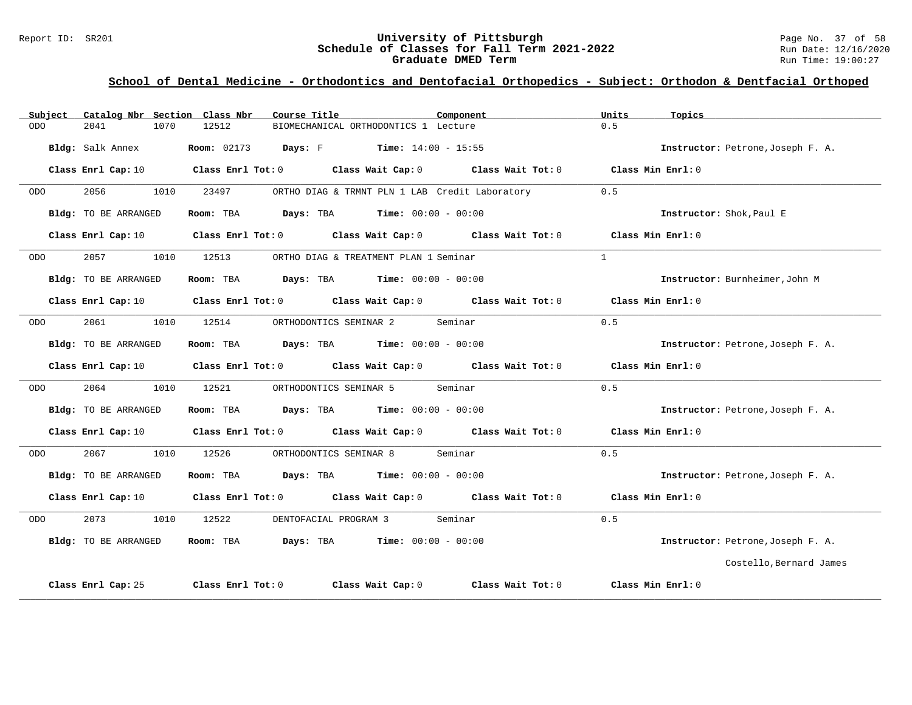## School of Dental Medicine - Orthodontics and Dentofacial Orthopedics - Subject: Orthodon & Dentfacial Orthoped

| Subject | Catalog Nbr | Section | Class Nbr | Course Title | Component | Units | Topics |
|---|---|---|---|---|---|---|---|
| ODO | 2041 | 1070 | 12512 | BIOMECHANICAL ORTHODONTICS 1 | Lecture | 0.5 | |

**Bldg:** Salk Annex **Room:** 02173 **Days:** F **Time:** 14:00 - 15:55 **Instructor:** Petrone,Joseph F. A.

**Class Enrl Cap:** 10 **Class Enrl Tot:** 0 **Class Wait Cap:** 0 **Class Wait Tot:** 0 **Class Min Enrl:** 0

| Subject | Catalog Nbr | Section | Class Nbr | Course Title | Component | Units | Topics |
|---|---|---|---|---|---|---|---|
| ODO | 2056 | 1010 | 23497 | ORTHO DIAG & TRMNT PLN 1 LAB | Credit Laboratory | 0.5 | |

**Bldg:** TO BE ARRANGED **Room:** TBA **Days:** TBA **Time:** 00:00 - 00:00 **Instructor:** Shok,Paul E

**Class Enrl Cap:** 10 **Class Enrl Tot:** 0 **Class Wait Cap:** 0 **Class Wait Tot:** 0 **Class Min Enrl:** 0

| Subject | Catalog Nbr | Section | Class Nbr | Course Title | Component | Units | Topics |
|---|---|---|---|---|---|---|---|
| ODO | 2057 | 1010 | 12513 | ORTHO DIAG & TREATMENT PLAN 1 | Seminar | 1 | |

**Bldg:** TO BE ARRANGED **Room:** TBA **Days:** TBA **Time:** 00:00 - 00:00 **Instructor:** Burnheimer,John M

**Class Enrl Cap:** 10 **Class Enrl Tot:** 0 **Class Wait Cap:** 0 **Class Wait Tot:** 0 **Class Min Enrl:** 0

| Subject | Catalog Nbr | Section | Class Nbr | Course Title | Component | Units | Topics |
|---|---|---|---|---|---|---|---|
| ODO | 2061 | 1010 | 12514 | ORTHODONTICS SEMINAR 2 | Seminar | 0.5 | |

**Bldg:** TO BE ARRANGED **Room:** TBA **Days:** TBA **Time:** 00:00 - 00:00 **Instructor:** Petrone,Joseph F. A.

**Class Enrl Cap:** 10 **Class Enrl Tot:** 0 **Class Wait Cap:** 0 **Class Wait Tot:** 0 **Class Min Enrl:** 0

| Subject | Catalog Nbr | Section | Class Nbr | Course Title | Component | Units | Topics |
|---|---|---|---|---|---|---|---|
| ODO | 2064 | 1010 | 12521 | ORTHODONTICS SEMINAR 5 | Seminar | 0.5 | |

**Bldg:** TO BE ARRANGED **Room:** TBA **Days:** TBA **Time:** 00:00 - 00:00 **Instructor:** Petrone,Joseph F. A.

**Class Enrl Cap:** 10 **Class Enrl Tot:** 0 **Class Wait Cap:** 0 **Class Wait Tot:** 0 **Class Min Enrl:** 0

| Subject | Catalog Nbr | Section | Class Nbr | Course Title | Component | Units | Topics |
|---|---|---|---|---|---|---|---|
| ODO | 2067 | 1010 | 12526 | ORTHODONTICS SEMINAR 8 | Seminar | 0.5 | |

**Bldg:** TO BE ARRANGED **Room:** TBA **Days:** TBA **Time:** 00:00 - 00:00 **Instructor:** Petrone,Joseph F. A.

**Class Enrl Cap:** 10 **Class Enrl Tot:** 0 **Class Wait Cap:** 0 **Class Wait Tot:** 0 **Class Min Enrl:** 0

| Subject | Catalog Nbr | Section | Class Nbr | Course Title | Component | Units | Topics |
|---|---|---|---|---|---|---|---|
| ODO | 2073 | 1010 | 12522 | DENTOFACIAL PROGRAM 3 | Seminar | 0.5 | |

**Bldg:** TO BE ARRANGED **Room:** TBA **Days:** TBA **Time:** 00:00 - 00:00 **Instructor:** Petrone,Joseph F. A.
Costello,Bernard James

**Class Enrl Cap:** 25 **Class Enrl Tot:** 0 **Class Wait Cap:** 0 **Class Wait Tot:** 0 **Class Min Enrl:** 0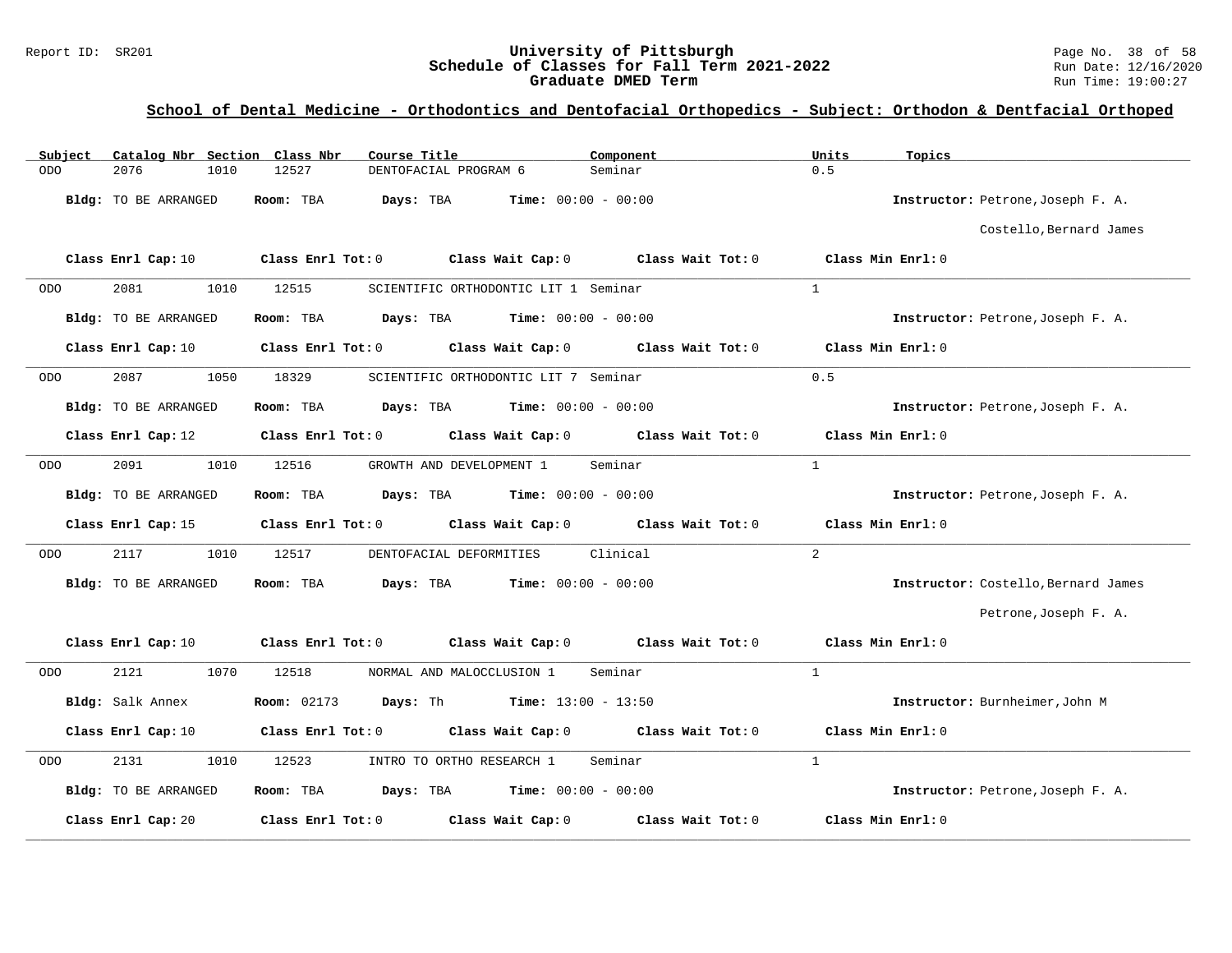## School of Dental Medicine - Orthodontics and Dentofacial Orthopedics - Subject: Orthodon & Dentfacial Orthoped

| Subject | Catalog Nbr | Section | Class Nbr | Course Title | Component | Units | Topics |
|---|---|---|---|---|---|---|---|
| ODO | 2076 | 1010 | 12527 | DENTOFACIAL PROGRAM 6 | Seminar | 0.5 | |

**Bldg:** TO BE ARRANGED **Room:** TBA **Days:** TBA **Time:** 00:00 - 00:00 **Instructor:** Petrone,Joseph F. A.; Costello,Bernard James

**Class Enrl Cap:** 10 **Class Enrl Tot:** 0 **Class Wait Cap:** 0 **Class Wait Tot:** 0 **Class Min Enrl:** 0

---

| Subject | Catalog Nbr | Section | Class Nbr | Course Title | Component | Units | Topics |
|---|---|---|---|---|---|---|---|
| ODO | 2081 | 1010 | 12515 | SCIENTIFIC ORTHODONTIC LIT 1 | Seminar | 1 | |

**Bldg:** TO BE ARRANGED **Room:** TBA **Days:** TBA **Time:** 00:00 - 00:00 **Instructor:** Petrone,Joseph F. A.

**Class Enrl Cap:** 10 **Class Enrl Tot:** 0 **Class Wait Cap:** 0 **Class Wait Tot:** 0 **Class Min Enrl:** 0

---

| Subject | Catalog Nbr | Section | Class Nbr | Course Title | Component | Units | Topics |
|---|---|---|---|---|---|---|---|
| ODO | 2087 | 1050 | 18329 | SCIENTIFIC ORTHODONTIC LIT 7 | Seminar | 0.5 | |

**Bldg:** TO BE ARRANGED **Room:** TBA **Days:** TBA **Time:** 00:00 - 00:00 **Instructor:** Petrone,Joseph F. A.

**Class Enrl Cap:** 12 **Class Enrl Tot:** 0 **Class Wait Cap:** 0 **Class Wait Tot:** 0 **Class Min Enrl:** 0

---

| Subject | Catalog Nbr | Section | Class Nbr | Course Title | Component | Units | Topics |
|---|---|---|---|---|---|---|---|
| ODO | 2091 | 1010 | 12516 | GROWTH AND DEVELOPMENT 1 | Seminar | 1 | |

**Bldg:** TO BE ARRANGED **Room:** TBA **Days:** TBA **Time:** 00:00 - 00:00 **Instructor:** Petrone,Joseph F. A.

**Class Enrl Cap:** 15 **Class Enrl Tot:** 0 **Class Wait Cap:** 0 **Class Wait Tot:** 0 **Class Min Enrl:** 0

---

| Subject | Catalog Nbr | Section | Class Nbr | Course Title | Component | Units | Topics |
|---|---|---|---|---|---|---|---|
| ODO | 2117 | 1010 | 12517 | DENTOFACIAL DEFORMITIES | Clinical | 2 | |

**Bldg:** TO BE ARRANGED **Room:** TBA **Days:** TBA **Time:** 00:00 - 00:00 **Instructor:** Costello,Bernard James; Petrone,Joseph F. A.

**Class Enrl Cap:** 10 **Class Enrl Tot:** 0 **Class Wait Cap:** 0 **Class Wait Tot:** 0 **Class Min Enrl:** 0

---

| Subject | Catalog Nbr | Section | Class Nbr | Course Title | Component | Units | Topics |
|---|---|---|---|---|---|---|---|
| ODO | 2121 | 1070 | 12518 | NORMAL AND MALOCCLUSION 1 | Seminar | 1 | |

**Bldg:** Salk Annex **Room:** 02173 **Days:** Th **Time:** 13:00 - 13:50 **Instructor:** Burnheimer,John M

**Class Enrl Cap:** 10 **Class Enrl Tot:** 0 **Class Wait Cap:** 0 **Class Wait Tot:** 0 **Class Min Enrl:** 0

---

| Subject | Catalog Nbr | Section | Class Nbr | Course Title | Component | Units | Topics |
|---|---|---|---|---|---|---|---|
| ODO | 2131 | 1010 | 12523 | INTRO TO ORTHO RESEARCH 1 | Seminar | 1 | |

**Bldg:** TO BE ARRANGED **Room:** TBA **Days:** TBA **Time:** 00:00 - 00:00 **Instructor:** Petrone,Joseph F. A.

**Class Enrl Cap:** 20 **Class Enrl Tot:** 0 **Class Wait Cap:** 0 **Class Wait Tot:** 0 **Class Min Enrl:** 0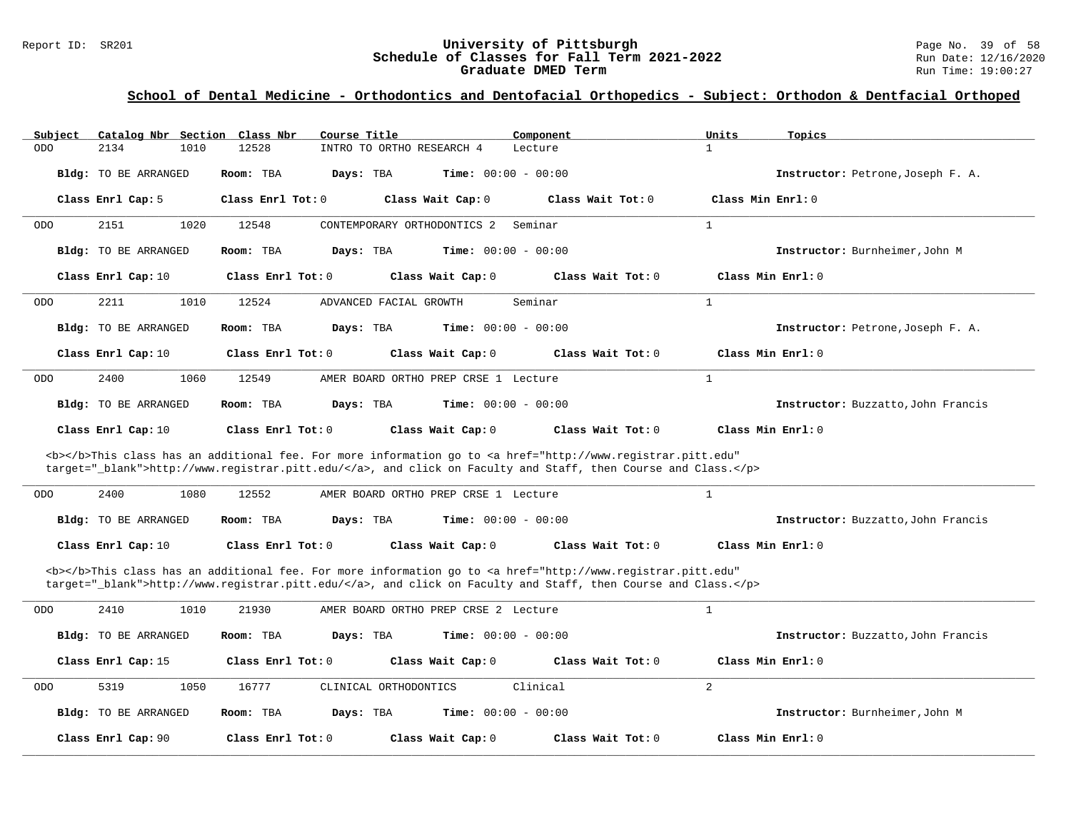## School of Dental Medicine - Orthodontics and Dentofacial Orthopedics - Subject: Orthodon & Dentfacial Orthoped

| Subject | Catalog Nbr | Section | Class Nbr | Course Title | Component | Units | Topics |
|---|---|---|---|---|---|---|---|
| ODO | 2134 | 1010 | 12528 | INTRO TO ORTHO RESEARCH 4 | Lecture | 1 | |

**Bldg:** TO BE ARRANGED **Room:** TBA **Days:** TBA **Time:** 00:00 - 00:00 **Instructor:** Petrone,Joseph F. A.

**Class Enrl Cap:** 5 **Class Enrl Tot:** 0 **Class Wait Cap:** 0 **Class Wait Tot:** 0 **Class Min Enrl:** 0

---

| Subject | Catalog Nbr | Section | Class Nbr | Course Title | Component | Units | Topics |
|---|---|---|---|---|---|---|---|
| ODO | 2151 | 1020 | 12548 | CONTEMPORARY ORTHODONTICS 2 | Seminar | 1 | |

**Bldg:** TO BE ARRANGED **Room:** TBA **Days:** TBA **Time:** 00:00 - 00:00 **Instructor:** Burnheimer,John M

**Class Enrl Cap:** 10 **Class Enrl Tot:** 0 **Class Wait Cap:** 0 **Class Wait Tot:** 0 **Class Min Enrl:** 0

---

| Subject | Catalog Nbr | Section | Class Nbr | Course Title | Component | Units | Topics |
|---|---|---|---|---|---|---|---|
| ODO | 2211 | 1010 | 12524 | ADVANCED FACIAL GROWTH | Seminar | 1 | |

**Bldg:** TO BE ARRANGED **Room:** TBA **Days:** TBA **Time:** 00:00 - 00:00 **Instructor:** Petrone,Joseph F. A.

**Class Enrl Cap:** 10 **Class Enrl Tot:** 0 **Class Wait Cap:** 0 **Class Wait Tot:** 0 **Class Min Enrl:** 0

---

| Subject | Catalog Nbr | Section | Class Nbr | Course Title | Component | Units | Topics |
|---|---|---|---|---|---|---|---|
| ODO | 2400 | 1060 | 12549 | AMER BOARD ORTHO PREP CRSE 1 | Lecture | 1 | |

**Bldg:** TO BE ARRANGED **Room:** TBA **Days:** TBA **Time:** 00:00 - 00:00 **Instructor:** Buzzatto,John Francis

**Class Enrl Cap:** 10 **Class Enrl Tot:** 0 **Class Wait Cap:** 0 **Class Wait Tot:** 0 **Class Min Enrl:** 0

<b></b>This class has an additional fee. For more information go to <a href="http://www.registrar.pitt.edu" target="_blank">http://www.registrar.pitt.edu/</a>, and click on Faculty and Staff, then Course and Class.</p>

---

| Subject | Catalog Nbr | Section | Class Nbr | Course Title | Component | Units | Topics |
|---|---|---|---|---|---|---|---|
| ODO | 2400 | 1080 | 12552 | AMER BOARD ORTHO PREP CRSE 1 | Lecture | 1 | |

**Bldg:** TO BE ARRANGED **Room:** TBA **Days:** TBA **Time:** 00:00 - 00:00 **Instructor:** Buzzatto,John Francis

**Class Enrl Cap:** 10 **Class Enrl Tot:** 0 **Class Wait Cap:** 0 **Class Wait Tot:** 0 **Class Min Enrl:** 0

<b></b>This class has an additional fee. For more information go to <a href="http://www.registrar.pitt.edu" target="_blank">http://www.registrar.pitt.edu/</a>, and click on Faculty and Staff, then Course and Class.</p>

---

| Subject | Catalog Nbr | Section | Class Nbr | Course Title | Component | Units | Topics |
|---|---|---|---|---|---|---|---|
| ODO | 2410 | 1010 | 21930 | AMER BOARD ORTHO PREP CRSE 2 | Lecture | 1 | |

**Bldg:** TO BE ARRANGED **Room:** TBA **Days:** TBA **Time:** 00:00 - 00:00 **Instructor:** Buzzatto,John Francis

**Class Enrl Cap:** 15 **Class Enrl Tot:** 0 **Class Wait Cap:** 0 **Class Wait Tot:** 0 **Class Min Enrl:** 0

---

| Subject | Catalog Nbr | Section | Class Nbr | Course Title | Component | Units | Topics |
|---|---|---|---|---|---|---|---|
| ODO | 5319 | 1050 | 16777 | CLINICAL ORTHODONTICS | Clinical | 2 | |

**Bldg:** TO BE ARRANGED **Room:** TBA **Days:** TBA **Time:** 00:00 - 00:00 **Instructor:** Burnheimer,John M

**Class Enrl Cap:** 90 **Class Enrl Tot:** 0 **Class Wait Cap:** 0 **Class Wait Tot:** 0 **Class Min Enrl:** 0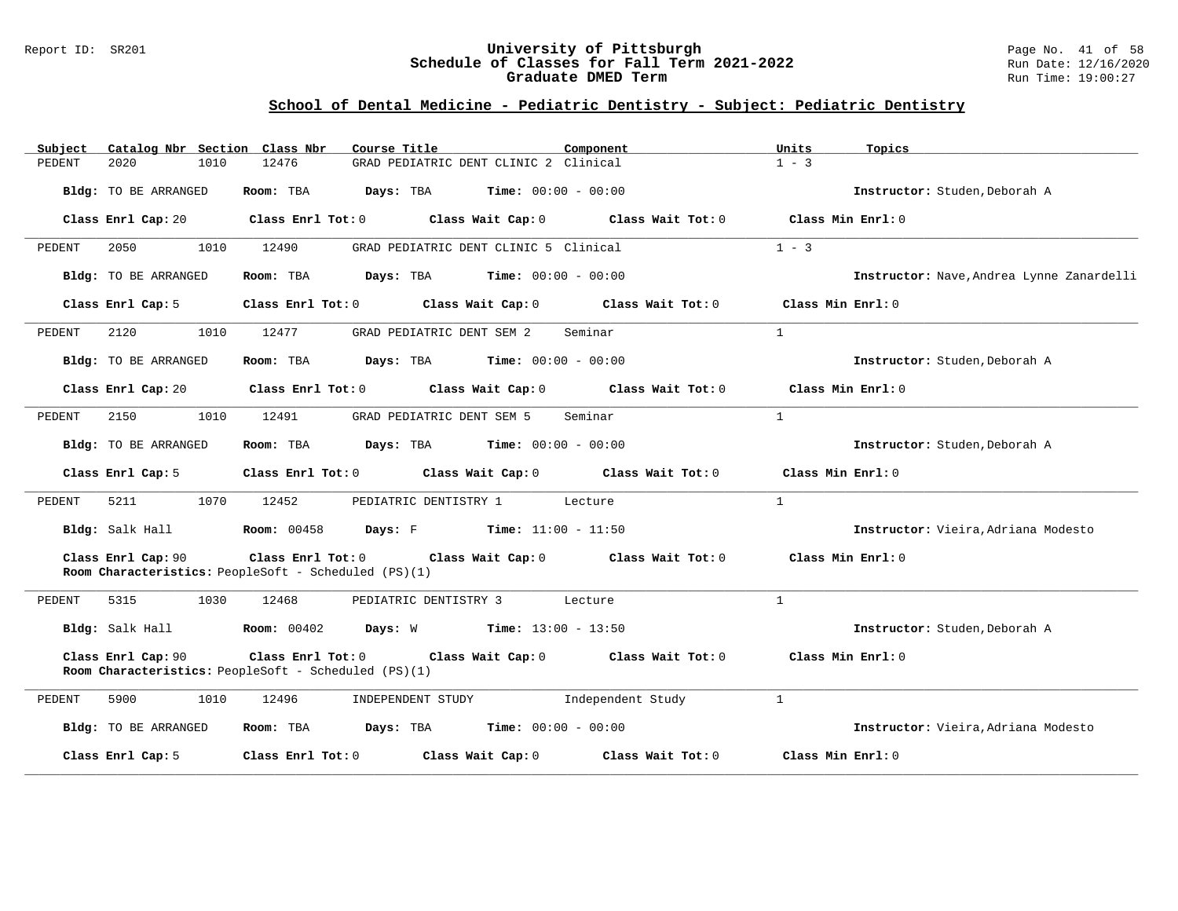Report ID: SR201

# University of Pittsburgh
## Schedule of Classes for Fall Term 2021-2022
## Graduate DMED Term

Run Date: 12/16/2020
Run Time: 19:00:27

## School of Dental Medicine - Pediatric Dentistry - Subject: Pediatric Dentistry

| Subject | Catalog Nbr | Section | Class Nbr | Course Title | Component | Units | Topics |
|---|---|---|---|---|---|---|---|
| PEDENT | 2020 | 1010 | 12476 | GRAD PEDIATRIC DENT CLINIC 2 | Clinical | 1 - 3 | |

**Bldg:** TO BE ARRANGED **Room:** TBA **Days:** TBA **Time:** 00:00 - 00:00 **Instructor:** Studen,Deborah A

**Class Enrl Cap:** 20 **Class Enrl Tot:** 0 **Class Wait Cap:** 0 **Class Wait Tot:** 0 **Class Min Enrl:** 0

---

| Subject | Catalog Nbr | Section | Class Nbr | Course Title | Component | Units | Topics |
|---|---|---|---|---|---|---|---|
| PEDENT | 2050 | 1010 | 12490 | GRAD PEDIATRIC DENT CLINIC 5 | Clinical | 1 - 3 | |

**Bldg:** TO BE ARRANGED **Room:** TBA **Days:** TBA **Time:** 00:00 - 00:00 **Instructor:** Nave,Andrea Lynne Zanardelli

**Class Enrl Cap:** 5 **Class Enrl Tot:** 0 **Class Wait Cap:** 0 **Class Wait Tot:** 0 **Class Min Enrl:** 0

---

| Subject | Catalog Nbr | Section | Class Nbr | Course Title | Component | Units | Topics |
|---|---|---|---|---|---|---|---|
| PEDENT | 2120 | 1010 | 12477 | GRAD PEDIATRIC DENT SEM 2 | Seminar | 1 | |

**Bldg:** TO BE ARRANGED **Room:** TBA **Days:** TBA **Time:** 00:00 - 00:00 **Instructor:** Studen,Deborah A

**Class Enrl Cap:** 20 **Class Enrl Tot:** 0 **Class Wait Cap:** 0 **Class Wait Tot:** 0 **Class Min Enrl:** 0

---

| Subject | Catalog Nbr | Section | Class Nbr | Course Title | Component | Units | Topics |
|---|---|---|---|---|---|---|---|
| PEDENT | 2150 | 1010 | 12491 | GRAD PEDIATRIC DENT SEM 5 | Seminar | 1 | |

**Bldg:** TO BE ARRANGED **Room:** TBA **Days:** TBA **Time:** 00:00 - 00:00 **Instructor:** Studen,Deborah A

**Class Enrl Cap:** 5 **Class Enrl Tot:** 0 **Class Wait Cap:** 0 **Class Wait Tot:** 0 **Class Min Enrl:** 0

---

| Subject | Catalog Nbr | Section | Class Nbr | Course Title | Component | Units | Topics |
|---|---|---|---|---|---|---|---|
| PEDENT | 5211 | 1070 | 12452 | PEDIATRIC DENTISTRY 1 | Lecture | 1 | |

**Bldg:** Salk Hall **Room:** 00458 **Days:** F **Time:** 11:00 - 11:50 **Instructor:** Vieira,Adriana Modesto

**Class Enrl Cap:** 90 **Class Enrl Tot:** 0 **Class Wait Cap:** 0 **Class Wait Tot:** 0 **Class Min Enrl:** 0
**Room Characteristics:** PeopleSoft - Scheduled (PS)(1)

---

| Subject | Catalog Nbr | Section | Class Nbr | Course Title | Component | Units | Topics |
|---|---|---|---|---|---|---|---|
| PEDENT | 5315 | 1030 | 12468 | PEDIATRIC DENTISTRY 3 | Lecture | 1 | |

**Bldg:** Salk Hall **Room:** 00402 **Days:** W **Time:** 13:00 - 13:50 **Instructor:** Studen,Deborah A

**Class Enrl Cap:** 90 **Class Enrl Tot:** 0 **Class Wait Cap:** 0 **Class Wait Tot:** 0 **Class Min Enrl:** 0
**Room Characteristics:** PeopleSoft - Scheduled (PS)(1)

---

| Subject | Catalog Nbr | Section | Class Nbr | Course Title | Component | Units | Topics |
|---|---|---|---|---|---|---|---|
| PEDENT | 5900 | 1010 | 12496 | INDEPENDENT STUDY | Independent Study | 1 | |

**Bldg:** TO BE ARRANGED **Room:** TBA **Days:** TBA **Time:** 00:00 - 00:00 **Instructor:** Vieira,Adriana Modesto

**Class Enrl Cap:** 5 **Class Enrl Tot:** 0 **Class Wait Cap:** 0 **Class Wait Tot:** 0 **Class Min Enrl:** 0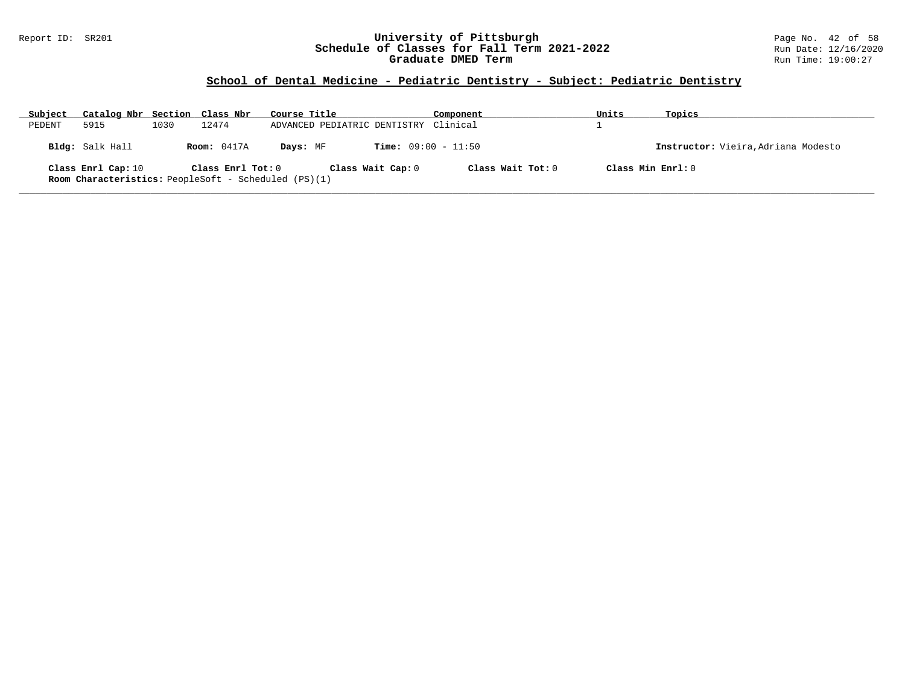## School of Dental Medicine - Pediatric Dentistry - Subject: Pediatric Dentistry

| Subject | Catalog Nbr | Section | Class Nbr | Course Title | Component | Units | Topics |
|---|---|---|---|---|---|---|---|
| PEDENT | 5915 | 1030 | 12474 | ADVANCED PEDIATRIC DENTISTRY | Clinical | 1 | |

**Bldg:** Salk Hall **Room:** 0417A **Days:** MF **Time:** 09:00 - 11:50 **Instructor:** Vieira,Adriana Modesto

**Class Enrl Cap:** 10 **Class Enrl Tot:** 0 **Class Wait Cap:** 0 **Class Wait Tot:** 0 **Class Min Enrl:** 0

**Room Characteristics:** PeopleSoft - Scheduled (PS)(1)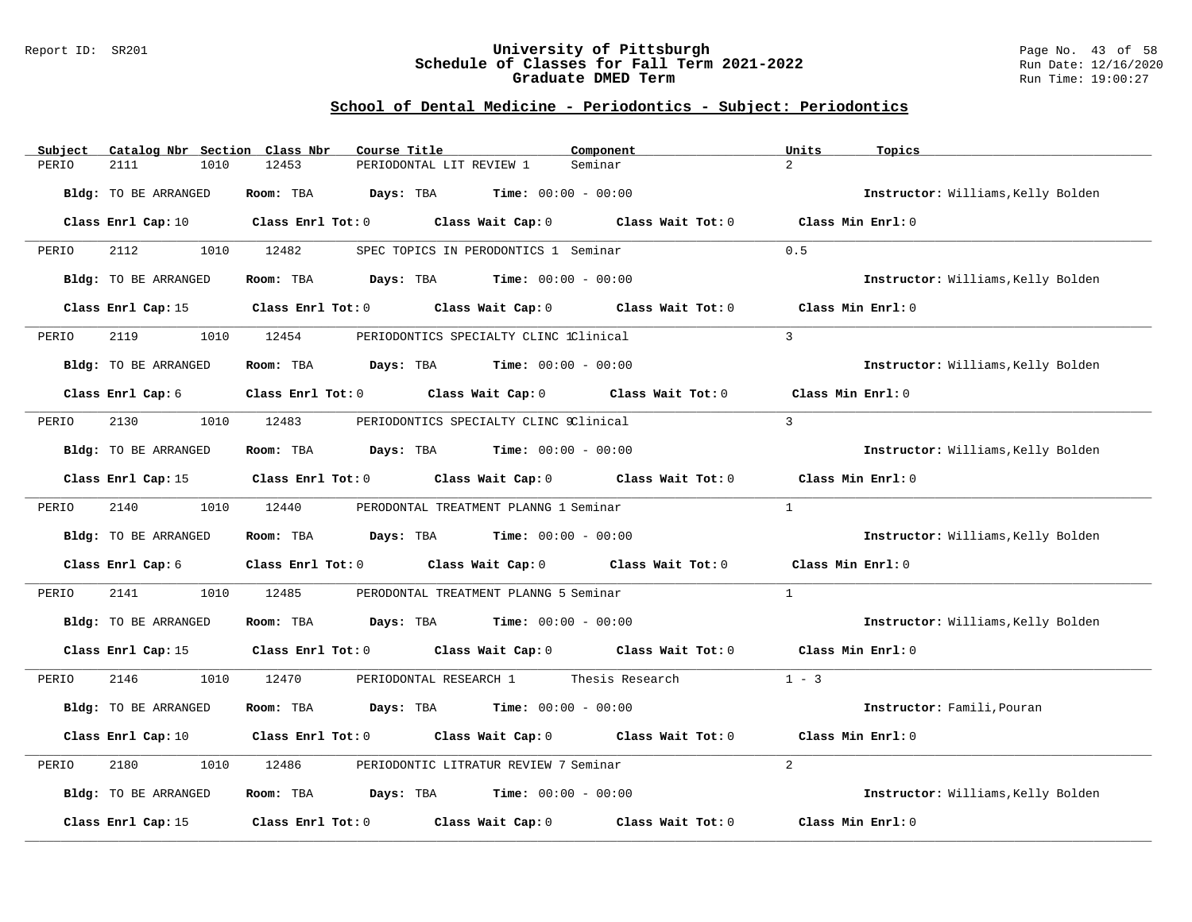## School of Dental Medicine - Periodontics - Subject: Periodontics

| Subject | Catalog Nbr | Section | Class Nbr | Course Title | Component | Units | Topics |
|---|---|---|---|---|---|---|---|
| PERIO | 2111 | 1010 | 12453 | PERIODONTAL LIT REVIEW 1 | Seminar | 2 | |

**Bldg:** TO BE ARRANGED **Room:** TBA **Days:** TBA **Time:** 00:00 - 00:00 **Instructor:** Williams,Kelly Bolden

**Class Enrl Cap:** 10 **Class Enrl Tot:** 0 **Class Wait Cap:** 0 **Class Wait Tot:** 0 **Class Min Enrl:** 0

| Subject | Catalog Nbr | Section | Class Nbr | Course Title | Component | Units | Topics |
|---|---|---|---|---|---|---|---|
| PERIO | 2112 | 1010 | 12482 | SPEC TOPICS IN PERODONTICS 1 | Seminar | 0.5 | |

**Bldg:** TO BE ARRANGED **Room:** TBA **Days:** TBA **Time:** 00:00 - 00:00 **Instructor:** Williams,Kelly Bolden

**Class Enrl Cap:** 15 **Class Enrl Tot:** 0 **Class Wait Cap:** 0 **Class Wait Tot:** 0 **Class Min Enrl:** 0

| Subject | Catalog Nbr | Section | Class Nbr | Course Title | Component | Units | Topics |
|---|---|---|---|---|---|---|---|
| PERIO | 2119 | 1010 | 12454 | PERIODONTICS SPECIALTY CLINC 1 | Clinical | 3 | |

**Bldg:** TO BE ARRANGED **Room:** TBA **Days:** TBA **Time:** 00:00 - 00:00 **Instructor:** Williams,Kelly Bolden

**Class Enrl Cap:** 6 **Class Enrl Tot:** 0 **Class Wait Cap:** 0 **Class Wait Tot:** 0 **Class Min Enrl:** 0

| Subject | Catalog Nbr | Section | Class Nbr | Course Title | Component | Units | Topics |
|---|---|---|---|---|---|---|---|
| PERIO | 2130 | 1010 | 12483 | PERIODONTICS SPECIALTY CLINC 9 | Clinical | 3 | |

**Bldg:** TO BE ARRANGED **Room:** TBA **Days:** TBA **Time:** 00:00 - 00:00 **Instructor:** Williams,Kelly Bolden

**Class Enrl Cap:** 15 **Class Enrl Tot:** 0 **Class Wait Cap:** 0 **Class Wait Tot:** 0 **Class Min Enrl:** 0

| Subject | Catalog Nbr | Section | Class Nbr | Course Title | Component | Units | Topics |
|---|---|---|---|---|---|---|---|
| PERIO | 2140 | 1010 | 12440 | PERODONTAL TREATMENT PLANNG 1 | Seminar | 1 | |

**Bldg:** TO BE ARRANGED **Room:** TBA **Days:** TBA **Time:** 00:00 - 00:00 **Instructor:** Williams,Kelly Bolden

**Class Enrl Cap:** 6 **Class Enrl Tot:** 0 **Class Wait Cap:** 0 **Class Wait Tot:** 0 **Class Min Enrl:** 0

| Subject | Catalog Nbr | Section | Class Nbr | Course Title | Component | Units | Topics |
|---|---|---|---|---|---|---|---|
| PERIO | 2141 | 1010 | 12485 | PERODONTAL TREATMENT PLANNG 5 | Seminar | 1 | |

**Bldg:** TO BE ARRANGED **Room:** TBA **Days:** TBA **Time:** 00:00 - 00:00 **Instructor:** Williams,Kelly Bolden

**Class Enrl Cap:** 15 **Class Enrl Tot:** 0 **Class Wait Cap:** 0 **Class Wait Tot:** 0 **Class Min Enrl:** 0

| Subject | Catalog Nbr | Section | Class Nbr | Course Title | Component | Units | Topics |
|---|---|---|---|---|---|---|---|
| PERIO | 2146 | 1010 | 12470 | PERIODONTAL RESEARCH 1 | Thesis Research | 1 - 3 | |

**Bldg:** TO BE ARRANGED **Room:** TBA **Days:** TBA **Time:** 00:00 - 00:00 **Instructor:** Famili,Pouran

**Class Enrl Cap:** 10 **Class Enrl Tot:** 0 **Class Wait Cap:** 0 **Class Wait Tot:** 0 **Class Min Enrl:** 0

| Subject | Catalog Nbr | Section | Class Nbr | Course Title | Component | Units | Topics |
|---|---|---|---|---|---|---|---|
| PERIO | 2180 | 1010 | 12486 | PERIODONTIC LITRATUR REVIEW 7 | Seminar | 2 | |

**Bldg:** TO BE ARRANGED **Room:** TBA **Days:** TBA **Time:** 00:00 - 00:00 **Instructor:** Williams,Kelly Bolden

**Class Enrl Cap:** 15 **Class Enrl Tot:** 0 **Class Wait Cap:** 0 **Class Wait Tot:** 0 **Class Min Enrl:** 0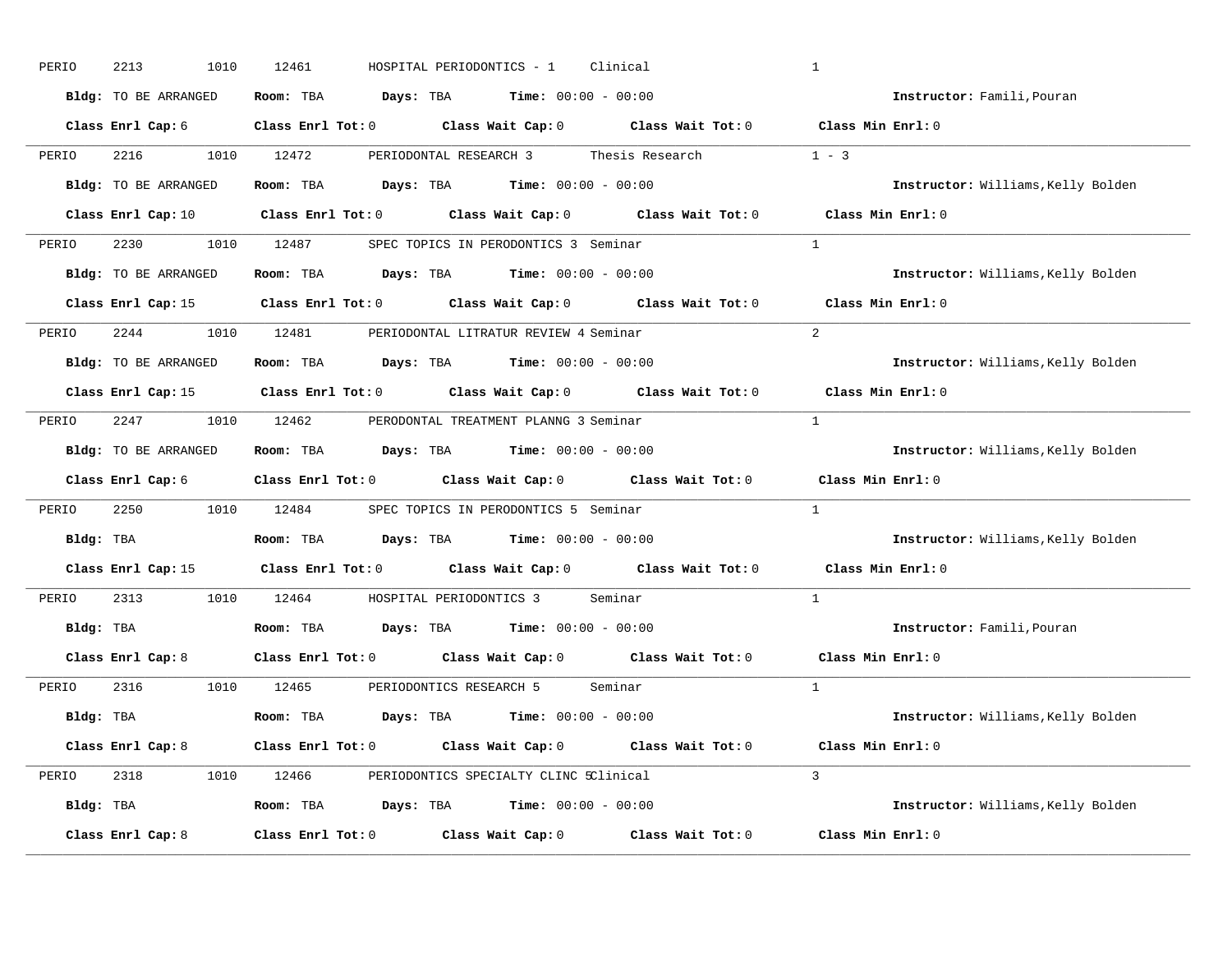PERIO 2213 1010 12461 HOSPITAL PERIODONTICS - 1 Clinical 1

**Bldg:** TO BE ARRANGED **Room:** TBA **Days:** TBA **Time:** 00:00 - 00:00 **Instructor:** Famili,Pouran

**Class Enrl Cap:** 6 **Class Enrl Tot:** 0 **Class Wait Cap:** 0 **Class Wait Tot:** 0 **Class Min Enrl:** 0

---

PERIO 2216 1010 12472 PERIODONTAL RESEARCH 3 Thesis Research 1 - 3

**Bldg:** TO BE ARRANGED **Room:** TBA **Days:** TBA **Time:** 00:00 - 00:00 **Instructor:** Williams,Kelly Bolden

**Class Enrl Cap:** 10 **Class Enrl Tot:** 0 **Class Wait Cap:** 0 **Class Wait Tot:** 0 **Class Min Enrl:** 0

---

PERIO 2230 1010 12487 SPEC TOPICS IN PERODONTICS 3 Seminar 1

**Bldg:** TO BE ARRANGED **Room:** TBA **Days:** TBA **Time:** 00:00 - 00:00 **Instructor:** Williams,Kelly Bolden

**Class Enrl Cap:** 15 **Class Enrl Tot:** 0 **Class Wait Cap:** 0 **Class Wait Tot:** 0 **Class Min Enrl:** 0

---

PERIO 2244 1010 12481 PERIODONTAL LITRATUR REVIEW 4 Seminar 2

**Bldg:** TO BE ARRANGED **Room:** TBA **Days:** TBA **Time:** 00:00 - 00:00 **Instructor:** Williams,Kelly Bolden

**Class Enrl Cap:** 15 **Class Enrl Tot:** 0 **Class Wait Cap:** 0 **Class Wait Tot:** 0 **Class Min Enrl:** 0

---

PERIO 2247 1010 12462 PERODONTAL TREATMENT PLANNG 3 Seminar 1

**Bldg:** TO BE ARRANGED **Room:** TBA **Days:** TBA **Time:** 00:00 - 00:00 **Instructor:** Williams,Kelly Bolden

**Class Enrl Cap:** 6 **Class Enrl Tot:** 0 **Class Wait Cap:** 0 **Class Wait Tot:** 0 **Class Min Enrl:** 0

---

PERIO 2250 1010 12484 SPEC TOPICS IN PERODONTICS 5 Seminar 1

**Bldg:** TBA **Room:** TBA **Days:** TBA **Time:** 00:00 - 00:00 **Instructor:** Williams,Kelly Bolden

**Class Enrl Cap:** 15 **Class Enrl Tot:** 0 **Class Wait Cap:** 0 **Class Wait Tot:** 0 **Class Min Enrl:** 0

---

PERIO 2313 1010 12464 HOSPITAL PERIODONTICS 3 Seminar 1

**Bldg:** TBA **Room:** TBA **Days:** TBA **Time:** 00:00 - 00:00 **Instructor:** Famili,Pouran

**Class Enrl Cap:** 8 **Class Enrl Tot:** 0 **Class Wait Cap:** 0 **Class Wait Tot:** 0 **Class Min Enrl:** 0

---

PERIO 2316 1010 12465 PERIODONTICS RESEARCH 5 Seminar 1

**Bldg:** TBA **Room:** TBA **Days:** TBA **Time:** 00:00 - 00:00 **Instructor:** Williams,Kelly Bolden

**Class Enrl Cap:** 8 **Class Enrl Tot:** 0 **Class Wait Cap:** 0 **Class Wait Tot:** 0 **Class Min Enrl:** 0

---

PERIO 2318 1010 12466 PERIODONTICS SPECIALTY CLINC 5Clinical 3

**Bldg:** TBA **Room:** TBA **Days:** TBA **Time:** 00:00 - 00:00 **Instructor:** Williams,Kelly Bolden

**Class Enrl Cap:** 8 **Class Enrl Tot:** 0 **Class Wait Cap:** 0 **Class Wait Tot:** 0 **Class Min Enrl:** 0

---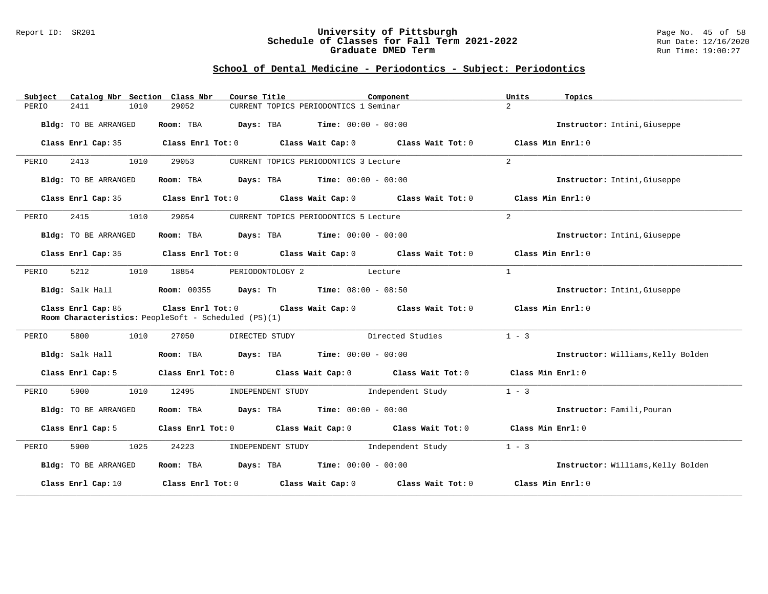## School of Dental Medicine - Periodontics - Subject: Periodontics

| Subject | Catalog Nbr | Section | Class Nbr | Course Title | Component | Units | Topics |
|---|---|---|---|---|---|---|---|
| PERIO | 2411 | 1010 | 29052 | CURRENT TOPICS PERIODONTICS 1 | Seminar | 2 | |

**Bldg:** TO BE ARRANGED **Room:** TBA **Days:** TBA **Time:** 00:00 - 00:00 **Instructor:** Intini,Giuseppe

**Class Enrl Cap:** 35 **Class Enrl Tot:** 0 **Class Wait Cap:** 0 **Class Wait Tot:** 0 **Class Min Enrl:** 0

---

| Subject | Catalog Nbr | Section | Class Nbr | Course Title | Component | Units | Topics |
|---|---|---|---|---|---|---|---|
| PERIO | 2413 | 1010 | 29053 | CURRENT TOPICS PERIODONTICS 3 | Lecture | 2 | |

**Bldg:** TO BE ARRANGED **Room:** TBA **Days:** TBA **Time:** 00:00 - 00:00 **Instructor:** Intini,Giuseppe

**Class Enrl Cap:** 35 **Class Enrl Tot:** 0 **Class Wait Cap:** 0 **Class Wait Tot:** 0 **Class Min Enrl:** 0

---

| Subject | Catalog Nbr | Section | Class Nbr | Course Title | Component | Units | Topics |
|---|---|---|---|---|---|---|---|
| PERIO | 2415 | 1010 | 29054 | CURRENT TOPICS PERIODONTICS 5 | Lecture | 2 | |

**Bldg:** TO BE ARRANGED **Room:** TBA **Days:** TBA **Time:** 00:00 - 00:00 **Instructor:** Intini,Giuseppe

**Class Enrl Cap:** 35 **Class Enrl Tot:** 0 **Class Wait Cap:** 0 **Class Wait Tot:** 0 **Class Min Enrl:** 0

---

| Subject | Catalog Nbr | Section | Class Nbr | Course Title | Component | Units | Topics |
|---|---|---|---|---|---|---|---|
| PERIO | 5212 | 1010 | 18854 | PERIODONTOLOGY 2 | Lecture | 1 | |

**Bldg:** Salk Hall **Room:** 00355 **Days:** Th **Time:** 08:00 - 08:50 **Instructor:** Intini,Giuseppe

**Class Enrl Cap:** 85 **Class Enrl Tot:** 0 **Class Wait Cap:** 0 **Class Wait Tot:** 0 **Class Min Enrl:** 0

**Room Characteristics:** PeopleSoft - Scheduled (PS)(1)

---

| Subject | Catalog Nbr | Section | Class Nbr | Course Title | Component | Units | Topics |
|---|---|---|---|---|---|---|---|
| PERIO | 5800 | 1010 | 27050 | DIRECTED STUDY | Directed Studies | 1 - 3 | |

**Bldg:** Salk Hall **Room:** TBA **Days:** TBA **Time:** 00:00 - 00:00 **Instructor:** Williams,Kelly Bolden

**Class Enrl Cap:** 5 **Class Enrl Tot:** 0 **Class Wait Cap:** 0 **Class Wait Tot:** 0 **Class Min Enrl:** 0

---

| Subject | Catalog Nbr | Section | Class Nbr | Course Title | Component | Units | Topics |
|---|---|---|---|---|---|---|---|
| PERIO | 5900 | 1010 | 12495 | INDEPENDENT STUDY | Independent Study | 1 - 3 | |

**Bldg:** TO BE ARRANGED **Room:** TBA **Days:** TBA **Time:** 00:00 - 00:00 **Instructor:** Famili,Pouran

**Class Enrl Cap:** 5 **Class Enrl Tot:** 0 **Class Wait Cap:** 0 **Class Wait Tot:** 0 **Class Min Enrl:** 0

---

| Subject | Catalog Nbr | Section | Class Nbr | Course Title | Component | Units | Topics |
|---|---|---|---|---|---|---|---|
| PERIO | 5900 | 1025 | 24223 | INDEPENDENT STUDY | Independent Study | 1 - 3 | |

**Bldg:** TO BE ARRANGED **Room:** TBA **Days:** TBA **Time:** 00:00 - 00:00 **Instructor:** Williams,Kelly Bolden

**Class Enrl Cap:** 10 **Class Enrl Tot:** 0 **Class Wait Cap:** 0 **Class Wait Tot:** 0 **Class Min Enrl:** 0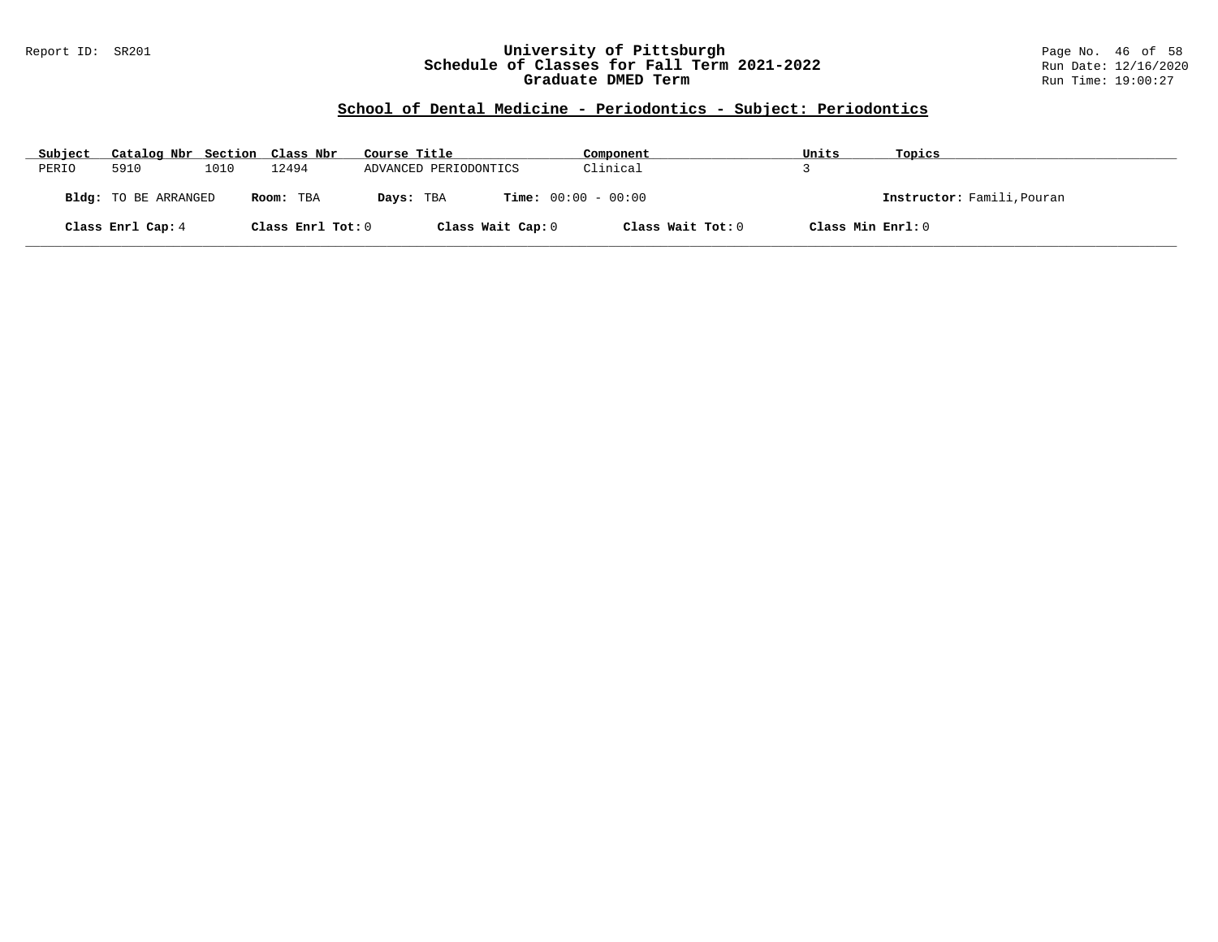Report ID: SR201

# University of Pittsburgh
## Schedule of Classes for Fall Term 2021-2022
## Graduate DMED Term

Run Date: 12/16/2020
Run Time: 19:00:27

### School of Dental Medicine - Periodontics - Subject: Periodontics

| Subject | Catalog Nbr | Section | Class Nbr | Course Title | Component | Units | Topics |
|---|---|---|---|---|---|---|---|
| PERIO | 5910 | 1010 | 12494 | ADVANCED PERIODONTICS | Clinical | 3 | |

**Bldg:** TO BE ARRANGED **Room:** TBA **Days:** TBA **Time:** 00:00 - 00:00 **Instructor:** Famili,Pouran

**Class Enrl Cap:** 4 **Class Enrl Tot:** 0 **Class Wait Cap:** 0 **Class Wait Tot:** 0 **Class Min Enrl:** 0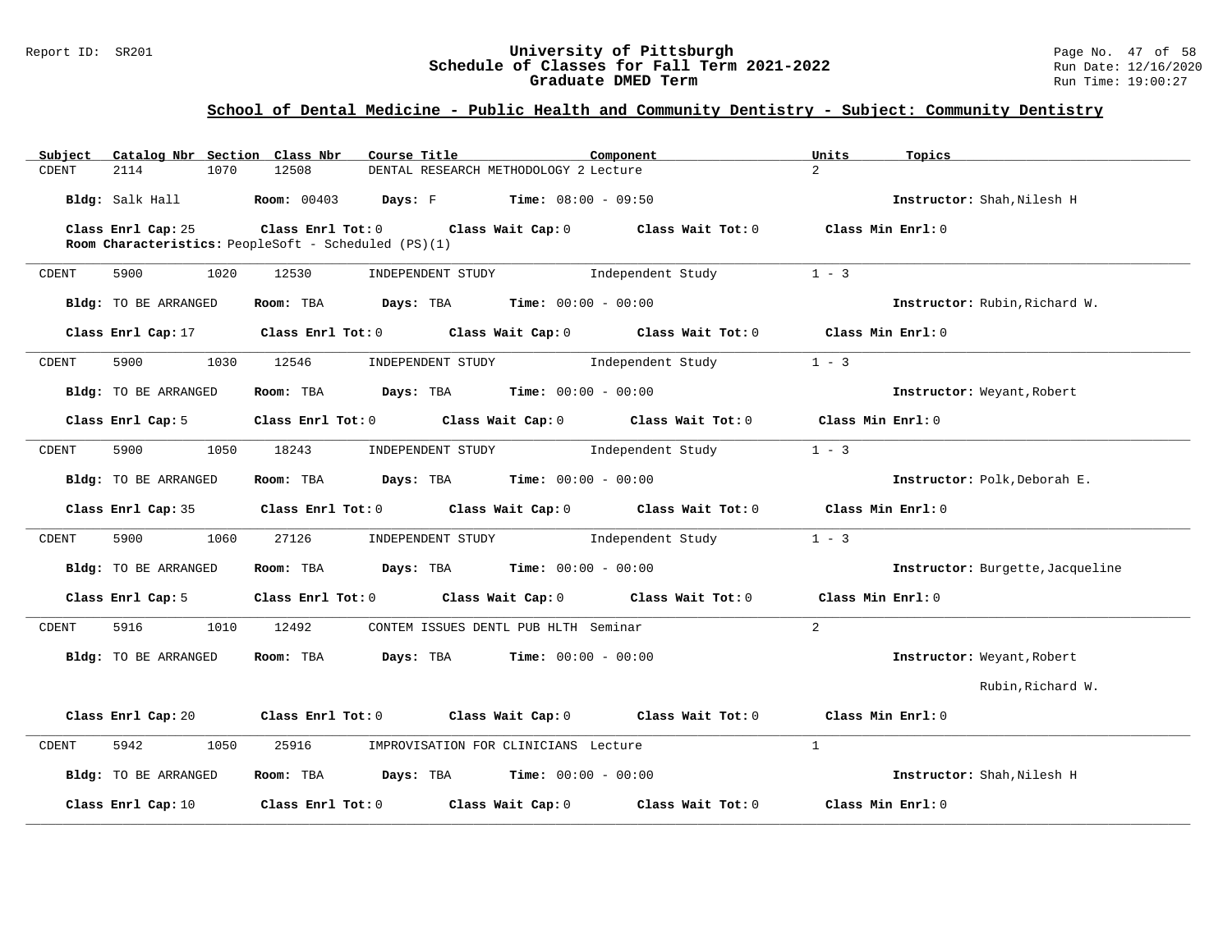## School of Dental Medicine - Public Health and Community Dentistry - Subject: Community Dentistry

| Subject | Catalog Nbr | Section | Class Nbr | Course Title | Component | Units | Topics |
|---|---|---|---|---|---|---|---|
| CDENT | 2114 | 1070 | 12508 | DENTAL RESEARCH METHODOLOGY 2 | Lecture | 2 | |

**Bldg:** Salk Hall **Room:** 00403 **Days:** F **Time:** 08:00 - 09:50 **Instructor:** Shah,Nilesh H

**Class Enrl Cap:** 25 **Class Enrl Tot:** 0 **Class Wait Cap:** 0 **Class Wait Tot:** 0 **Class Min Enrl:** 0
**Room Characteristics:** PeopleSoft - Scheduled (PS)(1)

---

| Subject | Catalog Nbr | Section | Class Nbr | Course Title | Component | Units | Topics |
|---|---|---|---|---|---|---|---|
| CDENT | 5900 | 1020 | 12530 | INDEPENDENT STUDY | Independent Study | 1 - 3 | |

**Bldg:** TO BE ARRANGED **Room:** TBA **Days:** TBA **Time:** 00:00 - 00:00 **Instructor:** Rubin,Richard W.

**Class Enrl Cap:** 17 **Class Enrl Tot:** 0 **Class Wait Cap:** 0 **Class Wait Tot:** 0 **Class Min Enrl:** 0

---

| Subject | Catalog Nbr | Section | Class Nbr | Course Title | Component | Units | Topics |
|---|---|---|---|---|---|---|---|
| CDENT | 5900 | 1030 | 12546 | INDEPENDENT STUDY | Independent Study | 1 - 3 | |

**Bldg:** TO BE ARRANGED **Room:** TBA **Days:** TBA **Time:** 00:00 - 00:00 **Instructor:** Weyant,Robert

**Class Enrl Cap:** 5 **Class Enrl Tot:** 0 **Class Wait Cap:** 0 **Class Wait Tot:** 0 **Class Min Enrl:** 0

---

| Subject | Catalog Nbr | Section | Class Nbr | Course Title | Component | Units | Topics |
|---|---|---|---|---|---|---|---|
| CDENT | 5900 | 1050 | 18243 | INDEPENDENT STUDY | Independent Study | 1 - 3 | |

**Bldg:** TO BE ARRANGED **Room:** TBA **Days:** TBA **Time:** 00:00 - 00:00 **Instructor:** Polk,Deborah E.

**Class Enrl Cap:** 35 **Class Enrl Tot:** 0 **Class Wait Cap:** 0 **Class Wait Tot:** 0 **Class Min Enrl:** 0

---

| Subject | Catalog Nbr | Section | Class Nbr | Course Title | Component | Units | Topics |
|---|---|---|---|---|---|---|---|
| CDENT | 5900 | 1060 | 27126 | INDEPENDENT STUDY | Independent Study | 1 - 3 | |

**Bldg:** TO BE ARRANGED **Room:** TBA **Days:** TBA **Time:** 00:00 - 00:00 **Instructor:** Burgette,Jacqueline

**Class Enrl Cap:** 5 **Class Enrl Tot:** 0 **Class Wait Cap:** 0 **Class Wait Tot:** 0 **Class Min Enrl:** 0

---

| Subject | Catalog Nbr | Section | Class Nbr | Course Title | Component | Units | Topics |
|---|---|---|---|---|---|---|---|
| CDENT | 5916 | 1010 | 12492 | CONTEM ISSUES DENTL PUB HLTH | Seminar | 2 | |

**Bldg:** TO BE ARRANGED **Room:** TBA **Days:** TBA **Time:** 00:00 - 00:00 **Instructor:** Weyant,Robert
Rubin,Richard W.

**Class Enrl Cap:** 20 **Class Enrl Tot:** 0 **Class Wait Cap:** 0 **Class Wait Tot:** 0 **Class Min Enrl:** 0

---

| Subject | Catalog Nbr | Section | Class Nbr | Course Title | Component | Units | Topics |
|---|---|---|---|---|---|---|---|
| CDENT | 5942 | 1050 | 25916 | IMPROVISATION FOR CLINICIANS | Lecture | 1 | |

**Bldg:** TO BE ARRANGED **Room:** TBA **Days:** TBA **Time:** 00:00 - 00:00 **Instructor:** Shah,Nilesh H

**Class Enrl Cap:** 10 **Class Enrl Tot:** 0 **Class Wait Cap:** 0 **Class Wait Tot:** 0 **Class Min Enrl:** 0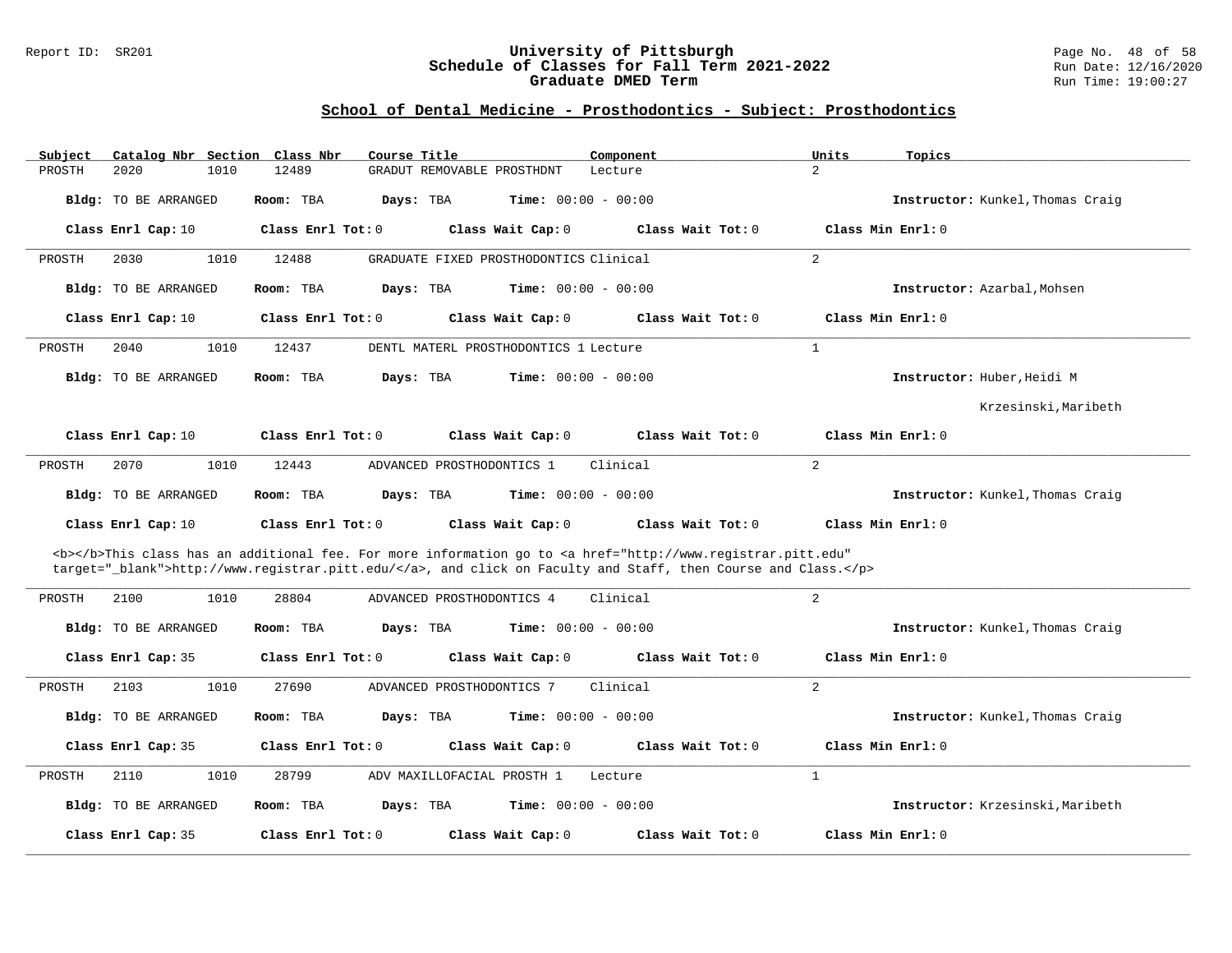## School of Dental Medicine - Prosthodontics - Subject: Prosthodontics

| Subject | Catalog Nbr | Section | Class Nbr | Course Title | Component | Units | Topics |
|---|---|---|---|---|---|---|---|
| PROSTH | 2020 | 1010 | 12489 | GRADUT REMOVABLE PROSTHDNT | Lecture | 2 | |

**Bldg:** TO BE ARRANGED **Room:** TBA **Days:** TBA **Time:** 00:00 - 00:00 **Instructor:** Kunkel,Thomas Craig

**Class Enrl Cap:** 10 **Class Enrl Tot:** 0 **Class Wait Cap:** 0 **Class Wait Tot:** 0 **Class Min Enrl:** 0

---

| Subject | Catalog Nbr | Section | Class Nbr | Course Title | Component | Units | Topics |
|---|---|---|---|---|---|---|---|
| PROSTH | 2030 | 1010 | 12488 | GRADUATE FIXED PROSTHODONTICS | Clinical | 2 | |

**Bldg:** TO BE ARRANGED **Room:** TBA **Days:** TBA **Time:** 00:00 - 00:00 **Instructor:** Azarbal,Mohsen

**Class Enrl Cap:** 10 **Class Enrl Tot:** 0 **Class Wait Cap:** 0 **Class Wait Tot:** 0 **Class Min Enrl:** 0

---

| Subject | Catalog Nbr | Section | Class Nbr | Course Title | Component | Units | Topics |
|---|---|---|---|---|---|---|---|
| PROSTH | 2040 | 1010 | 12437 | DENTL MATERL PROSTHODONTICS 1 | Lecture | 1 | |

**Bldg:** TO BE ARRANGED **Room:** TBA **Days:** TBA **Time:** 00:00 - 00:00 **Instructor:** Huber,Heidi M

Krzesinski,Maribeth

**Class Enrl Cap:** 10 **Class Enrl Tot:** 0 **Class Wait Cap:** 0 **Class Wait Tot:** 0 **Class Min Enrl:** 0

---

| Subject | Catalog Nbr | Section | Class Nbr | Course Title | Component | Units | Topics |
|---|---|---|---|---|---|---|---|
| PROSTH | 2070 | 1010 | 12443 | ADVANCED PROSTHODONTICS 1 | Clinical | 2 | |

**Bldg:** TO BE ARRANGED **Room:** TBA **Days:** TBA **Time:** 00:00 - 00:00 **Instructor:** Kunkel,Thomas Craig

**Class Enrl Cap:** 10 **Class Enrl Tot:** 0 **Class Wait Cap:** 0 **Class Wait Tot:** 0 **Class Min Enrl:** 0

<b></b>This class has an additional fee. For more information go to <a href="http://www.registrar.pitt.edu" target="_blank">http://www.registrar.pitt.edu/</a>, and click on Faculty and Staff, then Course and Class.</p>

---

| Subject | Catalog Nbr | Section | Class Nbr | Course Title | Component | Units | Topics |
|---|---|---|---|---|---|---|---|
| PROSTH | 2100 | 1010 | 28804 | ADVANCED PROSTHODONTICS 4 | Clinical | 2 | |

**Bldg:** TO BE ARRANGED **Room:** TBA **Days:** TBA **Time:** 00:00 - 00:00 **Instructor:** Kunkel,Thomas Craig

**Class Enrl Cap:** 35 **Class Enrl Tot:** 0 **Class Wait Cap:** 0 **Class Wait Tot:** 0 **Class Min Enrl:** 0

---

| Subject | Catalog Nbr | Section | Class Nbr | Course Title | Component | Units | Topics |
|---|---|---|---|---|---|---|---|
| PROSTH | 2103 | 1010 | 27690 | ADVANCED PROSTHODONTICS 7 | Clinical | 2 | |

**Bldg:** TO BE ARRANGED **Room:** TBA **Days:** TBA **Time:** 00:00 - 00:00 **Instructor:** Kunkel,Thomas Craig

**Class Enrl Cap:** 35 **Class Enrl Tot:** 0 **Class Wait Cap:** 0 **Class Wait Tot:** 0 **Class Min Enrl:** 0

---

| Subject | Catalog Nbr | Section | Class Nbr | Course Title | Component | Units | Topics |
|---|---|---|---|---|---|---|---|
| PROSTH | 2110 | 1010 | 28799 | ADV MAXILLOFACIAL PROSTH 1 | Lecture | 1 | |

**Bldg:** TO BE ARRANGED **Room:** TBA **Days:** TBA **Time:** 00:00 - 00:00 **Instructor:** Krzesinski,Maribeth

**Class Enrl Cap:** 35 **Class Enrl Tot:** 0 **Class Wait Cap:** 0 **Class Wait Tot:** 0 **Class Min Enrl:** 0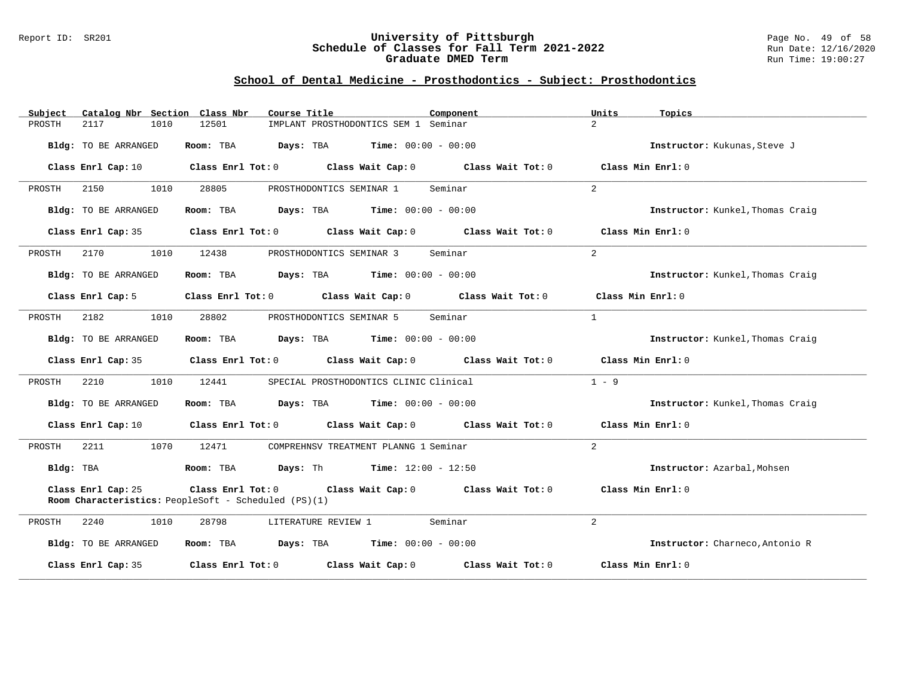## School of Dental Medicine - Prosthodontics - Subject: Prosthodontics

| Subject | Catalog Nbr | Section | Class Nbr | Course Title | Component | Units | Topics |
|---|---|---|---|---|---|---|---|
| PROSTH | 2117 | 1010 | 12501 | IMPLANT PROSTHODONTICS SEM 1 | Seminar | 2 | |

**Bldg:** TO BE ARRANGED **Room:** TBA **Days:** TBA **Time:** 00:00 - 00:00 **Instructor:** Kukunas,Steve J

**Class Enrl Cap:** 10 **Class Enrl Tot:** 0 **Class Wait Cap:** 0 **Class Wait Tot:** 0 **Class Min Enrl:** 0

---

| Subject | Catalog Nbr | Section | Class Nbr | Course Title | Component | Units | Topics |
|---|---|---|---|---|---|---|---|
| PROSTH | 2150 | 1010 | 28805 | PROSTHODONTICS SEMINAR 1 | Seminar | 2 | |

**Bldg:** TO BE ARRANGED **Room:** TBA **Days:** TBA **Time:** 00:00 - 00:00 **Instructor:** Kunkel,Thomas Craig

**Class Enrl Cap:** 35 **Class Enrl Tot:** 0 **Class Wait Cap:** 0 **Class Wait Tot:** 0 **Class Min Enrl:** 0

---

| Subject | Catalog Nbr | Section | Class Nbr | Course Title | Component | Units | Topics |
|---|---|---|---|---|---|---|---|
| PROSTH | 2170 | 1010 | 12438 | PROSTHODONTICS SEMINAR 3 | Seminar | 2 | |

**Bldg:** TO BE ARRANGED **Room:** TBA **Days:** TBA **Time:** 00:00 - 00:00 **Instructor:** Kunkel,Thomas Craig

**Class Enrl Cap:** 5 **Class Enrl Tot:** 0 **Class Wait Cap:** 0 **Class Wait Tot:** 0 **Class Min Enrl:** 0

---

| Subject | Catalog Nbr | Section | Class Nbr | Course Title | Component | Units | Topics |
|---|---|---|---|---|---|---|---|
| PROSTH | 2182 | 1010 | 28802 | PROSTHODONTICS SEMINAR 5 | Seminar | 1 | |

**Bldg:** TO BE ARRANGED **Room:** TBA **Days:** TBA **Time:** 00:00 - 00:00 **Instructor:** Kunkel,Thomas Craig

**Class Enrl Cap:** 35 **Class Enrl Tot:** 0 **Class Wait Cap:** 0 **Class Wait Tot:** 0 **Class Min Enrl:** 0

---

| Subject | Catalog Nbr | Section | Class Nbr | Course Title | Component | Units | Topics |
|---|---|---|---|---|---|---|---|
| PROSTH | 2210 | 1010 | 12441 | SPECIAL PROSTHODONTICS CLINIC | Clinical | 1 - 9 | |

**Bldg:** TO BE ARRANGED **Room:** TBA **Days:** TBA **Time:** 00:00 - 00:00 **Instructor:** Kunkel,Thomas Craig

**Class Enrl Cap:** 10 **Class Enrl Tot:** 0 **Class Wait Cap:** 0 **Class Wait Tot:** 0 **Class Min Enrl:** 0

---

| Subject | Catalog Nbr | Section | Class Nbr | Course Title | Component | Units | Topics |
|---|---|---|---|---|---|---|---|
| PROSTH | 2211 | 1070 | 12471 | COMPREHNSV TREATMENT PLANNG 1 | Seminar | 2 | |

**Bldg:** TBA **Room:** TBA **Days:** Th **Time:** 12:00 - 12:50 **Instructor:** Azarbal,Mohsen

**Class Enrl Cap:** 25 **Class Enrl Tot:** 0 **Class Wait Cap:** 0 **Class Wait Tot:** 0 **Class Min Enrl:** 0

**Room Characteristics:** PeopleSoft - Scheduled (PS)(1)

---

| Subject | Catalog Nbr | Section | Class Nbr | Course Title | Component | Units | Topics |
|---|---|---|---|---|---|---|---|
| PROSTH | 2240 | 1010 | 28798 | LITERATURE REVIEW 1 | Seminar | 2 | |

**Bldg:** TO BE ARRANGED **Room:** TBA **Days:** TBA **Time:** 00:00 - 00:00 **Instructor:** Charneco,Antonio R

**Class Enrl Cap:** 35 **Class Enrl Tot:** 0 **Class Wait Cap:** 0 **Class Wait Tot:** 0 **Class Min Enrl:** 0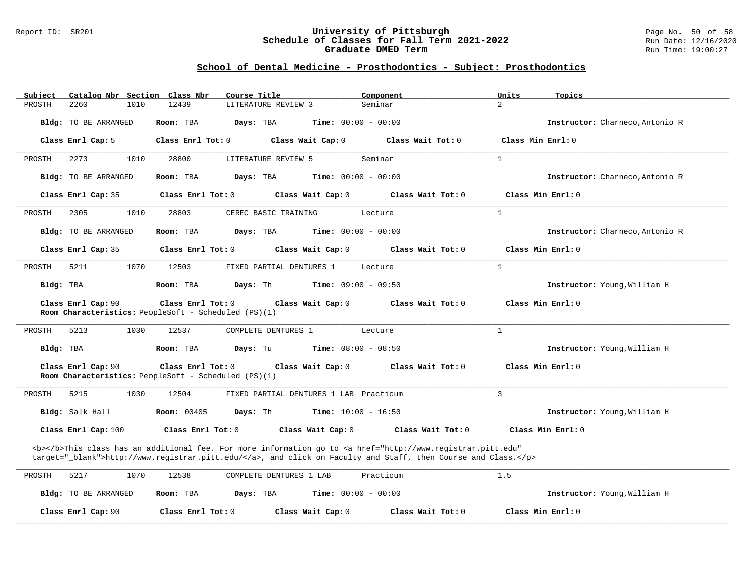## School of Dental Medicine - Prosthodontics - Subject: Prosthodontics

| Subject | Catalog Nbr | Section | Class Nbr | Course Title | Component | Units | Topics |
|---|---|---|---|---|---|---|---|
| PROSTH | 2260 | 1010 | 12439 | LITERATURE REVIEW 3 | Seminar | 2 | |

**Bldg:** TO BE ARRANGED **Room:** TBA **Days:** TBA **Time:** 00:00 - 00:00 **Instructor:** Charneco,Antonio R

**Class Enrl Cap:** 5 **Class Enrl Tot:** 0 **Class Wait Cap:** 0 **Class Wait Tot:** 0 **Class Min Enrl:** 0

---

| Subject | Catalog Nbr | Section | Class Nbr | Course Title | Component | Units | Topics |
|---|---|---|---|---|---|---|---|
| PROSTH | 2273 | 1010 | 28800 | LITERATURE REVIEW 5 | Seminar | 1 | |

**Bldg:** TO BE ARRANGED **Room:** TBA **Days:** TBA **Time:** 00:00 - 00:00 **Instructor:** Charneco,Antonio R

**Class Enrl Cap:** 35 **Class Enrl Tot:** 0 **Class Wait Cap:** 0 **Class Wait Tot:** 0 **Class Min Enrl:** 0

---

| Subject | Catalog Nbr | Section | Class Nbr | Course Title | Component | Units | Topics |
|---|---|---|---|---|---|---|---|
| PROSTH | 2305 | 1010 | 28803 | CEREC BASIC TRAINING | Lecture | 1 | |

**Bldg:** TO BE ARRANGED **Room:** TBA **Days:** TBA **Time:** 00:00 - 00:00 **Instructor:** Charneco,Antonio R

**Class Enrl Cap:** 35 **Class Enrl Tot:** 0 **Class Wait Cap:** 0 **Class Wait Tot:** 0 **Class Min Enrl:** 0

---

| Subject | Catalog Nbr | Section | Class Nbr | Course Title | Component | Units | Topics |
|---|---|---|---|---|---|---|---|
| PROSTH | 5211 | 1070 | 12503 | FIXED PARTIAL DENTURES 1 | Lecture | 1 | |

**Bldg:** TBA **Room:** TBA **Days:** Th **Time:** 09:00 - 09:50 **Instructor:** Young,William H

**Class Enrl Cap:** 90 **Class Enrl Tot:** 0 **Class Wait Cap:** 0 **Class Wait Tot:** 0 **Class Min Enrl:** 0

**Room Characteristics:** PeopleSoft - Scheduled (PS)(1)

---

| Subject | Catalog Nbr | Section | Class Nbr | Course Title | Component | Units | Topics |
|---|---|---|---|---|---|---|---|
| PROSTH | 5213 | 1030 | 12537 | COMPLETE DENTURES 1 | Lecture | 1 | |

**Bldg:** TBA **Room:** TBA **Days:** Tu **Time:** 08:00 - 08:50 **Instructor:** Young,William H

**Class Enrl Cap:** 90 **Class Enrl Tot:** 0 **Class Wait Cap:** 0 **Class Wait Tot:** 0 **Class Min Enrl:** 0

**Room Characteristics:** PeopleSoft - Scheduled (PS)(1)

---

| Subject | Catalog Nbr | Section | Class Nbr | Course Title | Component | Units | Topics |
|---|---|---|---|---|---|---|---|
| PROSTH | 5215 | 1030 | 12504 | FIXED PARTIAL DENTURES 1 LAB | Practicum | 3 | |

**Bldg:** Salk Hall **Room:** 00405 **Days:** Th **Time:** 10:00 - 16:50 **Instructor:** Young,William H

**Class Enrl Cap:** 100 **Class Enrl Tot:** 0 **Class Wait Cap:** 0 **Class Wait Tot:** 0 **Class Min Enrl:** 0

<b></b>This class has an additional fee. For more information go to <a href="http://www.registrar.pitt.edu" target="_blank">http://www.registrar.pitt.edu/</a>, and click on Faculty and Staff, then Course and Class.</p>

---

| Subject | Catalog Nbr | Section | Class Nbr | Course Title | Component | Units | Topics |
|---|---|---|---|---|---|---|---|
| PROSTH | 5217 | 1070 | 12538 | COMPLETE DENTURES 1 LAB | Practicum | 1.5 | |

**Bldg:** TO BE ARRANGED **Room:** TBA **Days:** TBA **Time:** 00:00 - 00:00 **Instructor:** Young,William H

**Class Enrl Cap:** 90 **Class Enrl Tot:** 0 **Class Wait Cap:** 0 **Class Wait Tot:** 0 **Class Min Enrl:** 0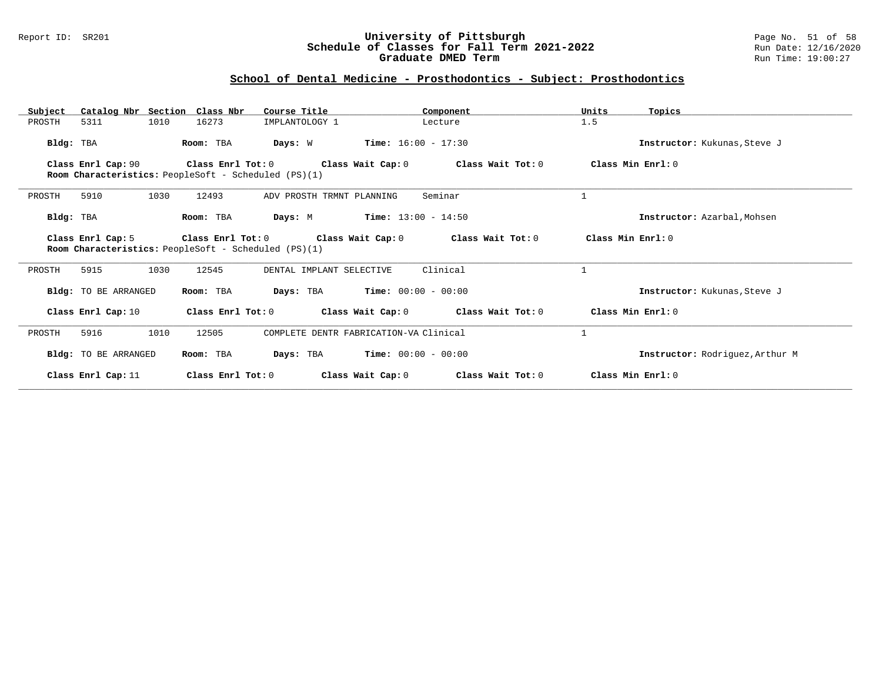Report ID: SR201

# University of Pittsburgh
## Schedule of Classes for Fall Term 2021-2022
## Graduate DMED Term

Run Date: 12/16/2020
Run Time: 19:00:27

### School of Dental Medicine - Prosthodontics - Subject: Prosthodontics

| Subject | Catalog Nbr | Section | Class Nbr | Course Title | Component | Units | Topics |
|---|---|---|---|---|---|---|---|
| PROSTH | 5311 | 1010 | 16273 | IMPLANTOLOGY 1 | Lecture | 1.5 | |

**Bldg:** TBA **Room:** TBA **Days:** W **Time:** 16:00 - 17:30 **Instructor:** Kukunas,Steve J

**Class Enrl Cap:** 90 **Class Enrl Tot:** 0 **Class Wait Cap:** 0 **Class Wait Tot:** 0 **Class Min Enrl:** 0
**Room Characteristics:** PeopleSoft - Scheduled (PS)(1)

---

| Subject | Catalog Nbr | Section | Class Nbr | Course Title | Component | Units | Topics |
|---|---|---|---|---|---|---|---|
| PROSTH | 5910 | 1030 | 12493 | ADV PROSTH TRMNT PLANNING | Seminar | 1 | |

**Bldg:** TBA **Room:** TBA **Days:** M **Time:** 13:00 - 14:50 **Instructor:** Azarbal,Mohsen

**Class Enrl Cap:** 5 **Class Enrl Tot:** 0 **Class Wait Cap:** 0 **Class Wait Tot:** 0 **Class Min Enrl:** 0
**Room Characteristics:** PeopleSoft - Scheduled (PS)(1)

---

| Subject | Catalog Nbr | Section | Class Nbr | Course Title | Component | Units | Topics |
|---|---|---|---|---|---|---|---|
| PROSTH | 5915 | 1030 | 12545 | DENTAL IMPLANT SELECTIVE | Clinical | 1 | |

**Bldg:** TO BE ARRANGED **Room:** TBA **Days:** TBA **Time:** 00:00 - 00:00 **Instructor:** Kukunas,Steve J

**Class Enrl Cap:** 10 **Class Enrl Tot:** 0 **Class Wait Cap:** 0 **Class Wait Tot:** 0 **Class Min Enrl:** 0

---

| Subject | Catalog Nbr | Section | Class Nbr | Course Title | Component | Units | Topics |
|---|---|---|---|---|---|---|---|
| PROSTH | 5916 | 1010 | 12505 | COMPLETE DENTR FABRICATION-VA | Clinical | 1 | |

**Bldg:** TO BE ARRANGED **Room:** TBA **Days:** TBA **Time:** 00:00 - 00:00 **Instructor:** Rodriguez,Arthur M

**Class Enrl Cap:** 11 **Class Enrl Tot:** 0 **Class Wait Cap:** 0 **Class Wait Tot:** 0 **Class Min Enrl:** 0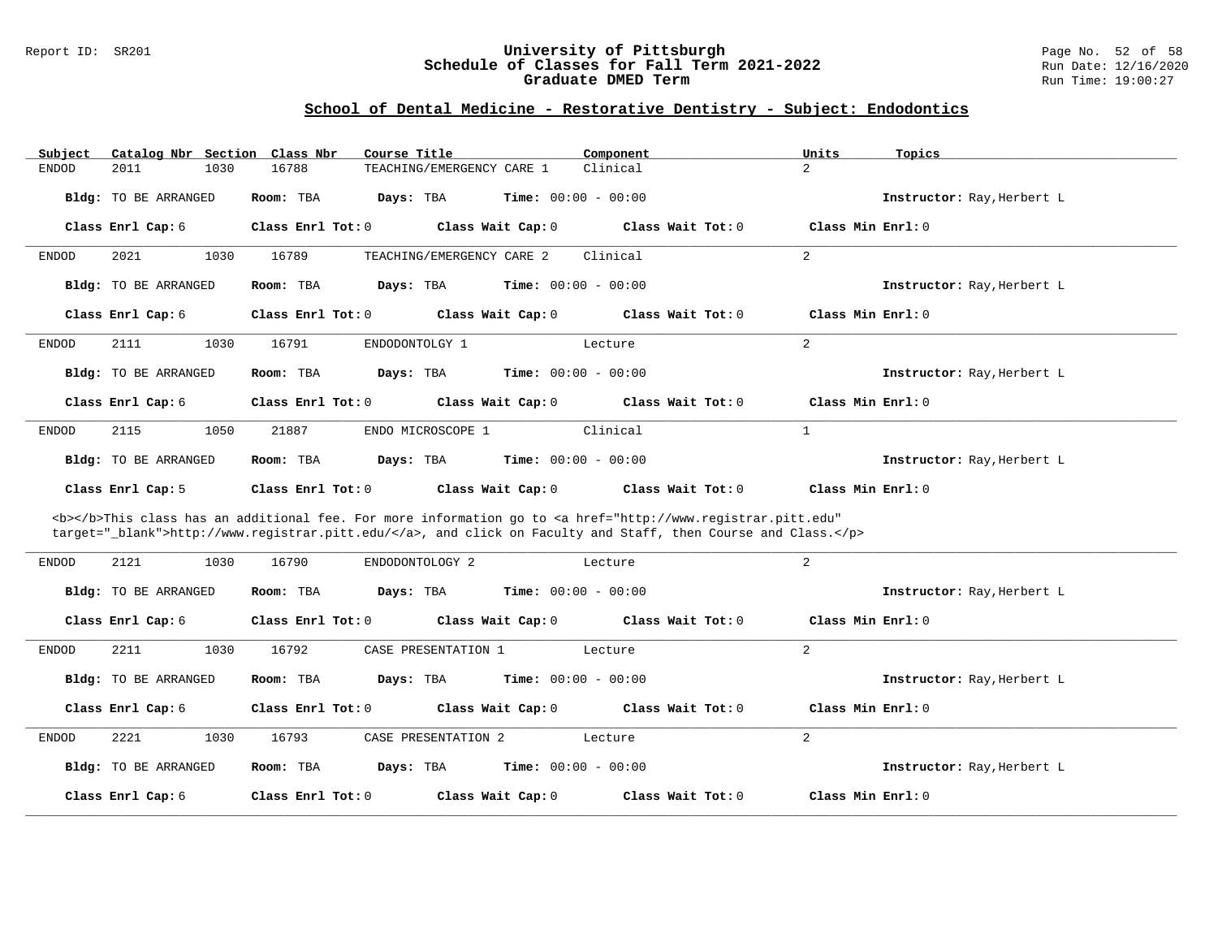## School of Dental Medicine - Restorative Dentistry - Subject: Endodontics

| Subject | Catalog Nbr | Section | Class Nbr | Course Title | Component | Units | Topics |
|---|---|---|---|---|---|---|---|
| ENDOD | 2011 | 1030 | 16788 | TEACHING/EMERGENCY CARE 1 | Clinical | 2 | |

**Bldg:** TO BE ARRANGED **Room:** TBA **Days:** TBA **Time:** 00:00 - 00:00 **Instructor:** Ray,Herbert L

**Class Enrl Cap:** 6 **Class Enrl Tot:** 0 **Class Wait Cap:** 0 **Class Wait Tot:** 0 **Class Min Enrl:** 0

---

| Subject | Catalog Nbr | Section | Class Nbr | Course Title | Component | Units | Topics |
|---|---|---|---|---|---|---|---|
| ENDOD | 2021 | 1030 | 16789 | TEACHING/EMERGENCY CARE 2 | Clinical | 2 | |

**Bldg:** TO BE ARRANGED **Room:** TBA **Days:** TBA **Time:** 00:00 - 00:00 **Instructor:** Ray,Herbert L

**Class Enrl Cap:** 6 **Class Enrl Tot:** 0 **Class Wait Cap:** 0 **Class Wait Tot:** 0 **Class Min Enrl:** 0

---

| Subject | Catalog Nbr | Section | Class Nbr | Course Title | Component | Units | Topics |
|---|---|---|---|---|---|---|---|
| ENDOD | 2111 | 1030 | 16791 | ENDODONTOLGY 1 | Lecture | 2 | |

**Bldg:** TO BE ARRANGED **Room:** TBA **Days:** TBA **Time:** 00:00 - 00:00 **Instructor:** Ray,Herbert L

**Class Enrl Cap:** 6 **Class Enrl Tot:** 0 **Class Wait Cap:** 0 **Class Wait Tot:** 0 **Class Min Enrl:** 0

---

| Subject | Catalog Nbr | Section | Class Nbr | Course Title | Component | Units | Topics |
|---|---|---|---|---|---|---|---|
| ENDOD | 2115 | 1050 | 21887 | ENDO MICROSCOPE 1 | Clinical | 1 | |

**Bldg:** TO BE ARRANGED **Room:** TBA **Days:** TBA **Time:** 00:00 - 00:00 **Instructor:** Ray,Herbert L

**Class Enrl Cap:** 5 **Class Enrl Tot:** 0 **Class Wait Cap:** 0 **Class Wait Tot:** 0 **Class Min Enrl:** 0

<b></b>This class has an additional fee. For more information go to <a href="http://www.registrar.pitt.edu" target="_blank">http://www.registrar.pitt.edu/</a>, and click on Faculty and Staff, then Course and Class.</p>

---

| Subject | Catalog Nbr | Section | Class Nbr | Course Title | Component | Units | Topics |
|---|---|---|---|---|---|---|---|
| ENDOD | 2121 | 1030 | 16790 | ENDODONTOLOGY 2 | Lecture | 2 | |

**Bldg:** TO BE ARRANGED **Room:** TBA **Days:** TBA **Time:** 00:00 - 00:00 **Instructor:** Ray,Herbert L

**Class Enrl Cap:** 6 **Class Enrl Tot:** 0 **Class Wait Cap:** 0 **Class Wait Tot:** 0 **Class Min Enrl:** 0

---

| Subject | Catalog Nbr | Section | Class Nbr | Course Title | Component | Units | Topics |
|---|---|---|---|---|---|---|---|
| ENDOD | 2211 | 1030 | 16792 | CASE PRESENTATION 1 | Lecture | 2 | |

**Bldg:** TO BE ARRANGED **Room:** TBA **Days:** TBA **Time:** 00:00 - 00:00 **Instructor:** Ray,Herbert L

**Class Enrl Cap:** 6 **Class Enrl Tot:** 0 **Class Wait Cap:** 0 **Class Wait Tot:** 0 **Class Min Enrl:** 0

---

| Subject | Catalog Nbr | Section | Class Nbr | Course Title | Component | Units | Topics |
|---|---|---|---|---|---|---|---|
| ENDOD | 2221 | 1030 | 16793 | CASE PRESENTATION 2 | Lecture | 2 | |

**Bldg:** TO BE ARRANGED **Room:** TBA **Days:** TBA **Time:** 00:00 - 00:00 **Instructor:** Ray,Herbert L

**Class Enrl Cap:** 6 **Class Enrl Tot:** 0 **Class Wait Cap:** 0 **Class Wait Tot:** 0 **Class Min Enrl:** 0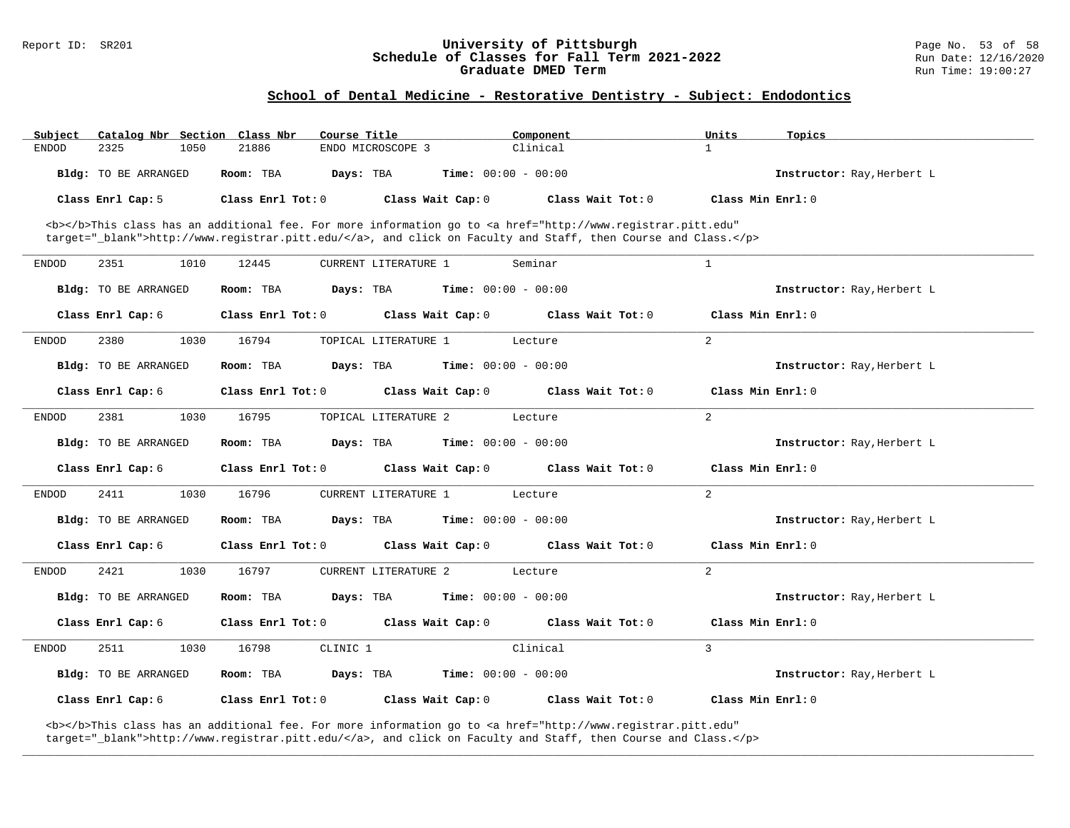## School of Dental Medicine - Restorative Dentistry - Subject: Endodontics

| Subject | Catalog Nbr | Section | Class Nbr | Course Title | Component | Units | Topics |
|---|---|---|---|---|---|---|---|
| ENDOD | 2325 | 1050 | 21886 | ENDO MICROSCOPE 3 | Clinical | 1 | |

**Bldg:** TO BE ARRANGED **Room:** TBA **Days:** TBA **Time:** 00:00 - 00:00 **Instructor:** Ray,Herbert L

**Class Enrl Cap:** 5 **Class Enrl Tot:** 0 **Class Wait Cap:** 0 **Class Wait Tot:** 0 **Class Min Enrl:** 0

<b></b>This class has an additional fee. For more information go to <a href="http://www.registrar.pitt.edu" target="_blank">http://www.registrar.pitt.edu/</a>, and click on Faculty and Staff, then Course and Class.</p>

---

| Subject | Catalog Nbr | Section | Class Nbr | Course Title | Component | Units | Topics |
|---|---|---|---|---|---|---|---|
| ENDOD | 2351 | 1010 | 12445 | CURRENT LITERATURE 1 | Seminar | 1 | |

**Bldg:** TO BE ARRANGED **Room:** TBA **Days:** TBA **Time:** 00:00 - 00:00 **Instructor:** Ray,Herbert L

**Class Enrl Cap:** 6 **Class Enrl Tot:** 0 **Class Wait Cap:** 0 **Class Wait Tot:** 0 **Class Min Enrl:** 0

---

| Subject | Catalog Nbr | Section | Class Nbr | Course Title | Component | Units | Topics |
|---|---|---|---|---|---|---|---|
| ENDOD | 2380 | 1030 | 16794 | TOPICAL LITERATURE 1 | Lecture | 2 | |

**Bldg:** TO BE ARRANGED **Room:** TBA **Days:** TBA **Time:** 00:00 - 00:00 **Instructor:** Ray,Herbert L

**Class Enrl Cap:** 6 **Class Enrl Tot:** 0 **Class Wait Cap:** 0 **Class Wait Tot:** 0 **Class Min Enrl:** 0

---

| Subject | Catalog Nbr | Section | Class Nbr | Course Title | Component | Units | Topics |
|---|---|---|---|---|---|---|---|
| ENDOD | 2381 | 1030 | 16795 | TOPICAL LITERATURE 2 | Lecture | 2 | |

**Bldg:** TO BE ARRANGED **Room:** TBA **Days:** TBA **Time:** 00:00 - 00:00 **Instructor:** Ray,Herbert L

**Class Enrl Cap:** 6 **Class Enrl Tot:** 0 **Class Wait Cap:** 0 **Class Wait Tot:** 0 **Class Min Enrl:** 0

---

| Subject | Catalog Nbr | Section | Class Nbr | Course Title | Component | Units | Topics |
|---|---|---|---|---|---|---|---|
| ENDOD | 2411 | 1030 | 16796 | CURRENT LITERATURE 1 | Lecture | 2 | |

**Bldg:** TO BE ARRANGED **Room:** TBA **Days:** TBA **Time:** 00:00 - 00:00 **Instructor:** Ray,Herbert L

**Class Enrl Cap:** 6 **Class Enrl Tot:** 0 **Class Wait Cap:** 0 **Class Wait Tot:** 0 **Class Min Enrl:** 0

---

| Subject | Catalog Nbr | Section | Class Nbr | Course Title | Component | Units | Topics |
|---|---|---|---|---|---|---|---|
| ENDOD | 2421 | 1030 | 16797 | CURRENT LITERATURE 2 | Lecture | 2 | |

**Bldg:** TO BE ARRANGED **Room:** TBA **Days:** TBA **Time:** 00:00 - 00:00 **Instructor:** Ray,Herbert L

**Class Enrl Cap:** 6 **Class Enrl Tot:** 0 **Class Wait Cap:** 0 **Class Wait Tot:** 0 **Class Min Enrl:** 0

---

| Subject | Catalog Nbr | Section | Class Nbr | Course Title | Component | Units | Topics |
|---|---|---|---|---|---|---|---|
| ENDOD | 2511 | 1030 | 16798 | CLINIC 1 | Clinical | 3 | |

**Bldg:** TO BE ARRANGED **Room:** TBA **Days:** TBA **Time:** 00:00 - 00:00 **Instructor:** Ray,Herbert L

**Class Enrl Cap:** 6 **Class Enrl Tot:** 0 **Class Wait Cap:** 0 **Class Wait Tot:** 0 **Class Min Enrl:** 0

<b></b>This class has an additional fee. For more information go to <a href="http://www.registrar.pitt.edu" target="_blank">http://www.registrar.pitt.edu/</a>, and click on Faculty and Staff, then Course and Class.</p>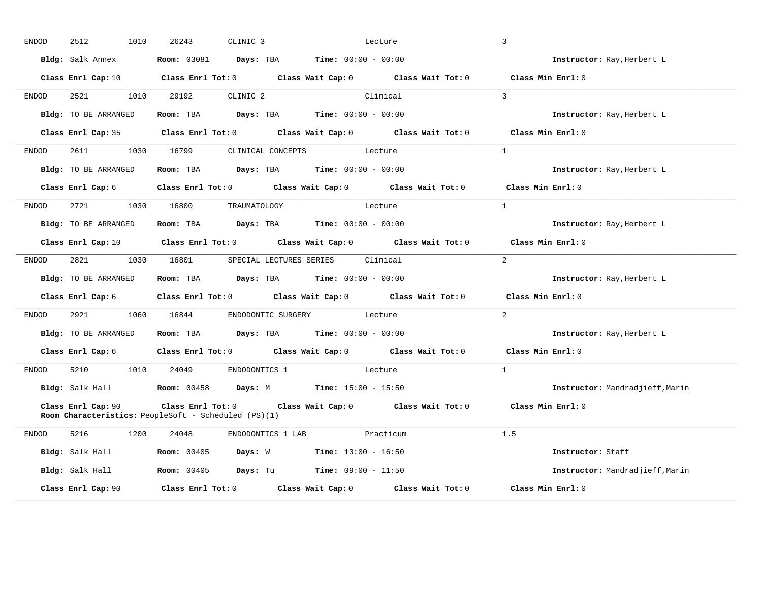ENDOD 2512 1010 26243 CLINIC 3 Lecture 3

**Bldg:** Salk Annex **Room:** 03081 **Days:** TBA **Time:** 00:00 - 00:00 **Instructor:** Ray,Herbert L

**Class Enrl Cap:** 10 **Class Enrl Tot:** 0 **Class Wait Cap:** 0 **Class Wait Tot:** 0 **Class Min Enrl:** 0

---

ENDOD 2521 1010 29192 CLINIC 2 Clinical 3

**Bldg:** TO BE ARRANGED **Room:** TBA **Days:** TBA **Time:** 00:00 - 00:00 **Instructor:** Ray,Herbert L

**Class Enrl Cap:** 35 **Class Enrl Tot:** 0 **Class Wait Cap:** 0 **Class Wait Tot:** 0 **Class Min Enrl:** 0

---

ENDOD 2611 1030 16799 CLINICAL CONCEPTS Lecture 1

**Bldg:** TO BE ARRANGED **Room:** TBA **Days:** TBA **Time:** 00:00 - 00:00 **Instructor:** Ray,Herbert L

**Class Enrl Cap:** 6 **Class Enrl Tot:** 0 **Class Wait Cap:** 0 **Class Wait Tot:** 0 **Class Min Enrl:** 0

---

ENDOD 2721 1030 16800 TRAUMATOLOGY Lecture 1

**Bldg:** TO BE ARRANGED **Room:** TBA **Days:** TBA **Time:** 00:00 - 00:00 **Instructor:** Ray,Herbert L

**Class Enrl Cap:** 10 **Class Enrl Tot:** 0 **Class Wait Cap:** 0 **Class Wait Tot:** 0 **Class Min Enrl:** 0

---

ENDOD 2821 1030 16801 SPECIAL LECTURES SERIES Clinical 2

**Bldg:** TO BE ARRANGED **Room:** TBA **Days:** TBA **Time:** 00:00 - 00:00 **Instructor:** Ray,Herbert L

**Class Enrl Cap:** 6 **Class Enrl Tot:** 0 **Class Wait Cap:** 0 **Class Wait Tot:** 0 **Class Min Enrl:** 0

---

ENDOD 2921 1060 16844 ENDODONTIC SURGERY Lecture 2

**Bldg:** TO BE ARRANGED **Room:** TBA **Days:** TBA **Time:** 00:00 - 00:00 **Instructor:** Ray,Herbert L

**Class Enrl Cap:** 6 **Class Enrl Tot:** 0 **Class Wait Cap:** 0 **Class Wait Tot:** 0 **Class Min Enrl:** 0

---

ENDOD 5210 1010 24049 ENDODONTICS 1 Lecture 1

**Bldg:** Salk Hall **Room:** 00458 **Days:** M **Time:** 15:00 - 15:50 **Instructor:** Mandradjieff,Marin

**Class Enrl Cap:** 90 **Class Enrl Tot:** 0 **Class Wait Cap:** 0 **Class Wait Tot:** 0 **Class Min Enrl:** 0
**Room Characteristics:** PeopleSoft - Scheduled (PS)(1)

---

ENDOD 5216 1200 24048 ENDODONTICS 1 LAB Practicum 1.5

**Bldg:** Salk Hall **Room:** 00405 **Days:** W **Time:** 13:00 - 16:50 **Instructor:** Staff

**Bldg:** Salk Hall **Room:** 00405 **Days:** Tu **Time:** 09:00 - 11:50 **Instructor:** Mandradjieff,Marin

**Class Enrl Cap:** 90 **Class Enrl Tot:** 0 **Class Wait Cap:** 0 **Class Wait Tot:** 0 **Class Min Enrl:** 0

---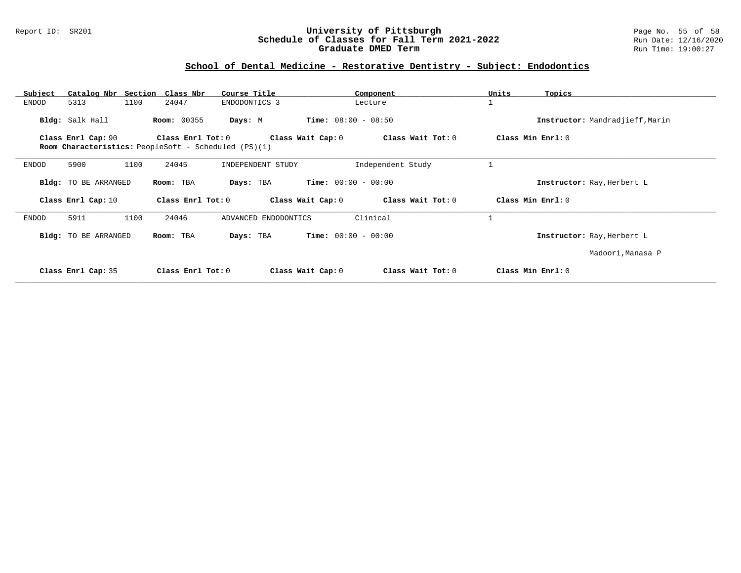## School of Dental Medicine - Restorative Dentistry - Subject: Endodontics

| Subject | Catalog Nbr | Section | Class Nbr | Course Title | Component | Units | Topics |
|---|---|---|---|---|---|---|---|
| ENDOD | 5313 | 1100 | 24047 | ENDODONTICS 3 | Lecture | 1 | |

**Bldg:** Salk Hall **Room:** 00355 **Days:** M **Time:** 08:00 - 08:50 **Instructor:** Mandradjieff,Marin

**Class Enrl Cap:** 90 **Class Enrl Tot:** 0 **Class Wait Cap:** 0 **Class Wait Tot:** 0 **Class Min Enrl:** 0

**Room Characteristics:** PeopleSoft - Scheduled (PS)(1)

---

| Subject | Catalog Nbr | Section | Class Nbr | Course Title | Component | Units | Topics |
|---|---|---|---|---|---|---|---|
| ENDOD | 5900 | 1100 | 24045 | INDEPENDENT STUDY | Independent Study | 1 | |

**Bldg:** TO BE ARRANGED **Room:** TBA **Days:** TBA **Time:** 00:00 - 00:00 **Instructor:** Ray,Herbert L

**Class Enrl Cap:** 10 **Class Enrl Tot:** 0 **Class Wait Cap:** 0 **Class Wait Tot:** 0 **Class Min Enrl:** 0

---

| Subject | Catalog Nbr | Section | Class Nbr | Course Title | Component | Units | Topics |
|---|---|---|---|---|---|---|---|
| ENDOD | 5911 | 1100 | 24046 | ADVANCED ENDODONTICS | Clinical | 1 | |

**Bldg:** TO BE ARRANGED **Room:** TBA **Days:** TBA **Time:** 00:00 - 00:00 **Instructor:** Ray,Herbert L

Madoori,Manasa P

**Class Enrl Cap:** 35 **Class Enrl Tot:** 0 **Class Wait Cap:** 0 **Class Wait Tot:** 0 **Class Min Enrl:** 0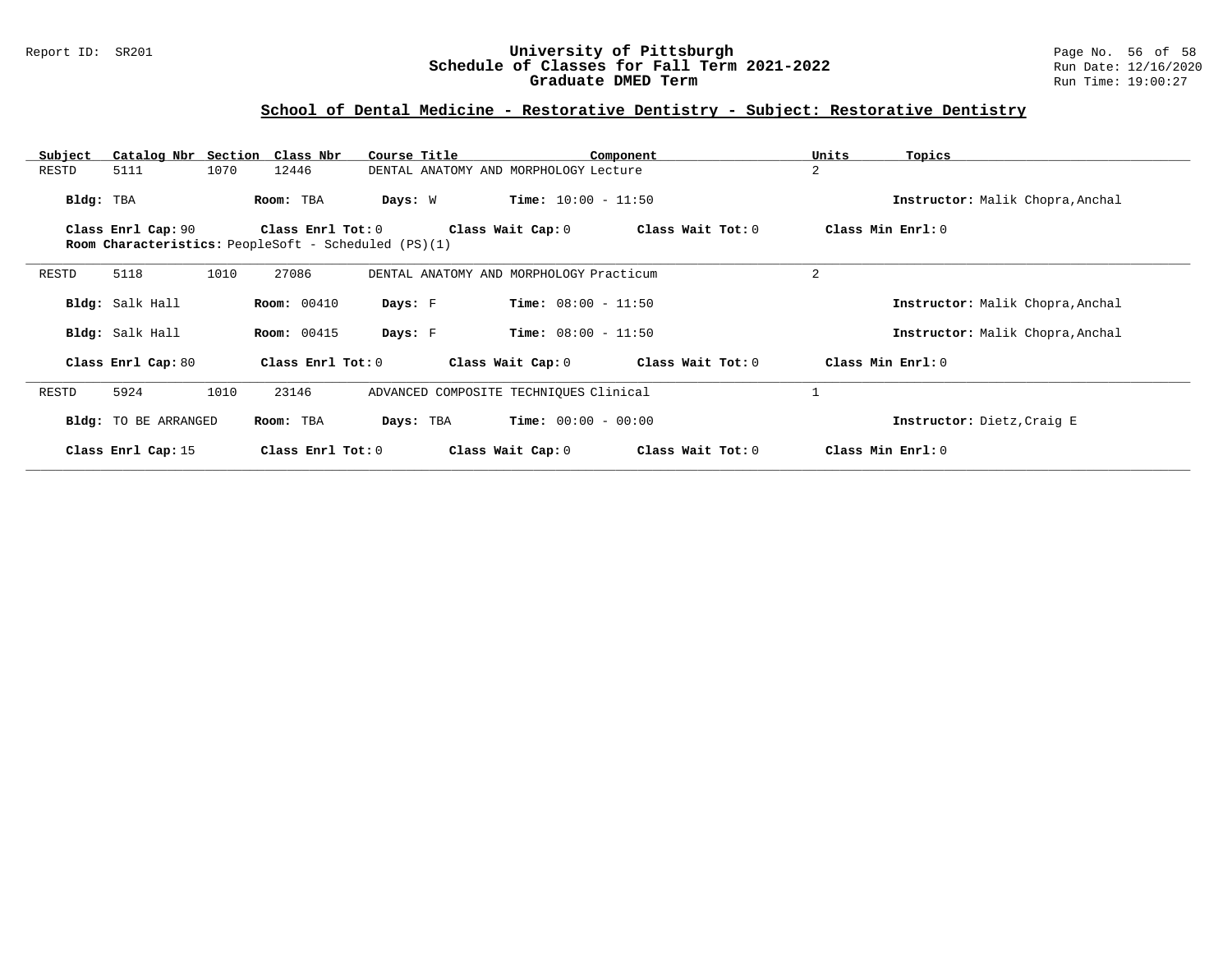## School of Dental Medicine - Restorative Dentistry - Subject: Restorative Dentistry

| Subject | Catalog Nbr | Section | Class Nbr | Course Title | Component | Units | Topics |
|---|---|---|---|---|---|---|---|
| RESTD | 5111 | 1070 | 12446 | DENTAL ANATOMY AND MORPHOLOGY | Lecture | 2 | |

**Bldg:** TBA **Room:** TBA **Days:** W **Time:** 10:00 - 11:50 **Instructor:** Malik Chopra,Anchal

**Class Enrl Cap:** 90 **Class Enrl Tot:** 0 **Class Wait Cap:** 0 **Class Wait Tot:** 0 **Class Min Enrl:** 0
**Room Characteristics:** PeopleSoft - Scheduled (PS)(1)

---

| Subject | Catalog Nbr | Section | Class Nbr | Course Title | Component | Units | Topics |
|---|---|---|---|---|---|---|---|
| RESTD | 5118 | 1010 | 27086 | DENTAL ANATOMY AND MORPHOLOGY | Practicum | 2 | |

**Bldg:** Salk Hall **Room:** 00410 **Days:** F **Time:** 08:00 - 11:50 **Instructor:** Malik Chopra,Anchal

**Bldg:** Salk Hall **Room:** 00415 **Days:** F **Time:** 08:00 - 11:50 **Instructor:** Malik Chopra,Anchal

**Class Enrl Cap:** 80 **Class Enrl Tot:** 0 **Class Wait Cap:** 0 **Class Wait Tot:** 0 **Class Min Enrl:** 0

---

| Subject | Catalog Nbr | Section | Class Nbr | Course Title | Component | Units | Topics |
|---|---|---|---|---|---|---|---|
| RESTD | 5924 | 1010 | 23146 | ADVANCED COMPOSITE TECHNIQUES | Clinical | 1 | |

**Bldg:** TO BE ARRANGED **Room:** TBA **Days:** TBA **Time:** 00:00 - 00:00 **Instructor:** Dietz,Craig E

**Class Enrl Cap:** 15 **Class Enrl Tot:** 0 **Class Wait Cap:** 0 **Class Wait Tot:** 0 **Class Min Enrl:** 0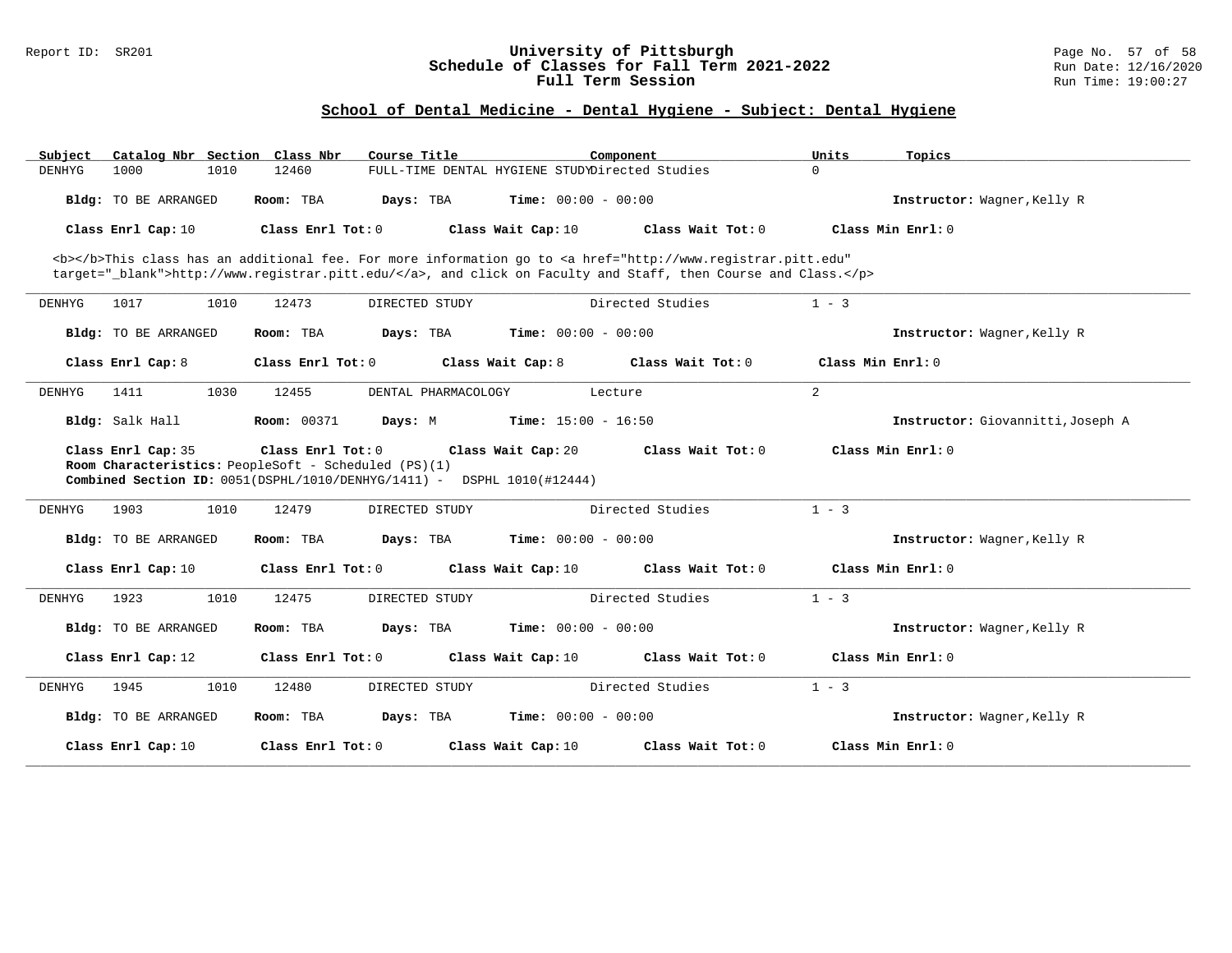## School of Dental Medicine - Dental Hygiene - Subject: Dental Hygiene

| Subject | Catalog Nbr | Section | Class Nbr | Course Title | Component | Units | Topics |
|---|---|---|---|---|---|---|---|
| DENHYG | 1000 | 1010 | 12460 | FULL-TIME DENTAL HYGIENE STUDY | Directed Studies | 0 | |

**Bldg:** TO BE ARRANGED **Room:** TBA **Days:** TBA **Time:** 00:00 - 00:00 **Instructor:** Wagner,Kelly R

**Class Enrl Cap:** 10 **Class Enrl Tot:** 0 **Class Wait Cap:** 10 **Class Wait Tot:** 0 **Class Min Enrl:** 0

<b></b>This class has an additional fee. For more information go to <a href="http://www.registrar.pitt.edu" target="_blank">http://www.registrar.pitt.edu/</a>, and click on Faculty and Staff, then Course and Class.</p>

---

| Subject | Catalog Nbr | Section | Class Nbr | Course Title | Component | Units | Topics |
|---|---|---|---|---|---|---|---|
| DENHYG | 1017 | 1010 | 12473 | DIRECTED STUDY | Directed Studies | 1 - 3 | |

**Bldg:** TO BE ARRANGED **Room:** TBA **Days:** TBA **Time:** 00:00 - 00:00 **Instructor:** Wagner,Kelly R

**Class Enrl Cap:** 8 **Class Enrl Tot:** 0 **Class Wait Cap:** 8 **Class Wait Tot:** 0 **Class Min Enrl:** 0

---

| Subject | Catalog Nbr | Section | Class Nbr | Course Title | Component | Units | Topics |
|---|---|---|---|---|---|---|---|
| DENHYG | 1411 | 1030 | 12455 | DENTAL PHARMACOLOGY | Lecture | 2 | |

**Bldg:** Salk Hall **Room:** 00371 **Days:** M **Time:** 15:00 - 16:50 **Instructor:** Giovannitti,Joseph A

**Class Enrl Cap:** 35 **Class Enrl Tot:** 0 **Class Wait Cap:** 20 **Class Wait Tot:** 0 **Class Min Enrl:** 0

**Room Characteristics:** PeopleSoft - Scheduled (PS)(1)

**Combined Section ID:** 0051(DSPHL/1010/DENHYG/1411) - DSPHL 1010(#12444)

---

| Subject | Catalog Nbr | Section | Class Nbr | Course Title | Component | Units | Topics |
|---|---|---|---|---|---|---|---|
| DENHYG | 1903 | 1010 | 12479 | DIRECTED STUDY | Directed Studies | 1 - 3 | |

**Bldg:** TO BE ARRANGED **Room:** TBA **Days:** TBA **Time:** 00:00 - 00:00 **Instructor:** Wagner,Kelly R

**Class Enrl Cap:** 10 **Class Enrl Tot:** 0 **Class Wait Cap:** 10 **Class Wait Tot:** 0 **Class Min Enrl:** 0

---

| Subject | Catalog Nbr | Section | Class Nbr | Course Title | Component | Units | Topics |
|---|---|---|---|---|---|---|---|
| DENHYG | 1923 | 1010 | 12475 | DIRECTED STUDY | Directed Studies | 1 - 3 | |

**Bldg:** TO BE ARRANGED **Room:** TBA **Days:** TBA **Time:** 00:00 - 00:00 **Instructor:** Wagner,Kelly R

**Class Enrl Cap:** 12 **Class Enrl Tot:** 0 **Class Wait Cap:** 10 **Class Wait Tot:** 0 **Class Min Enrl:** 0

---

| Subject | Catalog Nbr | Section | Class Nbr | Course Title | Component | Units | Topics |
|---|---|---|---|---|---|---|---|
| DENHYG | 1945 | 1010 | 12480 | DIRECTED STUDY | Directed Studies | 1 - 3 | |

**Bldg:** TO BE ARRANGED **Room:** TBA **Days:** TBA **Time:** 00:00 - 00:00 **Instructor:** Wagner,Kelly R

**Class Enrl Cap:** 10 **Class Enrl Tot:** 0 **Class Wait Cap:** 10 **Class Wait Tot:** 0 **Class Min Enrl:** 0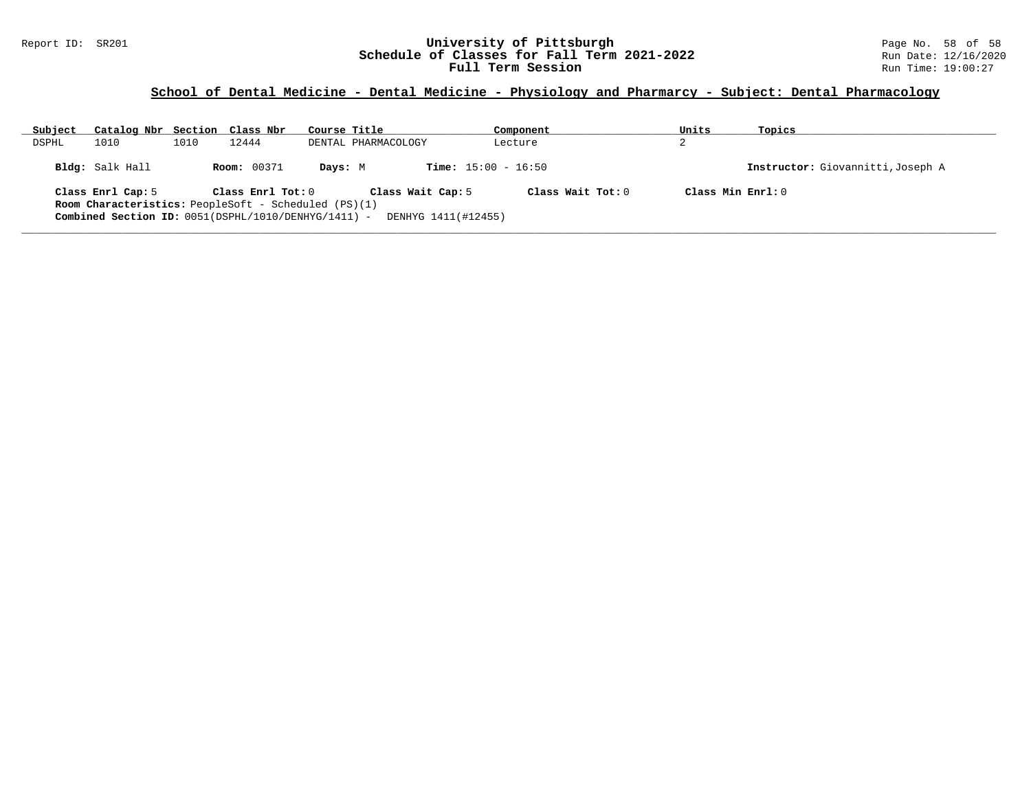## School of Dental Medicine - Dental Medicine - Physiology and Pharmarcy - Subject: Dental Pharmacology

| Subject | Catalog Nbr | Section | Class Nbr | Course Title | Component | Units | Topics |
|---|---|---|---|---|---|---|---|
| DSPHL | 1010 | 1010 | 12444 | DENTAL PHARMACOLOGY | Lecture | 2 | |

**Bldg:** Salk Hall **Room:** 00371 **Days:** M **Time:** 15:00 - 16:50 **Instructor:** Giovannitti,Joseph A

**Class Enrl Cap:** 5 **Class Enrl Tot:** 0 **Class Wait Cap:** 5 **Class Wait Tot:** 0 **Class Min Enrl:** 0

**Room Characteristics:** PeopleSoft - Scheduled (PS)(1)

**Combined Section ID:** 0051(DSPHL/1010/DENHYG/1411) - DENHYG 1411(#12455)